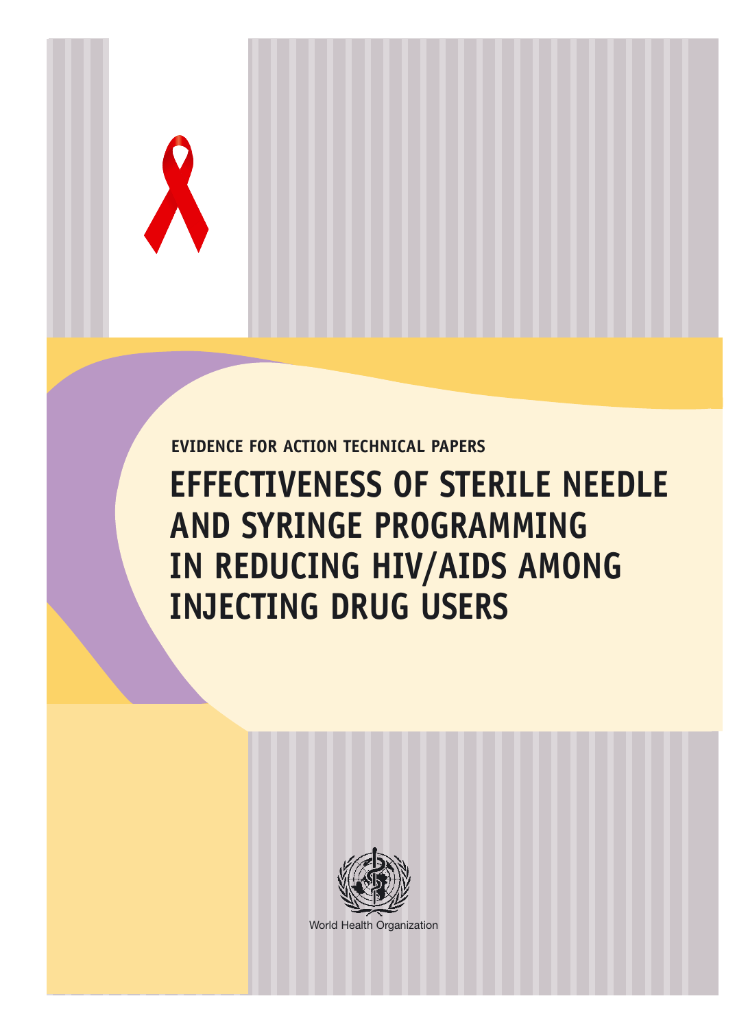EVIDENCE FOR ACTION TECHNICAL PAPERS

# EFFECTIVENESS OF STERILE NEEDLE AND SYRINGE PROGRAMMING IN REDUCING HIV/AIDS AMONG INJECTING DRUG USERS

World Health Organization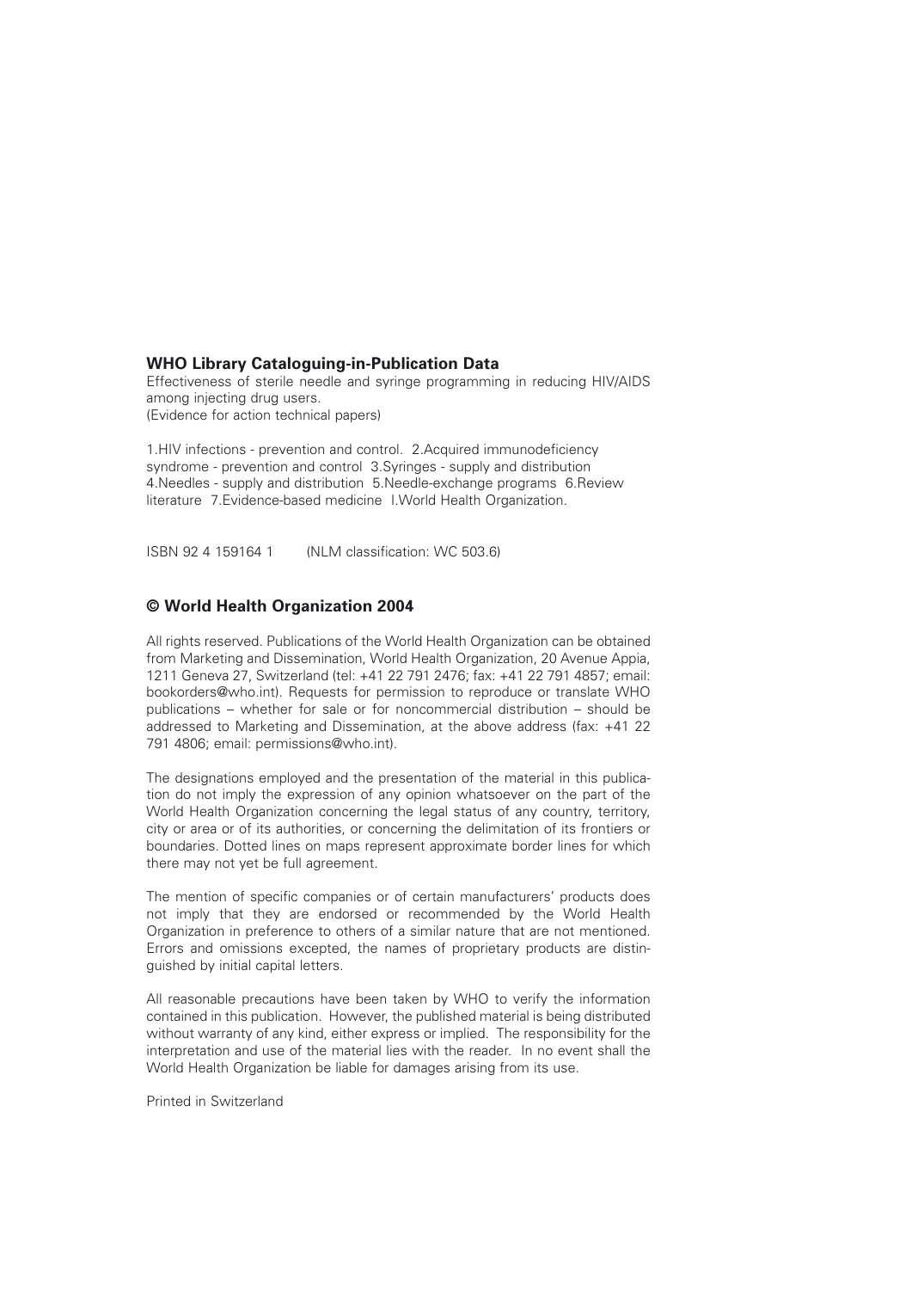**WHO Library Cataloguing-in-Publication Data**

Effectiveness of sterile needle and syringe programming in reducing HIV/AIDS among injecting drug users.
(Evidence for action technical papers)

1.HIV infections - prevention and control. 2.Acquired immunodeficiency syndrome - prevention and control 3.Syringes - supply and distribution 4.Needles - supply and distribution 5.Needle-exchange programs 6.Review literature 7.Evidence-based medicine I.World Health Organization.

ISBN 92 4 159164 1 (NLM classification: WC 503.6)

## © World Health Organization 2004

All rights reserved. Publications of the World Health Organization can be obtained from Marketing and Dissemination, World Health Organization, 20 Avenue Appia, 1211 Geneva 27, Switzerland (tel: +41 22 791 2476; fax: +41 22 791 4857; email: bookorders@who.int). Requests for permission to reproduce or translate WHO publications – whether for sale or for noncommercial distribution – should be addressed to Marketing and Dissemination, at the above address (fax: +41 22 791 4806; email: permissions@who.int).

The designations employed and the presentation of the material in this publication do not imply the expression of any opinion whatsoever on the part of the World Health Organization concerning the legal status of any country, territory, city or area or of its authorities, or concerning the delimitation of its frontiers or boundaries. Dotted lines on maps represent approximate border lines for which there may not yet be full agreement.

The mention of specific companies or of certain manufacturers' products does not imply that they are endorsed or recommended by the World Health Organization in preference to others of a similar nature that are not mentioned. Errors and omissions excepted, the names of proprietary products are distinguished by initial capital letters.

All reasonable precautions have been taken by WHO to verify the information contained in this publication. However, the published material is being distributed without warranty of any kind, either express or implied. The responsibility for the interpretation and use of the material lies with the reader. In no event shall the World Health Organization be liable for damages arising from its use.

Printed in Switzerland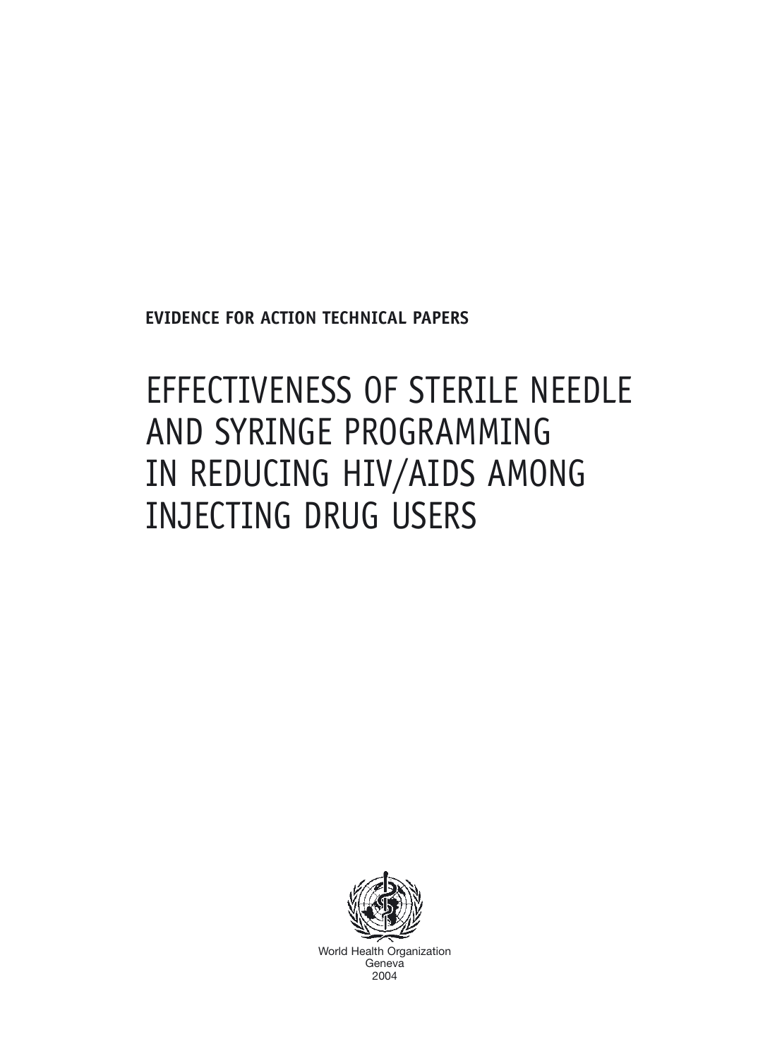**EVIDENCE FOR ACTION TECHNICAL PAPERS**

# EFFECTIVENESS OF STERILE NEEDLE AND SYRINGE PROGRAMMING IN REDUCING HIV/AIDS AMONG INJECTING DRUG USERS

World Health Organization
Geneva
2004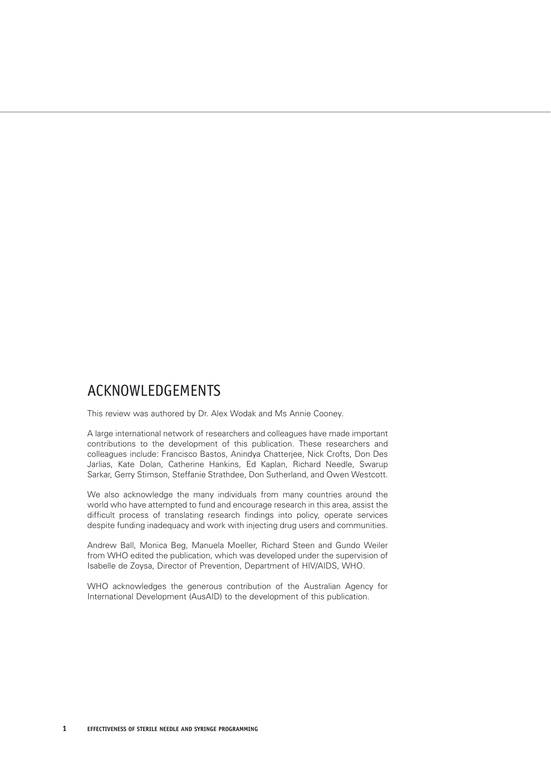# ACKNOWLEDGEMENTS

This review was authored by Dr. Alex Wodak and Ms Annie Cooney.

A large international network of researchers and colleagues have made important contributions to the development of this publication. These researchers and colleagues include: Francisco Bastos, Anindya Chatterjee, Nick Crofts, Don Des Jarlias, Kate Dolan, Catherine Hankins, Ed Kaplan, Richard Needle, Swarup Sarkar, Gerry Stimson, Steffanie Strathdee, Don Sutherland, and Owen Westcott.

We also acknowledge the many individuals from many countries around the world who have attempted to fund and encourage research in this area, assist the difficult process of translating research findings into policy, operate services despite funding inadequacy and work with injecting drug users and communities.

Andrew Ball, Monica Beg, Manuela Moeller, Richard Steen and Gundo Weiler from WHO edited the publication, which was developed under the supervision of Isabelle de Zoysa, Director of Prevention, Department of HIV/AIDS, WHO.

WHO acknowledges the generous contribution of the Australian Agency for International Development (AusAID) to the development of this publication.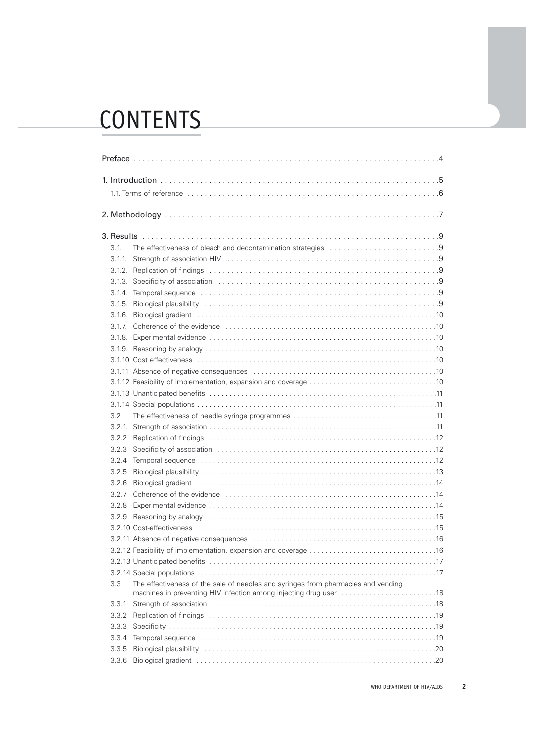# CONTENTS

Preface . . . . . . . . . . . . . . . . . . . . . . . . . . . . . . . . . . . . . . . . . . . . . . . . . . . . . . . . . . . . . . . . . . . . .4

1. Introduction . . . . . . . . . . . . . . . . . . . . . . . . . . . . . . . . . . . . . . . . . . . . . . . . . . . . . . . . . . . . . . . .5
   1.1. Terms of reference . . . . . . . . . . . . . . . . . . . . . . . . . . . . . . . . . . . . . . . . . . . . . . . . . . . . . . .6

2. Methodology . . . . . . . . . . . . . . . . . . . . . . . . . . . . . . . . . . . . . . . . . . . . . . . . . . . . . . . . . . . . . . .7

3. Results . . . . . . . . . . . . . . . . . . . . . . . . . . . . . . . . . . . . . . . . . . . . . . . . . . . . . . . . . . . . . . . . . . .9
   3.1. The effectiveness of bleach and decontamination strategies . . . . . . . . . . . . . . . . . . . . . . . .9
   3.1.1. Strength of association HIV . . . . . . . . . . . . . . . . . . . . . . . . . . . . . . . . . . . . . . . . . . . . . .9
   3.1.2. Replication of findings . . . . . . . . . . . . . . . . . . . . . . . . . . . . . . . . . . . . . . . . . . . . . . . . .9
   3.1.3. Specificity of association . . . . . . . . . . . . . . . . . . . . . . . . . . . . . . . . . . . . . . . . . . . . . . .9
   3.1.4. Temporal sequence . . . . . . . . . . . . . . . . . . . . . . . . . . . . . . . . . . . . . . . . . . . . . . . . . . . .9
   3.1.5. Biological plausibility . . . . . . . . . . . . . . . . . . . . . . . . . . . . . . . . . . . . . . . . . . . . . . . . .9
   3.1.6. Biological gradient . . . . . . . . . . . . . . . . . . . . . . . . . . . . . . . . . . . . . . . . . . . . . . . . . .10
   3.1.7. Coherence of the evidence . . . . . . . . . . . . . . . . . . . . . . . . . . . . . . . . . . . . . . . . . . . .10
   3.1.8. Experimental evidence . . . . . . . . . . . . . . . . . . . . . . . . . . . . . . . . . . . . . . . . . . . . . . .10
   3.1.9. Reasoning by analogy . . . . . . . . . . . . . . . . . . . . . . . . . . . . . . . . . . . . . . . . . . . . . . .10
   3.1.10 Cost effectiveness . . . . . . . . . . . . . . . . . . . . . . . . . . . . . . . . . . . . . . . . . . . . . . . . . .10
   3.1.11 Absence of negative consequences . . . . . . . . . . . . . . . . . . . . . . . . . . . . . . . . . . . . .10
   3.1.12 Feasibility of implementation, expansion and coverage . . . . . . . . . . . . . . . . . . . . . . .10
   3.1.13 Unanticipated benefits . . . . . . . . . . . . . . . . . . . . . . . . . . . . . . . . . . . . . . . . . . . . . . .11
   3.1.14 Special populations . . . . . . . . . . . . . . . . . . . . . . . . . . . . . . . . . . . . . . . . . . . . . . . . .11
   3.2 The effectiveness of needle syringe programmes . . . . . . . . . . . . . . . . . . . . . . . . . . . . . . .11
   3.2.1. Strength of association . . . . . . . . . . . . . . . . . . . . . . . . . . . . . . . . . . . . . . . . . . . . . . .11
   3.2.2 Replication of findings . . . . . . . . . . . . . . . . . . . . . . . . . . . . . . . . . . . . . . . . . . . . . . . .12
   3.2.3 Specificity of association . . . . . . . . . . . . . . . . . . . . . . . . . . . . . . . . . . . . . . . . . . . . . .12
   3.2.4 Temporal sequence . . . . . . . . . . . . . . . . . . . . . . . . . . . . . . . . . . . . . . . . . . . . . . . . . .12
   3.2.5 Biological plausibility . . . . . . . . . . . . . . . . . . . . . . . . . . . . . . . . . . . . . . . . . . . . . . . .13
   3.2.6 Biological gradient . . . . . . . . . . . . . . . . . . . . . . . . . . . . . . . . . . . . . . . . . . . . . . . . . .14
   3.2.7 Coherence of the evidence . . . . . . . . . . . . . . . . . . . . . . . . . . . . . . . . . . . . . . . . . . . .14
   3.2.8 Experimental evidence . . . . . . . . . . . . . . . . . . . . . . . . . . . . . . . . . . . . . . . . . . . . . . .14
   3.2.9 Reasoning by analogy . . . . . . . . . . . . . . . . . . . . . . . . . . . . . . . . . . . . . . . . . . . . . . .15
   3.2.10 Cost-effectiveness . . . . . . . . . . . . . . . . . . . . . . . . . . . . . . . . . . . . . . . . . . . . . . . . . .15
   3.2.11 Absence of negative consequences . . . . . . . . . . . . . . . . . . . . . . . . . . . . . . . . . . . . .16
   3.2.12 Feasibility of implementation, expansion and coverage . . . . . . . . . . . . . . . . . . . . . . .16
   3.2.13 Unanticipated benefits . . . . . . . . . . . . . . . . . . . . . . . . . . . . . . . . . . . . . . . . . . . . . . .17
   3.2.14 Special populations . . . . . . . . . . . . . . . . . . . . . . . . . . . . . . . . . . . . . . . . . . . . . . . . .17
   3.3 The effectiveness of the sale of needles and syringes from pharmacies and vending machines in preventing HIV infection among injecting drug user . . . . . . . . . . . . . . . . . . . . . . . .18
   3.3.1 Strength of association . . . . . . . . . . . . . . . . . . . . . . . . . . . . . . . . . . . . . . . . . . . . . . .18
   3.3.2 Replication of findings . . . . . . . . . . . . . . . . . . . . . . . . . . . . . . . . . . . . . . . . . . . . . . . .19
   3.3.3 Specificity . . . . . . . . . . . . . . . . . . . . . . . . . . . . . . . . . . . . . . . . . . . . . . . . . . . . . . . . .19
   3.3.4 Temporal sequence . . . . . . . . . . . . . . . . . . . . . . . . . . . . . . . . . . . . . . . . . . . . . . . . . .19
   3.3.5 Biological plausibility . . . . . . . . . . . . . . . . . . . . . . . . . . . . . . . . . . . . . . . . . . . . . . . .20
   3.3.6 Biological gradient . . . . . . . . . . . . . . . . . . . . . . . . . . . . . . . . . . . . . . . . . . . . . . . . . .20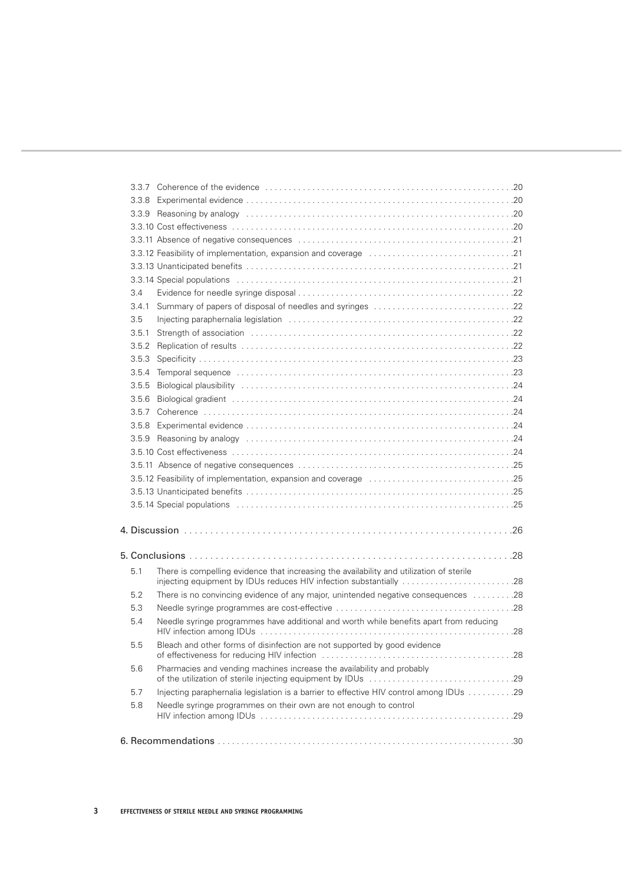3.3.7 Coherence of the evidence .....20
3.3.8 Experimental evidence .....20
3.3.9 Reasoning by analogy .....20
3.3.10 Cost effectiveness .....20
3.3.11 Absence of negative consequences .....21
3.3.12 Feasibility of implementation, expansion and coverage .....21
3.3.13 Unanticipated benefits .....21
3.3.14 Special populations .....21
3.4 Evidence for needle syringe disposal .....22
3.4.1 Summary of papers of disposal of needles and syringes .....22
3.5 Injecting paraphernalia legislation .....22
3.5.1 Strength of association .....22
3.5.2 Replication of results .....22
3.5.3 Specificity .....23
3.5.4 Temporal sequence .....23
3.5.5 Biological plausibility .....24
3.5.6 Biological gradient .....24
3.5.7 Coherence .....24
3.5.8 Experimental evidence .....24
3.5.9 Reasoning by analogy .....24
3.5.10 Cost effectiveness .....24
3.5.11 Absence of negative consequences .....25
3.5.12 Feasibility of implementation, expansion and coverage .....25
3.5.13 Unanticipated benefits .....25
3.5.14 Special populations .....25

4. Discussion .....26

5. Conclusions .....28
5.1 There is compelling evidence that increasing the availability and utilization of sterile injecting equipment by IDUs reduces HIV infection substantially .....28
5.2 There is no convincing evidence of any major, unintended negative consequences .....28
5.3 Needle syringe programmes are cost-effective .....28
5.4 Needle syringe programmes have additional and worth while benefits apart from reducing HIV infection among IDUs .....28
5.5 Bleach and other forms of disinfection are not supported by good evidence of effectiveness for reducing HIV infection .....28
5.6 Pharmacies and vending machines increase the availability and probably of the utilization of sterile injecting equipment by IDUs .....29
5.7 Injecting paraphernalia legislation is a barrier to effective HIV control among IDUs .....29
5.8 Needle syringe programmes on their own are not enough to control HIV infection among IDUs .....29

6. Recommendations .....30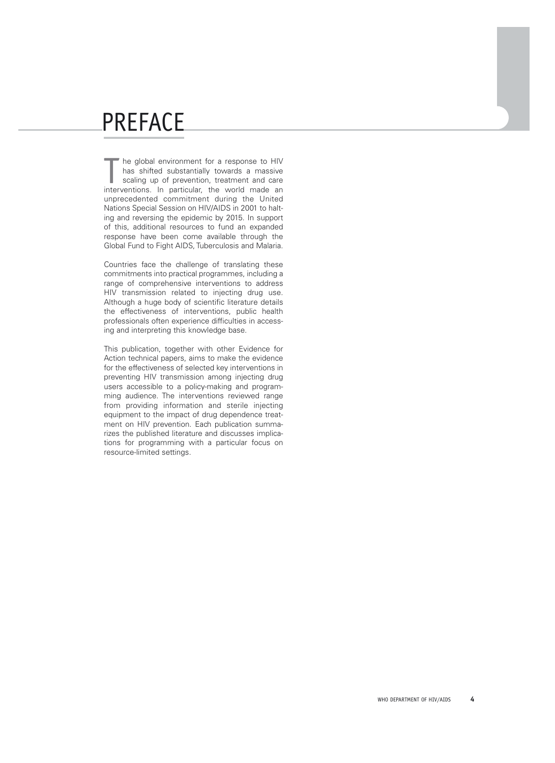# PREFACE

The global environment for a response to HIV has shifted substantially towards a massive scaling up of prevention, treatment and care interventions. In particular, the world made an unprecedented commitment during the United Nations Special Session on HIV/AIDS in 2001 to halting and reversing the epidemic by 2015. In support of this, additional resources to fund an expanded response have been come available through the Global Fund to Fight AIDS, Tuberculosis and Malaria.

Countries face the challenge of translating these commitments into practical programmes, including a range of comprehensive interventions to address HIV transmission related to injecting drug use. Although a huge body of scientific literature details the effectiveness of interventions, public health professionals often experience difficulties in accessing and interpreting this knowledge base.

This publication, together with other Evidence for Action technical papers, aims to make the evidence for the effectiveness of selected key interventions in preventing HIV transmission among injecting drug users accessible to a policy-making and programming audience. The interventions reviewed range from providing information and sterile injecting equipment to the impact of drug dependence treatment on HIV prevention. Each publication summarizes the published literature and discusses implications for programming with a particular focus on resource-limited settings.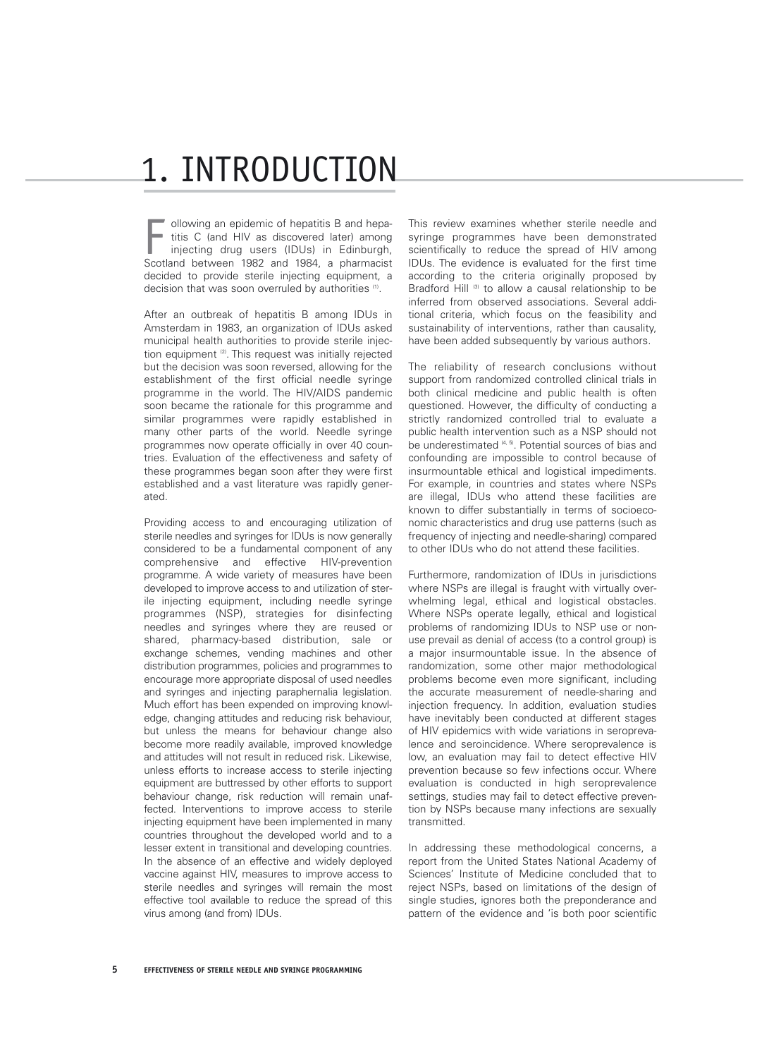# 1. INTRODUCTION

Following an epidemic of hepatitis B and hepatitis C (and HIV as discovered later) among injecting drug users (IDUs) in Edinburgh, Scotland between 1982 and 1984, a pharmacist decided to provide sterile injecting equipment, a decision that was soon overruled by authorities [1].

After an outbreak of hepatitis B among IDUs in Amsterdam in 1983, an organization of IDUs asked municipal health authorities to provide sterile injection equipment [2]. This request was initially rejected but the decision was soon reversed, allowing for the establishment of the first official needle syringe programme in the world. The HIV/AIDS pandemic soon became the rationale for this programme and similar programmes were rapidly established in many other parts of the world. Needle syringe programmes now operate officially in over 40 countries. Evaluation of the effectiveness and safety of these programmes began soon after they were first established and a vast literature was rapidly generated.

Providing access to and encouraging utilization of sterile needles and syringes for IDUs is now generally considered to be a fundamental component of any comprehensive and effective HIV-prevention programme. A wide variety of measures have been developed to improve access to and utilization of sterile injecting equipment, including needle syringe programmes (NSP), strategies for disinfecting needles and syringes where they are reused or shared, pharmacy-based distribution, sale or exchange schemes, vending machines and other distribution programmes, policies and programmes to encourage more appropriate disposal of used needles and syringes and injecting paraphernalia legislation. Much effort has been expended on improving knowledge, changing attitudes and reducing risk behaviour, but unless the means for behaviour change also become more readily available, improved knowledge and attitudes will not result in reduced risk. Likewise, unless efforts to increase access to sterile injecting equipment are buttressed by other efforts to support behaviour change, risk reduction will remain unaffected. Interventions to improve access to sterile injecting equipment have been implemented in many countries throughout the developed world and to a lesser extent in transitional and developing countries. In the absence of an effective and widely deployed vaccine against HIV, measures to improve access to sterile needles and syringes will remain the most effective tool available to reduce the spread of this virus among (and from) IDUs.

This review examines whether sterile needle and syringe programmes have been demonstrated scientifically to reduce the spread of HIV among IDUs. The evidence is evaluated for the first time according to the criteria originally proposed by Bradford Hill [3] to allow a causal relationship to be inferred from observed associations. Several additional criteria, which focus on the feasibility and sustainability of interventions, rather than causality, have been added subsequently by various authors.

The reliability of research conclusions without support from randomized controlled clinical trials in both clinical medicine and public health is often questioned. However, the difficulty of conducting a strictly randomized controlled trial to evaluate a public health intervention such as a NSP should not be underestimated [4, 5]. Potential sources of bias and confounding are impossible to control because of insurmountable ethical and logistical impediments. For example, in countries and states where NSPs are illegal, IDUs who attend these facilities are known to differ substantially in terms of socioeconomic characteristics and drug use patterns (such as frequency of injecting and needle-sharing) compared to other IDUs who do not attend these facilities.

Furthermore, randomization of IDUs in jurisdictions where NSPs are illegal is fraught with virtually overwhelming legal, ethical and logistical obstacles. Where NSPs operate legally, ethical and logistical problems of randomizing IDUs to NSP use or non-use prevail as denial of access (to a control group) is a major insurmountable issue. In the absence of randomization, some other major methodological problems become even more significant, including the accurate measurement of needle-sharing and injection frequency. In addition, evaluation studies have inevitably been conducted at different stages of HIV epidemics with wide variations in seroprevalence and seroincidence. Where seroprevalence is low, an evaluation may fail to detect effective HIV prevention because so few infections occur. Where evaluation is conducted in high seroprevalence settings, studies may fail to detect effective prevention by NSPs because many infections are sexually transmitted.

In addressing these methodological concerns, a report from the United States National Academy of Sciences' Institute of Medicine concluded that to reject NSPs, based on limitations of the design of single studies, ignores both the preponderance and pattern of the evidence and 'is both poor scientific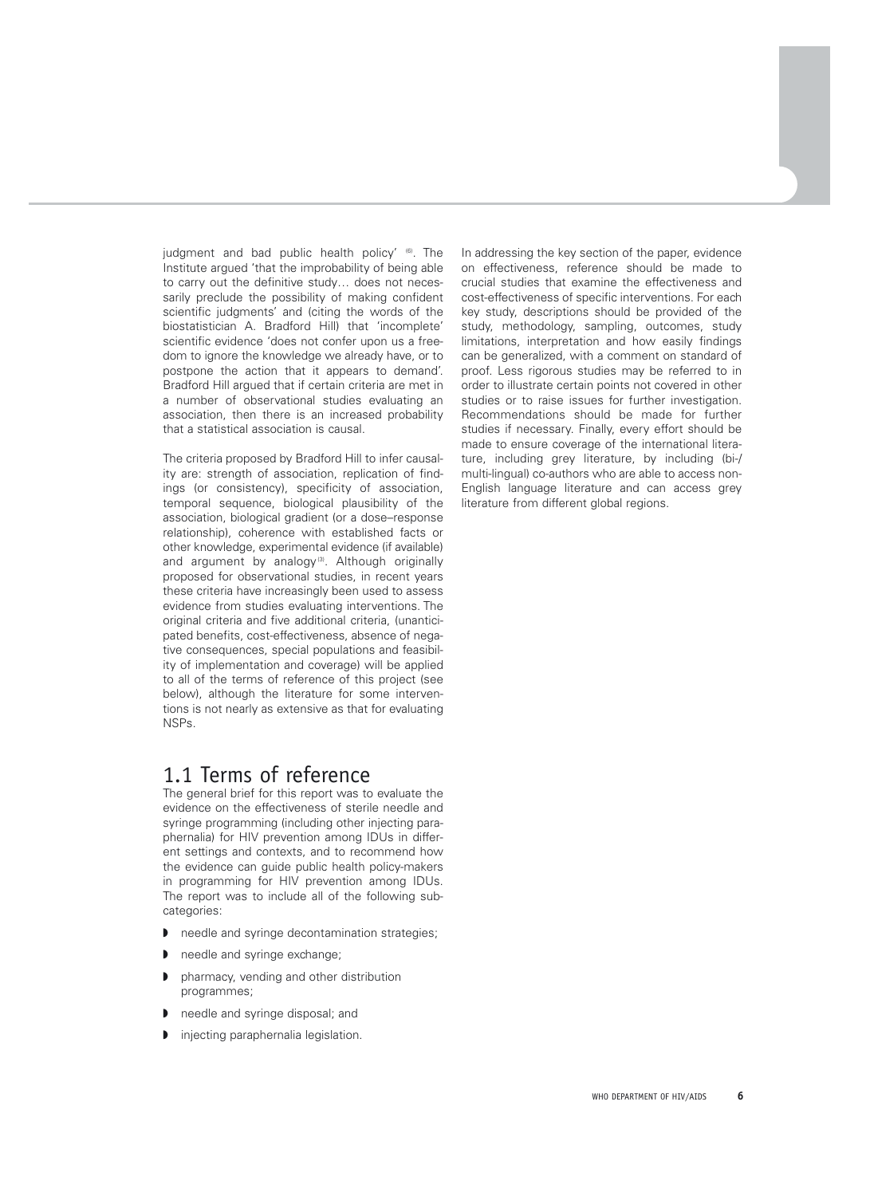judgment and bad public health policy' [6]. The Institute argued 'that the improbability of being able to carry out the definitive study… does not necessarily preclude the possibility of making confident scientific judgments' and (citing the words of the biostatistician A. Bradford Hill) that 'incomplete' scientific evidence 'does not confer upon us a freedom to ignore the knowledge we already have, or to postpone the action that it appears to demand'. Bradford Hill argued that if certain criteria are met in a number of observational studies evaluating an association, then there is an increased probability that a statistical association is causal.

The criteria proposed by Bradford Hill to infer causality are: strength of association, replication of findings (or consistency), specificity of association, temporal sequence, biological plausibility of the association, biological gradient (or a dose–response relationship), coherence with established facts or other knowledge, experimental evidence (if available) and argument by analogy [3]. Although originally proposed for observational studies, in recent years these criteria have increasingly been used to assess evidence from studies evaluating interventions. The original criteria and five additional criteria, (unanticipated benefits, cost-effectiveness, absence of negative consequences, special populations and feasibility of implementation and coverage) will be applied to all of the terms of reference of this project (see below), although the literature for some interventions is not nearly as extensive as that for evaluating NSPs.

## 1.1 Terms of reference

The general brief for this report was to evaluate the evidence on the effectiveness of sterile needle and syringe programming (including other injecting paraphernalia) for HIV prevention among IDUs in different settings and contexts, and to recommend how the evidence can guide public health policy-makers in programming for HIV prevention among IDUs. The report was to include all of the following subcategories:

- needle and syringe decontamination strategies;
- needle and syringe exchange;
- pharmacy, vending and other distribution programmes;
- needle and syringe disposal; and
- injecting paraphernalia legislation.

In addressing the key section of the paper, evidence on effectiveness, reference should be made to crucial studies that examine the effectiveness and cost-effectiveness of specific interventions. For each key study, descriptions should be provided of the study, methodology, sampling, outcomes, study limitations, interpretation and how easily findings can be generalized, with a comment on standard of proof. Less rigorous studies may be referred to in order to illustrate certain points not covered in other studies or to raise issues for further investigation. Recommendations should be made for further studies if necessary. Finally, every effort should be made to ensure coverage of the international literature, including grey literature, by including (bi-/multi-lingual) co-authors who are able to access non-English language literature and can access grey literature from different global regions.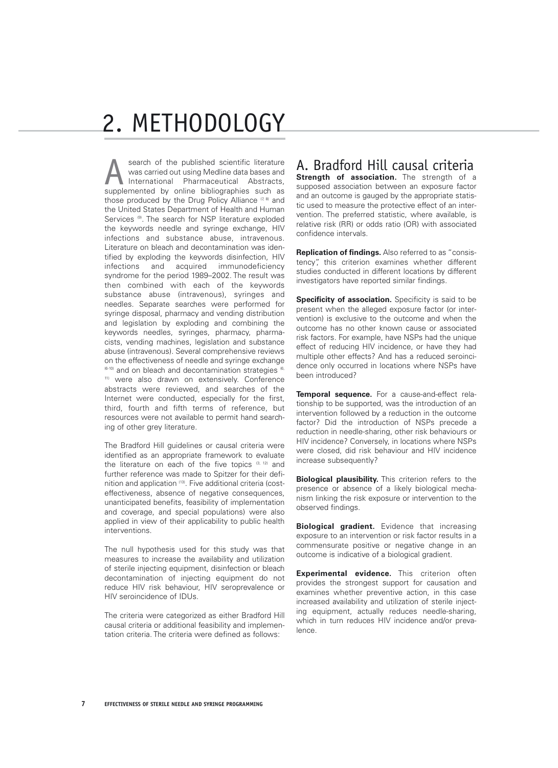# 2. METHODOLOGY

A search of the published scientific literature was carried out using Medline data bases and International Pharmaceutical Abstracts, supplemented by online bibliographies such as those produced by the Drug Policy Alliance [7, 8] and the United States Department of Health and Human Services [9]. The search for NSP literature exploded the keywords needle and syringe exchange, HIV infections and substance abuse, intravenous. Literature on bleach and decontamination was identified by exploding the keywords disinfection, HIV infections and acquired immunodeficiency syndrome for the period 1989–2002. The result was then combined with each of the keywords substance abuse (intravenous), syringes and needles. Separate searches were performed for syringe disposal, pharmacy and vending distribution and legislation by exploding and combining the keywords needles, syringes, pharmacy, pharmacists, vending machines, legislation and substance abuse (intravenous). Several comprehensive reviews on the effectiveness of needle and syringe exchange [6-10] and on bleach and decontamination strategies [6, 11] were also drawn on extensively. Conference abstracts were reviewed, and searches of the Internet were conducted, especially for the first, third, fourth and fifth terms of reference, but resources were not available to permit hand searching of other grey literature.

The Bradford Hill guidelines or causal criteria were identified as an appropriate framework to evaluate the literature on each of the five topics [3, 12] and further reference was made to Spitzer for their definition and application [13]. Five additional criteria (cost-effectiveness, absence of negative consequences, unanticipated benefits, feasibility of implementation and coverage, and special populations) were also applied in view of their applicability to public health interventions.

The null hypothesis used for this study was that measures to increase the availability and utilization of sterile injecting equipment, disinfection or bleach decontamination of injecting equipment do not reduce HIV risk behaviour, HIV seroprevalence or HIV seroincidence of IDUs.

The criteria were categorized as either Bradford Hill causal criteria or additional feasibility and implementation criteria. The criteria were defined as follows:

## A. Bradford Hill causal criteria

**Strength of association.** The strength of a supposed association between an exposure factor and an outcome is gauged by the appropriate statistic used to measure the protective effect of an intervention. The preferred statistic, where available, is relative risk (RR) or odds ratio (OR) with associated confidence intervals.

**Replication of findings.** Also referred to as "consistency", this criterion examines whether different studies conducted in different locations by different investigators have reported similar findings.

**Specificity of association.** Specificity is said to be present when the alleged exposure factor (or intervention) is exclusive to the outcome and when the outcome has no other known cause or associated risk factors. For example, have NSPs had the unique effect of reducing HIV incidence, or have they had multiple other effects? And has a reduced seroincidence only occurred in locations where NSPs have been introduced?

**Temporal sequence.** For a cause-and-effect relationship to be supported, was the introduction of an intervention followed by a reduction in the outcome factor? Did the introduction of NSPs precede a reduction in needle-sharing, other risk behaviours or HIV incidence? Conversely, in locations where NSPs were closed, did risk behaviour and HIV incidence increase subsequently?

**Biological plausibility.** This criterion refers to the presence or absence of a likely biological mechanism linking the risk exposure or intervention to the observed findings.

**Biological gradient.** Evidence that increasing exposure to an intervention or risk factor results in a commensurate positive or negative change in an outcome is indicative of a biological gradient.

**Experimental evidence.** This criterion often provides the strongest support for causation and examines whether preventive action, in this case increased availability and utilization of sterile injecting equipment, actually reduces needle-sharing, which in turn reduces HIV incidence and/or prevalence.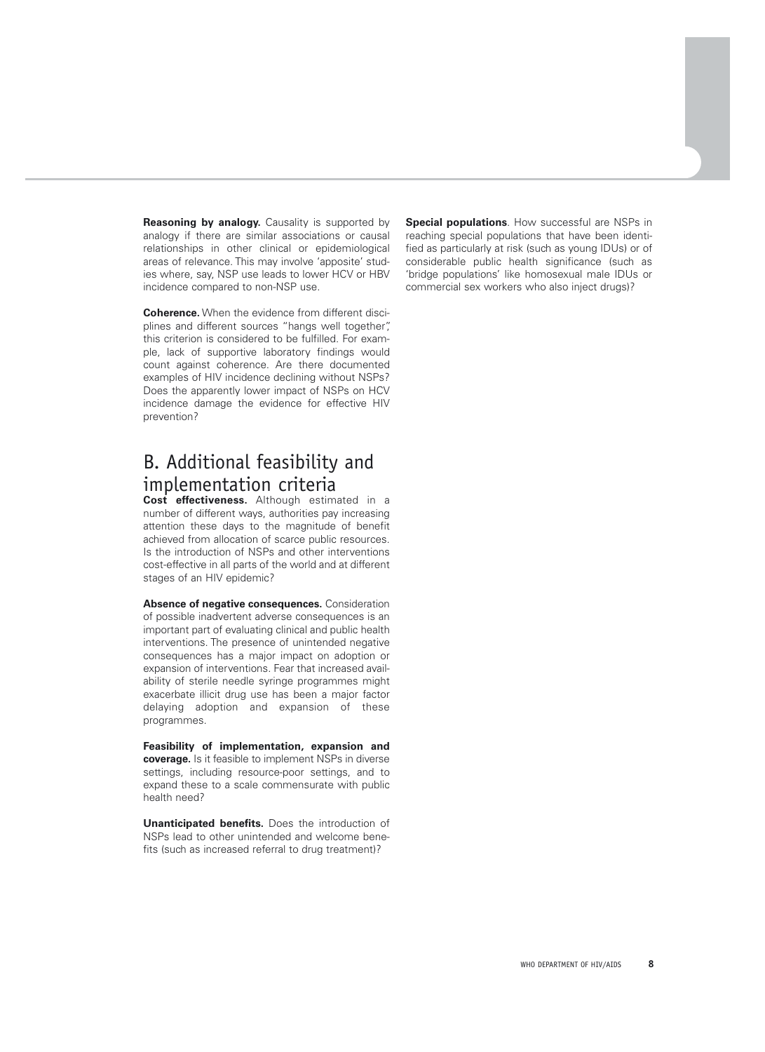**Reasoning by analogy.** Causality is supported by analogy if there are similar associations or causal relationships in other clinical or epidemiological areas of relevance. This may involve 'apposite' studies where, say, NSP use leads to lower HCV or HBV incidence compared to non-NSP use.

**Coherence.** When the evidence from different disciplines and different sources "hangs well together", this criterion is considered to be fulfilled. For example, lack of supportive laboratory findings would count against coherence. Are there documented examples of HIV incidence declining without NSPs? Does the apparently lower impact of NSPs on HCV incidence damage the evidence for effective HIV prevention?

## B. Additional feasibility and implementation criteria

**Cost effectiveness.** Although estimated in a number of different ways, authorities pay increasing attention these days to the magnitude of benefit achieved from allocation of scarce public resources. Is the introduction of NSPs and other interventions cost-effective in all parts of the world and at different stages of an HIV epidemic?

**Absence of negative consequences.** Consideration of possible inadvertent adverse consequences is an important part of evaluating clinical and public health interventions. The presence of unintended negative consequences has a major impact on adoption or expansion of interventions. Fear that increased availability of sterile needle syringe programmes might exacerbate illicit drug use has been a major factor delaying adoption and expansion of these programmes.

**Feasibility of implementation, expansion and coverage.** Is it feasible to implement NSPs in diverse settings, including resource-poor settings, and to expand these to a scale commensurate with public health need?

**Unanticipated benefits.** Does the introduction of NSPs lead to other unintended and welcome benefits (such as increased referral to drug treatment)?

**Special populations**. How successful are NSPs in reaching special populations that have been identified as particularly at risk (such as young IDUs) or of considerable public health significance (such as 'bridge populations' like homosexual male IDUs or commercial sex workers who also inject drugs)?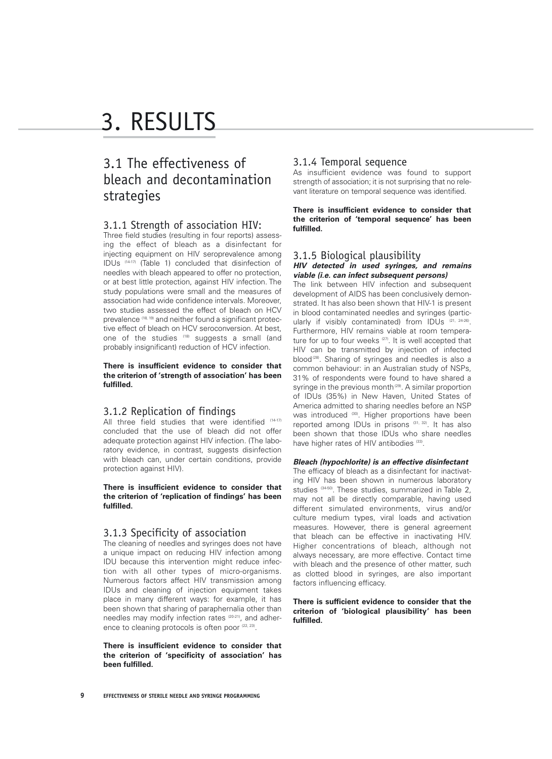# 3. RESULTS

## 3.1 The effectiveness of bleach and decontamination strategies

### 3.1.1 Strength of association HIV:

Three field studies (resulting in four reports) assessing the effect of bleach as a disinfectant for injecting equipment on HIV seroprevalence among IDUs [14-17] (Table 1) concluded that disinfection of needles with bleach appeared to offer no protection, or at best little protection, against HIV infection. The study populations were small and the measures of association had wide confidence intervals. Moreover, two studies assessed the effect of bleach on HCV prevalence [18, 19] and neither found a significant protective effect of bleach on HCV seroconversion. At best, one of the studies [18] suggests a small (and probably insignificant) reduction of HCV infection.

**There is insufficient evidence to consider that the criterion of 'strength of association' has been fulfilled.**

### 3.1.2 Replication of findings

All three field studies that were identified [14-17] concluded that the use of bleach did not offer adequate protection against HIV infection. (The laboratory evidence, in contrast, suggests disinfection with bleach can, under certain conditions, provide protection against HIV).

**There is insufficient evidence to consider that the criterion of 'replication of findings' has been fulfilled.**

### 3.1.3 Specificity of association

The cleaning of needles and syringes does not have a unique impact on reducing HIV infection among IDU because this intervention might reduce infection with all other types of micro-organisms. Numerous factors affect HIV transmission among IDUs and cleaning of injection equipment takes place in many different ways: for example, it has been shown that sharing of paraphernalia other than needles may modify infection rates [20-21], and adherence to cleaning protocols is often poor [22, 23].

**There is insufficient evidence to consider that the criterion of 'specificity of association' has been fulfilled.**

### 3.1.4 Temporal sequence

As insufficient evidence was found to support strength of association; it is not surprising that no relevant literature on temporal sequence was identified.

**There is insufficient evidence to consider that the criterion of 'temporal sequence' has been fulfilled.**

### 3.1.5 Biological plausibility

***HIV detected in used syringes, and remains viable (i.e. can infect subsequent persons)***

The link between HIV infection and subsequent development of AIDS has been conclusively demonstrated. It has also been shown that HIV-1 is present in blood contaminated needles and syringes (particularly if visibly contaminated) from IDUs [21, 24-26]. Furthermore, HIV remains viable at room temperature for up to four weeks [27]. It is well accepted that HIV can be transmitted by injection of infected blood [28]. Sharing of syringes and needles is also a common behaviour: in an Australian study of NSPs, 31% of respondents were found to have shared a syringe in the previous month [29]. A similar proportion of IDUs (35%) in New Haven, United States of America admitted to sharing needles before an NSP was introduced [30]. Higher proportions have been reported among IDUs in prisons [31, 32]. It has also been shown that those IDUs who share needles have higher rates of HIV antibodies [33].

***Bleach (hypochlorite) is an effective disinfectant***

The efficacy of bleach as a disinfectant for inactivating HIV has been shown in numerous laboratory studies [34-50]. These studies, summarized in Table 2, may not all be directly comparable, having used different simulated environments, virus and/or culture medium types, viral loads and activation measures. However, there is general agreement that bleach can be effective in inactivating HIV. Higher concentrations of bleach, although not always necessary, are more effective. Contact time with bleach and the presence of other matter, such as clotted blood in syringes, are also important factors influencing efficacy.

**There is sufficient evidence to consider that the criterion of 'biological plausibility' has been fulfilled.**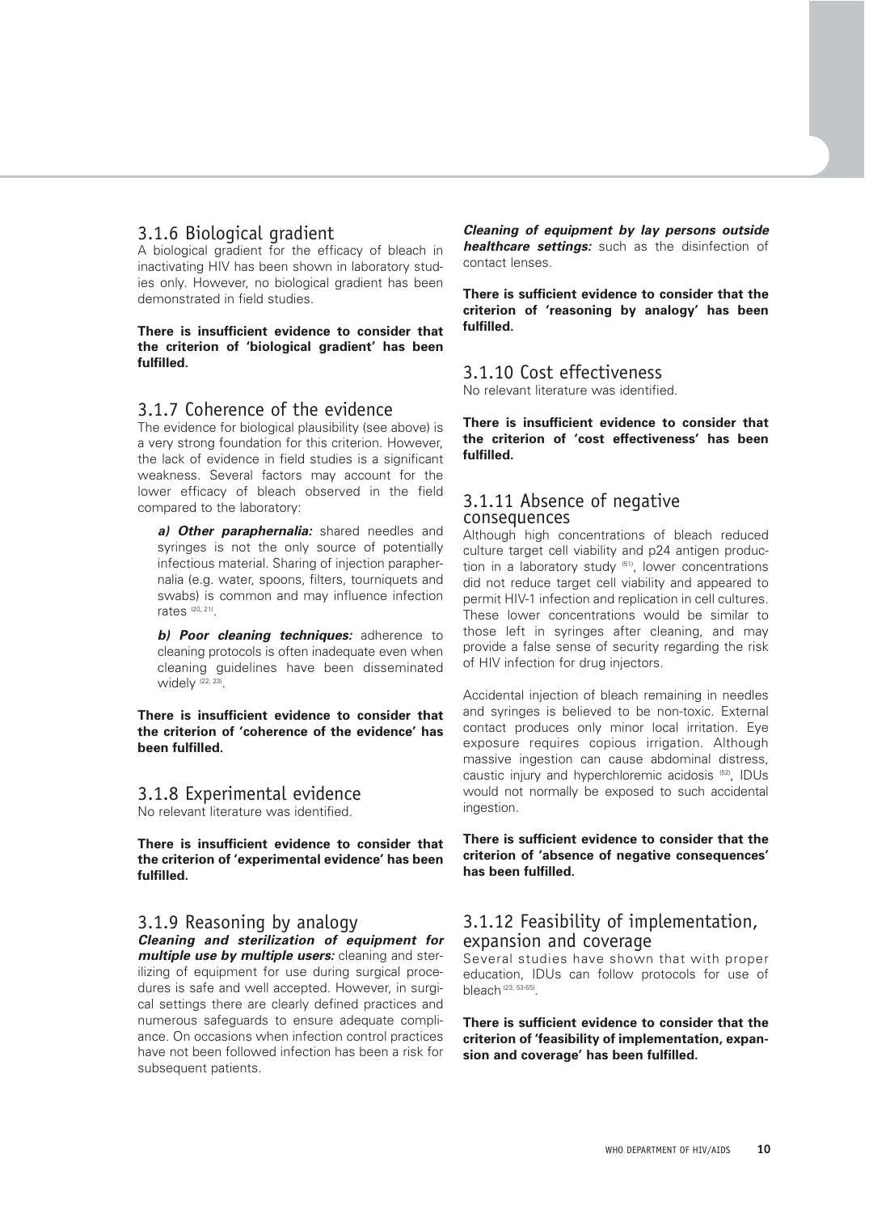### 3.1.6 Biological gradient

A biological gradient for the efficacy of bleach in inactivating HIV has been shown in laboratory studies only. However, no biological gradient has been demonstrated in field studies.

**There is insufficient evidence to consider that the criterion of 'biological gradient' has been fulfilled.**

### 3.1.7 Coherence of the evidence

The evidence for biological plausibility (see above) is a very strong foundation for this criterion. However, the lack of evidence in field studies is a significant weakness. Several factors may account for the lower efficacy of bleach observed in the field compared to the laboratory:

***a) Other paraphernalia:*** shared needles and syringes is not the only source of potentially infectious material. Sharing of injection paraphernalia (e.g. water, spoons, filters, tourniquets and swabs) is common and may influence infection rates [20, 21].

***b) Poor cleaning techniques:*** adherence to cleaning protocols is often inadequate even when cleaning guidelines have been disseminated widely [22, 23].

**There is insufficient evidence to consider that the criterion of 'coherence of the evidence' has been fulfilled.**

### 3.1.8 Experimental evidence

No relevant literature was identified.

**There is insufficient evidence to consider that the criterion of 'experimental evidence' has been fulfilled.**

### 3.1.9 Reasoning by analogy

***Cleaning and sterilization of equipment for multiple use by multiple users:*** cleaning and sterilizing of equipment for use during surgical procedures is safe and well accepted. However, in surgical settings there are clearly defined practices and numerous safeguards to ensure adequate compliance. On occasions when infection control practices have not been followed infection has been a risk for subsequent patients.

***Cleaning of equipment by lay persons outside healthcare settings:*** such as the disinfection of contact lenses.

**There is sufficient evidence to consider that the criterion of 'reasoning by analogy' has been fulfilled.**

### 3.1.10 Cost effectiveness

No relevant literature was identified.

**There is insufficient evidence to consider that the criterion of 'cost effectiveness' has been fulfilled.**

### 3.1.11 Absence of negative consequences

Although high concentrations of bleach reduced culture target cell viability and p24 antigen production in a laboratory study [51], lower concentrations did not reduce target cell viability and appeared to permit HIV-1 infection and replication in cell cultures. These lower concentrations would be similar to those left in syringes after cleaning, and may provide a false sense of security regarding the risk of HIV infection for drug injectors.

Accidental injection of bleach remaining in needles and syringes is believed to be non-toxic. External contact produces only minor local irritation. Eye exposure requires copious irrigation. Although massive ingestion can cause abdominal distress, caustic injury and hyperchloremic acidosis [52], IDUs would not normally be exposed to such accidental ingestion.

**There is sufficient evidence to consider that the criterion of 'absence of negative consequences' has been fulfilled.**

### 3.1.12 Feasibility of implementation, expansion and coverage

Several studies have shown that with proper education, IDUs can follow protocols for use of bleach [23, 53-55].

**There is sufficient evidence to consider that the criterion of 'feasibility of implementation, expansion and coverage' has been fulfilled.**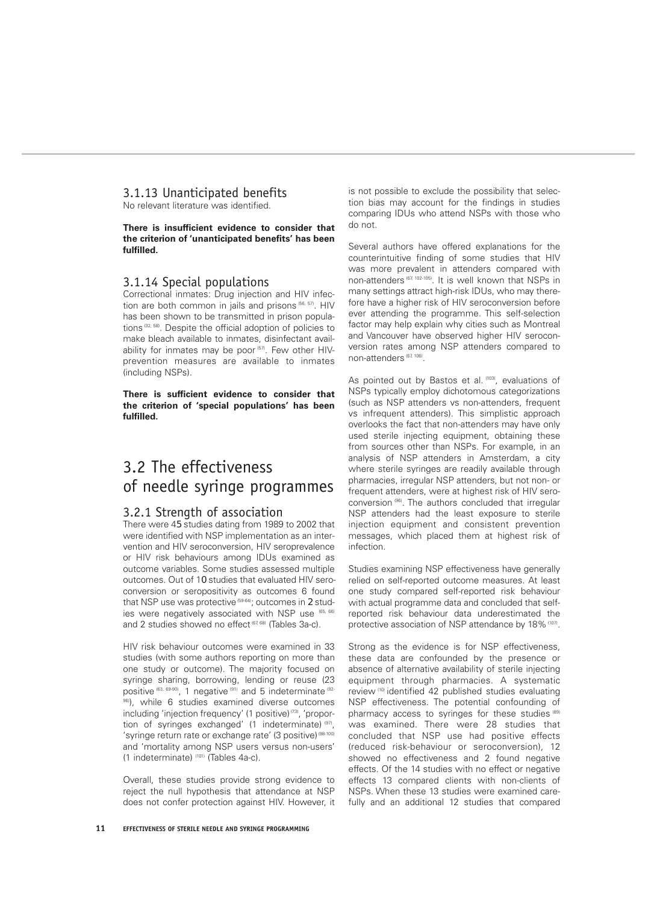### 3.1.13 Unanticipated benefits

No relevant literature was identified.

**There is insufficient evidence to consider that the criterion of 'unanticipated benefits' has been fulfilled.**

### 3.1.14 Special populations

Correctional inmates: Drug injection and HIV infection are both common in jails and prisons [56, 57]. HIV has been shown to be transmitted in prison populations [32, 58]. Despite the official adoption of policies to make bleach available to inmates, disinfectant availability for inmates may be poor [57]. Few other HIV-prevention measures are available to inmates (including NSPs).

**There is sufficient evidence to consider that the criterion of 'special populations' has been fulfilled.**

## 3.2 The effectiveness of needle syringe programmes

### 3.2.1 Strength of association

There were 45 studies dating from 1989 to 2002 that were identified with NSP implementation as an intervention and HIV seroconversion, HIV seroprevalence or HIV risk behaviours among IDUs examined as outcome variables. Some studies assessed multiple outcomes. Out of 10 studies that evaluated HIV seroconversion or seropositivity as outcomes 6 found that NSP use was protective [59-64]; outcomes in 2 studies were negatively associated with NSP use [65, 66] and 2 studies showed no effect [67, 68] (Tables 3a-c).

HIV risk behaviour outcomes were examined in 33 studies (with some authors reporting on more than one study or outcome). The majority focused on syringe sharing, borrowing, lending or reuse (23 positive [63, 69-90], 1 negative [91] and 5 indeterminate [92-96]), while 6 studies examined diverse outcomes including 'injection frequency' (1 positive) [73], 'proportion of syringes exchanged' (1 indeterminate) [97], 'syringe return rate or exchange rate' (3 positive) [98-100] and 'mortality among NSP users versus non-users' (1 indeterminate) [101] (Tables 4a-c).

Overall, these studies provide strong evidence to reject the null hypothesis that attendance at NSP does not confer protection against HIV. However, it is not possible to exclude the possibility that selection bias may account for the findings in studies comparing IDUs who attend NSPs with those who do not.

Several authors have offered explanations for the counterintuitive finding of some studies that HIV was more prevalent in attenders compared with non-attenders [67, 102-105]. It is well known that NSPs in many settings attract high-risk IDUs, who may therefore have a higher risk of HIV seroconversion before ever attending the programme. This self-selection factor may help explain why cities such as Montreal and Vancouver have observed higher HIV seroconversion rates among NSP attenders compared to non-attenders [67, 106].

As pointed out by Bastos et al. [103], evaluations of NSPs typically employ dichotomous categorizations (such as NSP attenders vs non-attenders, frequent vs infrequent attenders). This simplistic approach overlooks the fact that non-attenders may have only used sterile injecting equipment, obtaining these from sources other than NSPs. For example, in an analysis of NSP attenders in Amsterdam, a city where sterile syringes are readily available through pharmacies, irregular NSP attenders, but not non- or frequent attenders, were at highest risk of HIV seroconversion [96]. The authors concluded that irregular NSP attenders had the least exposure to sterile injection equipment and consistent prevention messages, which placed them at highest risk of infection.

Studies examining NSP effectiveness have generally relied on self-reported outcome measures. At least one study compared self-reported risk behaviour with actual programme data and concluded that self-reported risk behaviour data underestimated the protective association of NSP attendance by 18% [107].

Strong as the evidence is for NSP effectiveness, these data are confounded by the presence or absence of alternative availability of sterile injecting equipment through pharmacies. A systematic review [10] identified 42 published studies evaluating NSP effectiveness. The potential confounding of pharmacy access to syringes for these studies [89] was examined. There were 28 studies that concluded that NSP use had positive effects (reduced risk-behaviour or seroconversion), 12 showed no effectiveness and 2 found negative effects. Of the 14 studies with no effect or negative effects 13 compared clients with non-clients of NSPs. When these 13 studies were examined carefully and an additional 12 studies that compared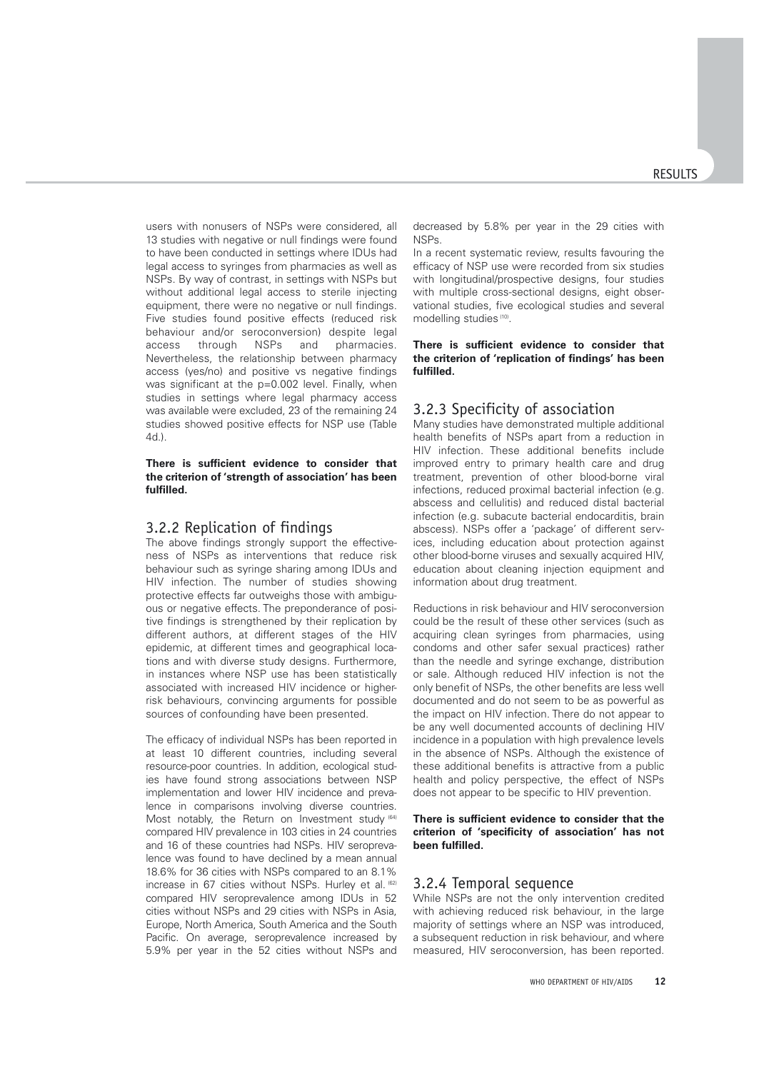users with nonusers of NSPs were considered, all 13 studies with negative or null findings were found to have been conducted in settings where IDUs had legal access to syringes from pharmacies as well as NSPs. By way of contrast, in settings with NSPs but without additional legal access to sterile injecting equipment, there were no negative or null findings. Five studies found positive effects (reduced risk behaviour and/or seroconversion) despite legal access through NSPs and pharmacies. Nevertheless, the relationship between pharmacy access (yes/no) and positive vs negative findings was significant at the p=0.002 level. Finally, when studies in settings where legal pharmacy access was available were excluded, 23 of the remaining 24 studies showed positive effects for NSP use (Table 4d.).

**There is sufficient evidence to consider that the criterion of 'strength of association' has been fulfilled.**

### 3.2.2 Replication of findings

The above findings strongly support the effectiveness of NSPs as interventions that reduce risk behaviour such as syringe sharing among IDUs and HIV infection. The number of studies showing protective effects far outweighs those with ambiguous or negative effects. The preponderance of positive findings is strengthened by their replication by different authors, at different stages of the HIV epidemic, at different times and geographical locations and with diverse study designs. Furthermore, in instances where NSP use has been statistically associated with increased HIV incidence or higher-risk behaviours, convincing arguments for possible sources of confounding have been presented.

The efficacy of individual NSPs has been reported in at least 10 different countries, including several resource-poor countries. In addition, ecological studies have found strong associations between NSP implementation and lower HIV incidence and prevalence in comparisons involving diverse countries. Most notably, the Return on Investment study [64] compared HIV prevalence in 103 cities in 24 countries and 16 of these countries had NSPs. HIV seroprevalence was found to have declined by a mean annual 18.6% for 36 cities with NSPs compared to an 8.1% increase in 67 cities without NSPs. Hurley et al. [62] compared HIV seroprevalence among IDUs in 52 cities without NSPs and 29 cities with NSPs in Asia, Europe, North America, South America and the South Pacific. On average, seroprevalence increased by 5.9% per year in the 52 cities without NSPs and decreased by 5.8% per year in the 29 cities with NSPs.

In a recent systematic review, results favouring the efficacy of NSP use were recorded from six studies with longitudinal/prospective designs, four studies with multiple cross-sectional designs, eight observational studies, five ecological studies and several modelling studies [10].

**There is sufficient evidence to consider that the criterion of 'replication of findings' has been fulfilled.**

### 3.2.3 Specificity of association

Many studies have demonstrated multiple additional health benefits of NSPs apart from a reduction in HIV infection. These additional benefits include improved entry to primary health care and drug treatment, prevention of other blood-borne viral infections, reduced proximal bacterial infection (e.g. abscess and cellulitis) and reduced distal bacterial infection (e.g. subacute bacterial endocarditis, brain abscess). NSPs offer a 'package' of different services, including education about protection against other blood-borne viruses and sexually acquired HIV, education about cleaning injection equipment and information about drug treatment.

Reductions in risk behaviour and HIV seroconversion could be the result of these other services (such as acquiring clean syringes from pharmacies, using condoms and other safer sexual practices) rather than the needle and syringe exchange, distribution or sale. Although reduced HIV infection is not the only benefit of NSPs, the other benefits are less well documented and do not seem to be as powerful as the impact on HIV infection. There do not appear to be any well documented accounts of declining HIV incidence in a population with high prevalence levels in the absence of NSPs. Although the existence of these additional benefits is attractive from a public health and policy perspective, the effect of NSPs does not appear to be specific to HIV prevention.

**There is sufficient evidence to consider that the criterion of 'specificity of association' has not been fulfilled.**

### 3.2.4 Temporal sequence

While NSPs are not the only intervention credited with achieving reduced risk behaviour, in the large majority of settings where an NSP was introduced, a subsequent reduction in risk behaviour, and where measured, HIV seroconversion, has been reported.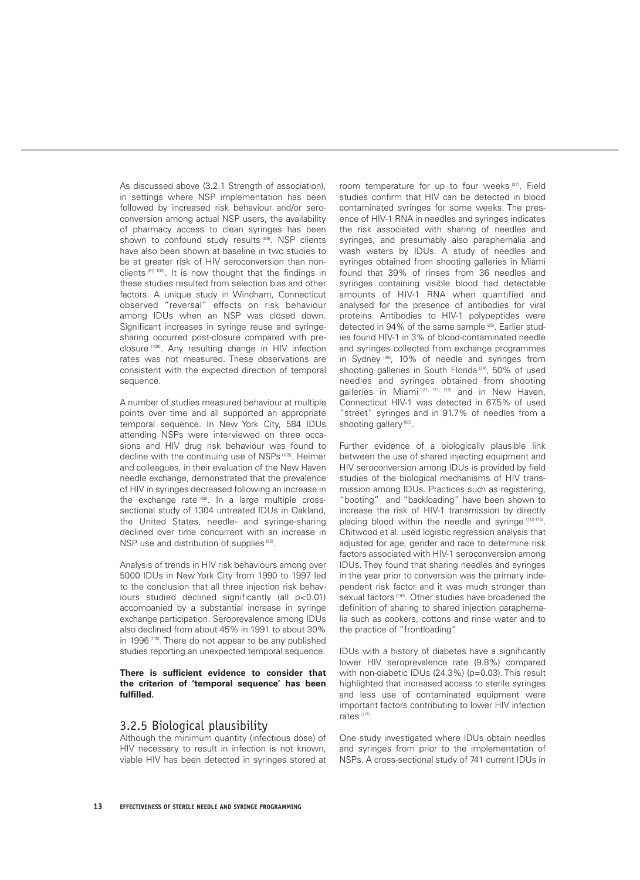As discussed above (3.2.1 Strength of association), in settings where NSP implementation has been followed by increased risk behaviour and/or seroconversion among actual NSP users, the availability of pharmacy access to clean syringes has been shown to confound study results [89]. NSP clients have also been shown at baseline in two studies to be at greater risk of HIV seroconversion than non-clients [67, 106]. It is now thought that the findings in these studies resulted from selection bias and other factors. A unique study in Windham, Connecticut observed "reversal" effects on risk behaviour among IDUs when an NSP was closed down. Significant increases in syringe reuse and syringe-sharing occurred post-closure compared with pre-closure [108]. Any resulting change in HIV infection rates was not measured. These observations are consistent with the expected direction of temporal sequence.

A number of studies measured behaviour at multiple points over time and all supported an appropriate temporal sequence. In New York City, 584 IDUs attending NSPs were interviewed on three occasions and HIV drug risk behaviour was found to decline with the continuing use of NSPs [109]. Heimer and colleagues, in their evaluation of the New Haven needle exchange, demonstrated that the prevalence of HIV in syringes decreased following an increase in the exchange rate [60]. In a large multiple cross-sectional study of 1304 untreated IDUs in Oakland, the United States, needle- and syringe-sharing declined over time concurrent with an increase in NSP use and distribution of supplies [85].

Analysis of trends in HIV risk behaviours among over 5000 IDUs in New York City from 1990 to 1997 led to the conclusion that all three injection risk behaviours studied declined significantly (all $p<0.01$) accompanied by a substantial increase in syringe exchange participation. Seroprevalence among IDUs also declined from about 45% in 1991 to about 30% in 1996 [110]. There do not appear to be any published studies reporting an unexpected temporal sequence.

**There is sufficient evidence to consider that the criterion of 'temporal sequence' has been fulfilled.**

### 3.2.5 Biological plausibility

Although the minimum quantity (infectious dose) of HIV necessary to result in infection is not known, viable HIV has been detected in syringes stored at room temperature for up to four weeks [27]. Field studies confirm that HIV can be detected in blood contaminated syringes for some weeks. The presence of HIV-1 RNA in needles and syringes indicates the risk associated with sharing of needles and syringes, and presumably also paraphernalia and wash waters by IDUs. A study of needles and syringes obtained from shooting galleries in Miami found that 39% of rinses from 36 needles and syringes containing visible blood had detectable amounts of HIV-1 RNA when quantified and analysed for the presence of antibodies for viral proteins. Antibodies to HIV-1 polypeptides were detected in 94% of the same sample [25]. Earlier studies found HIV-1 in 3% of blood-contaminated needle and syringes collected from exchange programmes in Sydney [26], 10% of needle and syringes from shooting galleries in South Florida [24], 50% of used needles and syringes obtained from shooting galleries in Miami [21, 111, 112] and in New Haven, Connecticut HIV-1 was detected in 67.5% of used "street" syringes and in 91.7% of needles from a shooting gallery [60].

Further evidence of a biologically plausible link between the use of shared injecting equipment and HIV seroconversion among IDUs is provided by field studies of the biological mechanisms of HIV transmission among IDUs. Practices such as registering, "booting" and "backloading" have been shown to increase the risk of HIV-1 transmission by directly placing blood within the needle and syringe [113-115]. Chitwood et al. used logistic regression analysis that adjusted for age, gender and race to determine risk factors associated with HIV-1 seroconversion among IDUs. They found that sharing needles and syringes in the year prior to conversion was the primary independent risk factor and it was much stronger than sexual factors [116]. Other studies have broadened the definition of sharing to shared injection paraphernalia such as cookers, cottons and rinse water and to the practice of "frontloading".

IDUs with a history of diabetes have a significantly lower HIV seroprevalence rate (9.8%) compared with non-diabetic IDUs (24.3%) ($p=0.03$). This result highlighted that increased access to sterile syringes and less use of contaminated equipment were important factors contributing to lower HIV infection rates [117].

One study investigated where IDUs obtain needles and syringes from prior to the implementation of NSPs. A cross-sectional study of 741 current IDUs in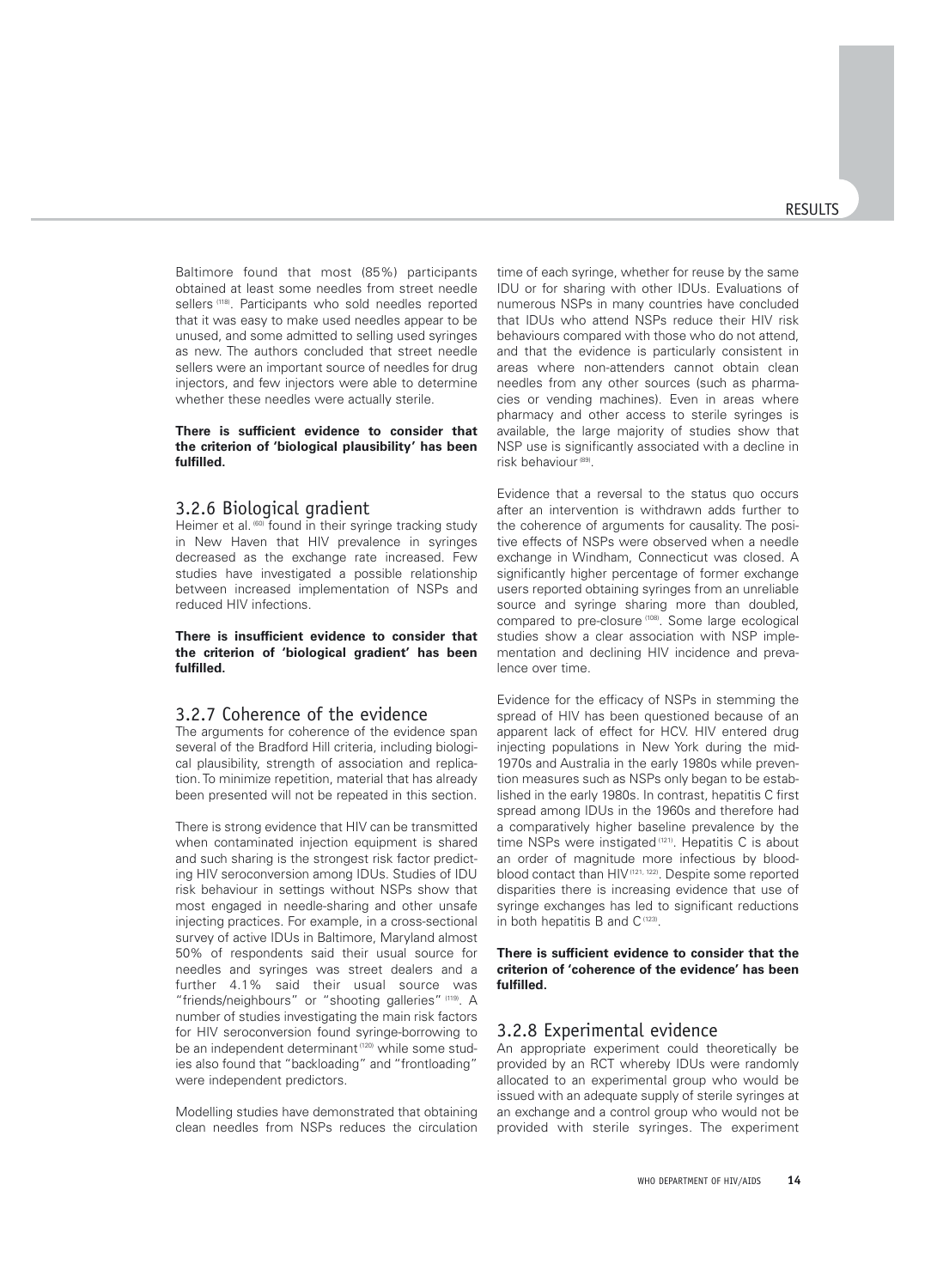Baltimore found that most (85%) participants obtained at least some needles from street needle sellers [118]. Participants who sold needles reported that it was easy to make used needles appear to be unused, and some admitted to selling used syringes as new. The authors concluded that street needle sellers were an important source of needles for drug injectors, and few injectors were able to determine whether these needles were actually sterile.

**There is sufficient evidence to consider that the criterion of 'biological plausibility' has been fulfilled.**

### 3.2.6 Biological gradient

Heimer et al. [60] found in their syringe tracking study in New Haven that HIV prevalence in syringes decreased as the exchange rate increased. Few studies have investigated a possible relationship between increased implementation of NSPs and reduced HIV infections.

**There is insufficient evidence to consider that the criterion of 'biological gradient' has been fulfilled.**

### 3.2.7 Coherence of the evidence

The arguments for coherence of the evidence span several of the Bradford Hill criteria, including biological plausibility, strength of association and replication. To minimize repetition, material that has already been presented will not be repeated in this section.

There is strong evidence that HIV can be transmitted when contaminated injection equipment is shared and such sharing is the strongest risk factor predicting HIV seroconversion among IDUs. Studies of IDU risk behaviour in settings without NSPs show that most engaged in needle-sharing and other unsafe injecting practices. For example, in a cross-sectional survey of active IDUs in Baltimore, Maryland almost 50% of respondents said their usual source for needles and syringes was street dealers and a further 4.1% said their usual source was "friends/neighbours" or "shooting galleries" [119]. A number of studies investigating the main risk factors for HIV seroconversion found syringe-borrowing to be an independent determinant [120] while some studies also found that "backloading" and "frontloading" were independent predictors.

Modelling studies have demonstrated that obtaining clean needles from NSPs reduces the circulation time of each syringe, whether for reuse by the same IDU or for sharing with other IDUs. Evaluations of numerous NSPs in many countries have concluded that IDUs who attend NSPs reduce their HIV risk behaviours compared with those who do not attend, and that the evidence is particularly consistent in areas where non-attenders cannot obtain clean needles from any other sources (such as pharmacies or vending machines). Even in areas where pharmacy and other access to sterile syringes is available, the large majority of studies show that NSP use is significantly associated with a decline in risk behaviour [89].

Evidence that a reversal to the status quo occurs after an intervention is withdrawn adds further to the coherence of arguments for causality. The positive effects of NSPs were observed when a needle exchange in Windham, Connecticut was closed. A significantly higher percentage of former exchange users reported obtaining syringes from an unreliable source and syringe sharing more than doubled, compared to pre-closure [108]. Some large ecological studies show a clear association with NSP implementation and declining HIV incidence and prevalence over time.

Evidence for the efficacy of NSPs in stemming the spread of HIV has been questioned because of an apparent lack of effect for HCV. HIV entered drug injecting populations in New York during the mid-1970s and Australia in the early 1980s while prevention measures such as NSPs only began to be established in the early 1980s. In contrast, hepatitis C first spread among IDUs in the 1960s and therefore had a comparatively higher baseline prevalence by the time NSPs were instigated [121]. Hepatitis C is about an order of magnitude more infectious by blood-blood contact than HIV [121, 122]. Despite some reported disparities there is increasing evidence that use of syringe exchanges has led to significant reductions in both hepatitis B and C [123].

**There is sufficient evidence to consider that the criterion of 'coherence of the evidence' has been fulfilled.**

### 3.2.8 Experimental evidence

An appropriate experiment could theoretically be provided by an RCT whereby IDUs were randomly allocated to an experimental group who would be issued with an adequate supply of sterile syringes at an exchange and a control group who would not be provided with sterile syringes. The experiment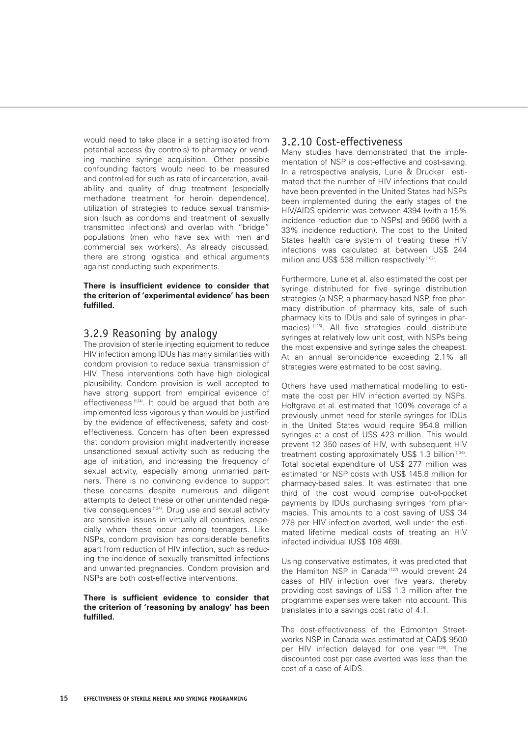would need to take place in a setting isolated from potential access (by controls) to pharmacy or vending machine syringe acquisition. Other possible confounding factors would need to be measured and controlled for such as rate of incarceration, availability and quality of drug treatment (especially methadone treatment for heroin dependence), utilization of strategies to reduce sexual transmission (such as condoms and treatment of sexually transmitted infections) and overlap with "bridge" populations (men who have sex with men and commercial sex workers). As already discussed, there are strong logistical and ethical arguments against conducting such experiments.

**There is insufficient evidence to consider that the criterion of 'experimental evidence' has been fulfilled.**

## 3.2.9 Reasoning by analogy

The provision of sterile injecting equipment to reduce HIV infection among IDUs has many similarities with condom provision to reduce sexual transmission of HIV. These interventions both have high biological plausibility. Condom provision is well accepted to have strong support from empirical evidence of effectiveness [124]. It could be argued that both are implemented less vigorously than would be justified by the evidence of effectiveness, safety and cost-effectiveness. Concern has often been expressed that condom provision might inadvertently increase unsanctioned sexual activity such as reducing the age of initiation, and increasing the frequency of sexual activity, especially among unmarried partners. There is no convincing evidence to support these concerns despite numerous and diligent attempts to detect these or other unintended negative consequences [124]. Drug use and sexual activity are sensitive issues in virtually all countries, especially when these occur among teenagers. Like NSPs, condom provision has considerable benefits apart from reduction of HIV infection, such as reducing the incidence of sexually transmitted infections and unwanted pregnancies. Condom provision and NSPs are both cost-effective interventions.

**There is sufficient evidence to consider that the criterion of 'reasoning by analogy' has been fulfilled.**

## 3.2.10 Cost-effectiveness

Many studies have demonstrated that the implementation of NSP is cost-effective and cost-saving. In a retrospective analysis, Lurie & Drucker estimated that the number of HIV infections that could have been prevented in the United States had NSPs been implemented during the early stages of the HIV/AIDS epidemic was between 4394 (with a 15% incidence reduction due to NSPs) and 9666 (with a 33% incidence reduction). The cost to the United States health care system of treating these HIV infections was calculated at between US$ 244 million and US$ 538 million respectively [102].

Furthermore, Lurie et al. also estimated the cost per syringe distributed for five syringe distribution strategies (a NSP, a pharmacy-based NSP, free pharmacy distribution of pharmacy kits, sale of such pharmacy kits to IDUs and sale of syringes in pharmacies) [125]. All five strategies could distribute syringes at relatively low unit cost, with NSPs being the most expensive and syringe sales the cheapest. At an annual seroincidence exceeding 2.1% all strategies were estimated to be cost saving.

Others have used mathematical modelling to estimate the cost per HIV infection averted by NSPs. Holtgrave et al. estimated that 100% coverage of a previously unmet need for sterile syringes for IDUs in the United States would require 954.8 million syringes at a cost of US$ 423 million. This would prevent 12 350 cases of HIV, with subsequent HIV treatment costing approximately US$ 1.3 billion [126]. Total societal expenditure of US$ 277 million was estimated for NSP costs with US$ 145.8 million for pharmacy-based sales. It was estimated that one third of the cost would comprise out-of-pocket payments by IDUs purchasing syringes from pharmacies. This amounts to a cost saving of US$ 34 278 per HIV infection averted, well under the estimated lifetime medical costs of treating an HIV infected individual (US$ 108 469).

Using conservative estimates, it was predicted that the Hamilton NSP in Canada [127] would prevent 24 cases of HIV infection over five years, thereby providing cost savings of US$ 1.3 million after the programme expenses were taken into account. This translates into a savings cost ratio of 4:1.

The cost-effectiveness of the Edmonton Streetworks NSP in Canada was estimated at CAD$ 9500 per HIV infection delayed for one year [128]. The discounted cost per case averted was less than the cost of a case of AIDS.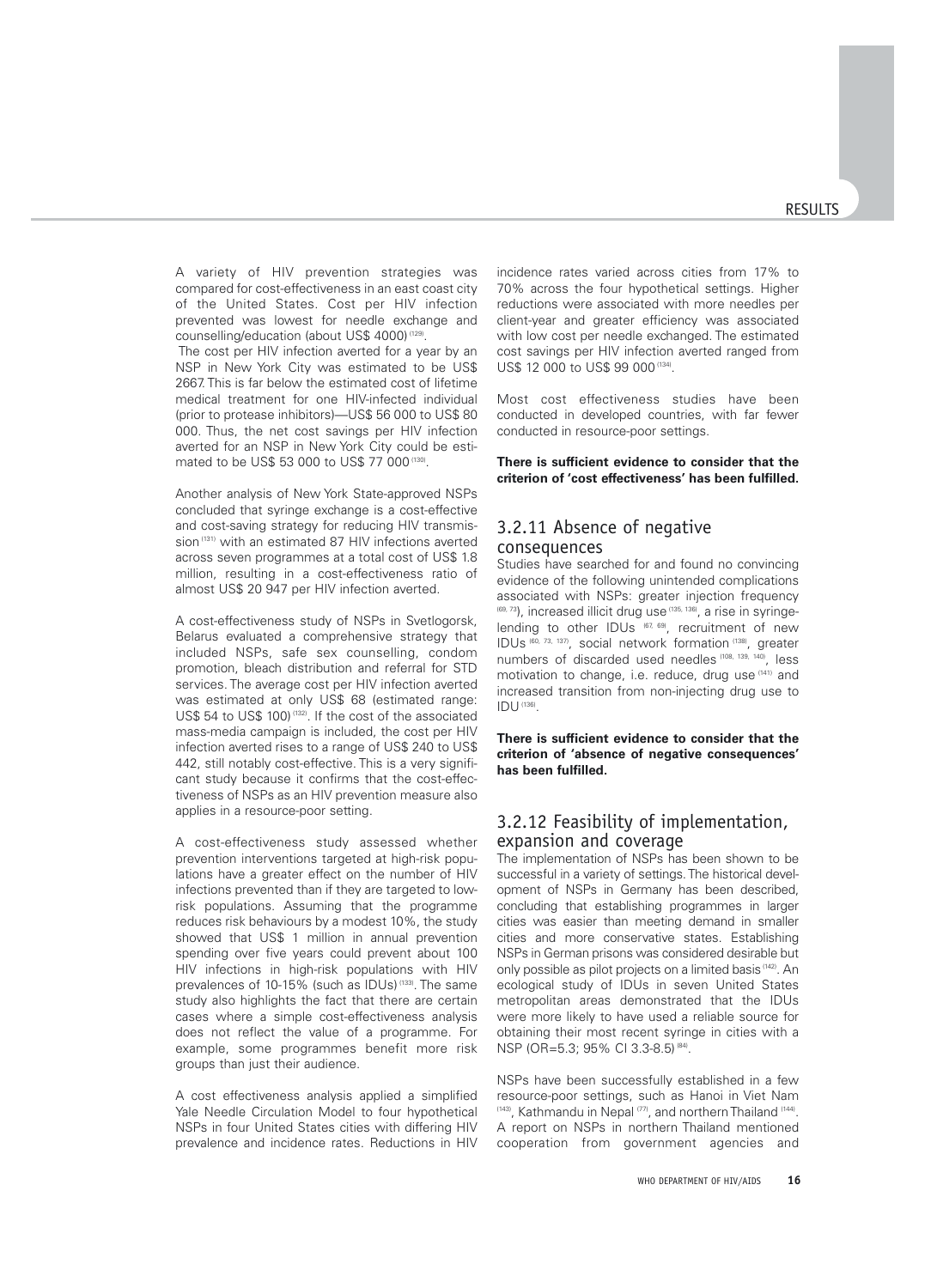A variety of HIV prevention strategies was compared for cost-effectiveness in an east coast city of the United States. Cost per HIV infection prevented was lowest for needle exchange and counselling/education (about US$ 4000) [129].

The cost per HIV infection averted for a year by an NSP in New York City was estimated to be US$ 2667. This is far below the estimated cost of lifetime medical treatment for one HIV-infected individual (prior to protease inhibitors)—US$ 56 000 to US$ 80 000. Thus, the net cost savings per HIV infection averted for an NSP in New York City could be estimated to be US$ 53 000 to US$ 77 000 [130].

Another analysis of New York State-approved NSPs concluded that syringe exchange is a cost-effective and cost-saving strategy for reducing HIV transmission [131] with an estimated 87 HIV infections averted across seven programmes at a total cost of US$ 1.8 million, resulting in a cost-effectiveness ratio of almost US$ 20 947 per HIV infection averted.

A cost-effectiveness study of NSPs in Svetlogorsk, Belarus evaluated a comprehensive strategy that included NSPs, safe sex counselling, condom promotion, bleach distribution and referral for STD services. The average cost per HIV infection averted was estimated at only US$ 68 (estimated range: US$ 54 to US$ 100) [132]. If the cost of the associated mass-media campaign is included, the cost per HIV infection averted rises to a range of US$ 240 to US$ 442, still notably cost-effective. This is a very significant study because it confirms that the cost-effectiveness of NSPs as an HIV prevention measure also applies in a resource-poor setting.

A cost-effectiveness study assessed whether prevention interventions targeted at high-risk populations have a greater effect on the number of HIV infections prevented than if they are targeted to low-risk populations. Assuming that the programme reduces risk behaviours by a modest 10%, the study showed that US$ 1 million in annual prevention spending over five years could prevent about 100 HIV infections in high-risk populations with HIV prevalences of 10-15% (such as IDUs) [133]. The same study also highlights the fact that there are certain cases where a simple cost-effectiveness analysis does not reflect the value of a programme. For example, some programmes benefit more risk groups than just their audience.

A cost effectiveness analysis applied a simplified Yale Needle Circulation Model to four hypothetical NSPs in four United States cities with differing HIV prevalence and incidence rates. Reductions in HIV incidence rates varied across cities from 17% to 70% across the four hypothetical settings. Higher reductions were associated with more needles per client-year and greater efficiency was associated with low cost per needle exchanged. The estimated cost savings per HIV infection averted ranged from US$ 12 000 to US$ 99 000 [134].

Most cost effectiveness studies have been conducted in developed countries, with far fewer conducted in resource-poor settings.

**There is sufficient evidence to consider that the criterion of 'cost effectiveness' has been fulfilled.**

## 3.2.11 Absence of negative consequences

Studies have searched for and found no convincing evidence of the following unintended complications associated with NSPs: greater injection frequency [69, 73]), increased illicit drug use [135, 136], a rise in syringe-lending to other IDUs [67, 69], recruitment of new IDUs [60, 73, 137], social network formation [138], greater numbers of discarded used needles [108, 139, 140], less motivation to change, i.e. reduce, drug use [141] and increased transition from non-injecting drug use to IDU [136].

**There is sufficient evidence to consider that the criterion of 'absence of negative consequences' has been fulfilled.**

## 3.2.12 Feasibility of implementation, expansion and coverage

The implementation of NSPs has been shown to be successful in a variety of settings. The historical development of NSPs in Germany has been described, concluding that establishing programmes in larger cities was easier than meeting demand in smaller cities and more conservative states. Establishing NSPs in German prisons was considered desirable but only possible as pilot projects on a limited basis [142]. An ecological study of IDUs in seven United States metropolitan areas demonstrated that the IDUs were more likely to have used a reliable source for obtaining their most recent syringe in cities with a NSP (OR=5.3; 95% CI 3.3-8.5) [84].

NSPs have been successfully established in a few resource-poor settings, such as Hanoi in Viet Nam [143], Kathmandu in Nepal [77], and northern Thailand [144]. A report on NSPs in northern Thailand mentioned cooperation from government agencies and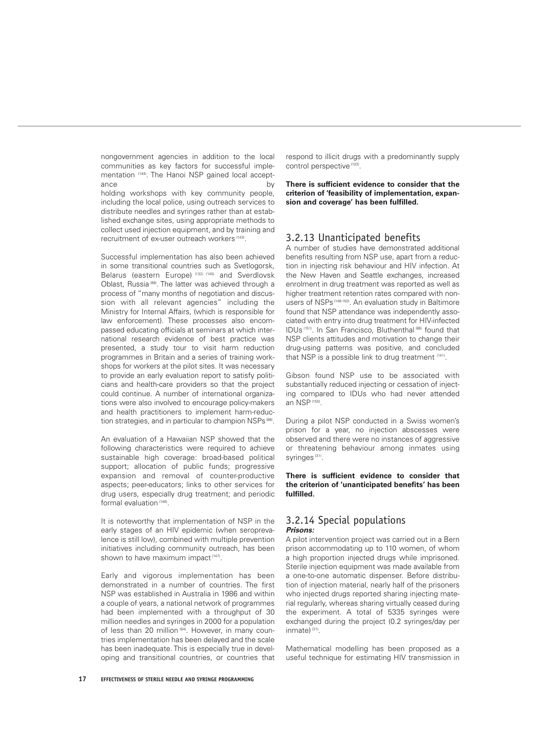nongovernment agencies in addition to the local communities as key factors for successful implementation [144]. The Hanoi NSP gained local acceptance by holding workshops with key community people, including the local police, using outreach services to distribute needles and syringes rather than at established exchange sites, using appropriate methods to collect used injection equipment, and by training and recruitment of ex-user outreach workers [143].

Successful implementation has also been achieved in some transitional countries such as Svetlogorsk, Belarus (eastern Europe) [132] [145] and Sverdlovsk Oblast, Russia [88]. The latter was achieved through a process of "many months of negotiation and discussion with all relevant agencies" including the Ministry for Internal Affairs, (which is responsible for law enforcement). These processes also encompassed educating officials at seminars at which international research evidence of best practice was presented, a study tour to visit harm reduction programmes in Britain and a series of training workshops for workers at the pilot sites. It was necessary to provide an early evaluation report to satisfy politicians and health-care providers so that the project could continue. A number of international organizations were also involved to encourage policy-makers and health practitioners to implement harm-reduction strategies, and in particular to champion NSPs [88].

An evaluation of a Hawaiian NSP showed that the following characteristics were required to achieve sustainable high coverage: broad-based political support; allocation of public funds; progressive expansion and removal of counter-productive aspects; peer-educators; links to other services for drug users, especially drug treatment; and periodic formal evaluation [146].

It is noteworthy that implementation of NSP in the early stages of an HIV epidemic (when seroprevalence is still low), combined with multiple prevention initiatives including community outreach, has been shown to have maximum impact [147].

Early and vigorous implementation has been demonstrated in a number of countries. The first NSP was established in Australia in 1986 and within a couple of years, a national network of programmes had been implemented with a throughput of 30 million needles and syringes in 2000 for a population of less than 20 million [64]. However, in many countries implementation has been delayed and the scale has been inadequate. This is especially true in developing and transitional countries, or countries that respond to illicit drugs with a predominantly supply control perspective [103].

**There is sufficient evidence to consider that the criterion of 'feasibility of implementation, expansion and coverage' has been fulfilled.**

### 3.2.13 Unanticipated benefits

A number of studies have demonstrated additional benefits resulting from NSP use, apart from a reduction in injecting risk behaviour and HIV infection. At the New Haven and Seattle exchanges, increased enrolment in drug treatment was reported as well as higher treatment retention rates compared with non-users of NSPs [148-150]. An evaluation study in Baltimore found that NSP attendance was independently associated with entry into drug treatment for HIV-infected IDUs [151]. In San Francisco, Bluthenthal [86] found that NSP clients attitudes and motivation to change their drug-using patterns was positive, and concluded that NSP is a possible link to drug treatment [141].

Gibson found NSP use to be associated with substantially reduced injecting or cessation of injecting compared to IDUs who had never attended an NSP [150].

During a pilot NSP conducted in a Swiss women's prison for a year, no injection abscesses were observed and there were no instances of aggressive or threatening behaviour among inmates using syringes [31].

**There is sufficient evidence to consider that the criterion of 'unanticipated benefits' has been fulfilled.**

### 3.2.14 Special populations

***Prisons:***

A pilot intervention project was carried out in a Bern prison accommodating up to 110 women, of whom a high proportion injected drugs while imprisoned. Sterile injection equipment was made available from a one-to-one automatic dispenser. Before distribution of injection material, nearly half of the prisoners who injected drugs reported sharing injecting material regularly, whereas sharing virtually ceased during the experiment. A total of 5335 syringes were exchanged during the project (0.2 syringes/day per inmate) [31].

Mathematical modelling has been proposed as a useful technique for estimating HIV transmission in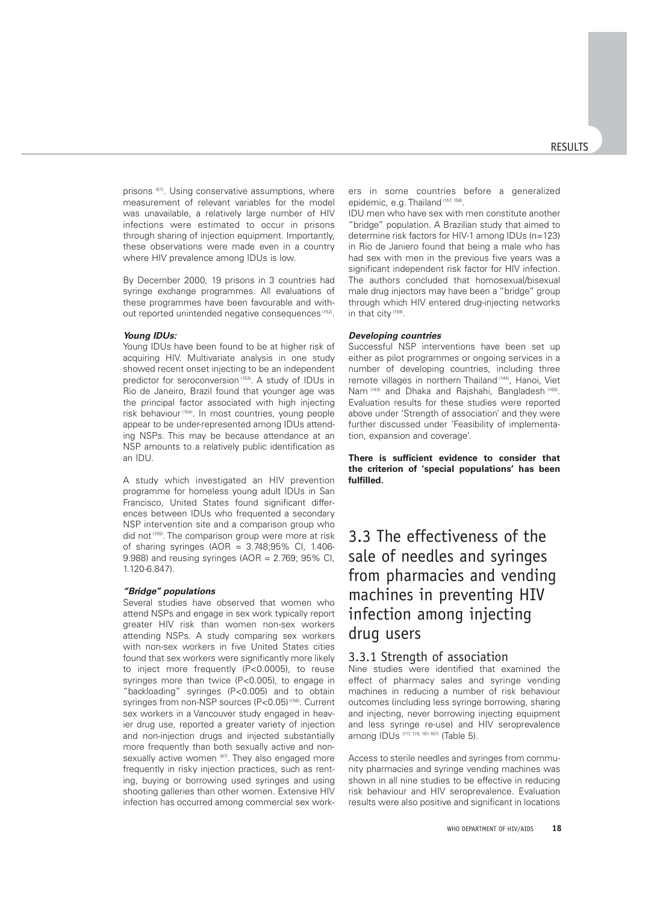prisons [57]. Using conservative assumptions, where measurement of relevant variables for the model was unavailable, a relatively large number of HIV infections were estimated to occur in prisons through sharing of injection equipment. Importantly, these observations were made even in a country where HIV prevalence among IDUs is low.

By December 2000, 19 prisons in 3 countries had syringe exchange programmes. All evaluations of these programmes have been favourable and without reported unintended negative consequences [152].

***Young IDUs:***

Young IDUs have been found to be at higher risk of acquiring HIV. Multivariate analysis in one study showed recent onset injecting to be an independent predictor for seroconversion [153]. A study of IDUs in Rio de Janeiro, Brazil found that younger age was the principal factor associated with high injecting risk behaviour [154]. In most countries, young people appear to be under-represented among IDUs attending NSPs. This may be because attendance at an NSP amounts to a relatively public identification as an IDU.

A study which investigated an HIV prevention programme for homeless young adult IDUs in San Francisco, United States found significant differences between IDUs who frequented a secondary NSP intervention site and a comparison group who did not [155]. The comparison group were more at risk of sharing syringes (AOR = 3.748;95% CI, 1.406-9.988) and reusing syringes (AOR = 2.769; 95% CI, 1.120-6.847).

***"Bridge" populations***

Several studies have observed that women who attend NSPs and engage in sex work typically report greater HIV risk than women non-sex workers attending NSPs. A study comparing sex workers with non-sex workers in five United States cities found that sex workers were significantly more likely to inject more frequently ($P<0.0005$), to reuse syringes more than twice ($P<0.005$), to engage in "backloading" syringes ($P<0.005$) and to obtain syringes from non-NSP sources ($P<0.05$) [156]. Current sex workers in a Vancouver study engaged in heavier drug use, reported a greater variety of injection and non-injection drugs and injected substantially more frequently than both sexually active and non-sexually active women [67]. They also engaged more frequently in risky injection practices, such as renting, buying or borrowing used syringes and using shooting galleries than other women. Extensive HIV infection has occurred among commercial sex workers in some countries before a generalized epidemic, e.g. Thailand [157, 158].

IDU men who have sex with men constitute another "bridge" population. A Brazilian study that aimed to determine risk factors for HIV-1 among IDUs (n=123) in Rio de Janiero found that being a male who has had sex with men in the previous five years was a significant independent risk factor for HIV infection. The authors concluded that homosexual/bisexual male drug injectors may have been a "bridge" group through which HIV entered drug-injecting networks in that city [159].

***Developing countries***

Successful NSP interventions have been set up either as pilot programmes or ongoing services in a number of developing countries, including three remote villages in northern Thailand [144], Hanoi, Viet Nam [143] and Dhaka and Rajshahi, Bangladesh [160]. Evaluation results for these studies were reported above under 'Strength of association' and they were further discussed under 'Feasibility of implementation, expansion and coverage'.

**There is sufficient evidence to consider that the criterion of 'special populations' has been fulfilled.**

## 3.3 The effectiveness of the sale of needles and syringes from pharmacies and vending machines in preventing HIV infection among injecting drug users

### 3.3.1 Strength of association

Nine studies were identified that examined the effect of pharmacy sales and syringe vending machines in reducing a number of risk behaviour outcomes (including less syringe borrowing, sharing and injecting, never borrowing injecting equipment and less syringe re-use) and HIV seroprevalence among IDUs [117, 119, 161-167] (Table 5).

Access to sterile needles and syringes from community pharmacies and syringe vending machines was shown in all nine studies to be effective in reducing risk behaviour and HIV seroprevalence. Evaluation results were also positive and significant in locations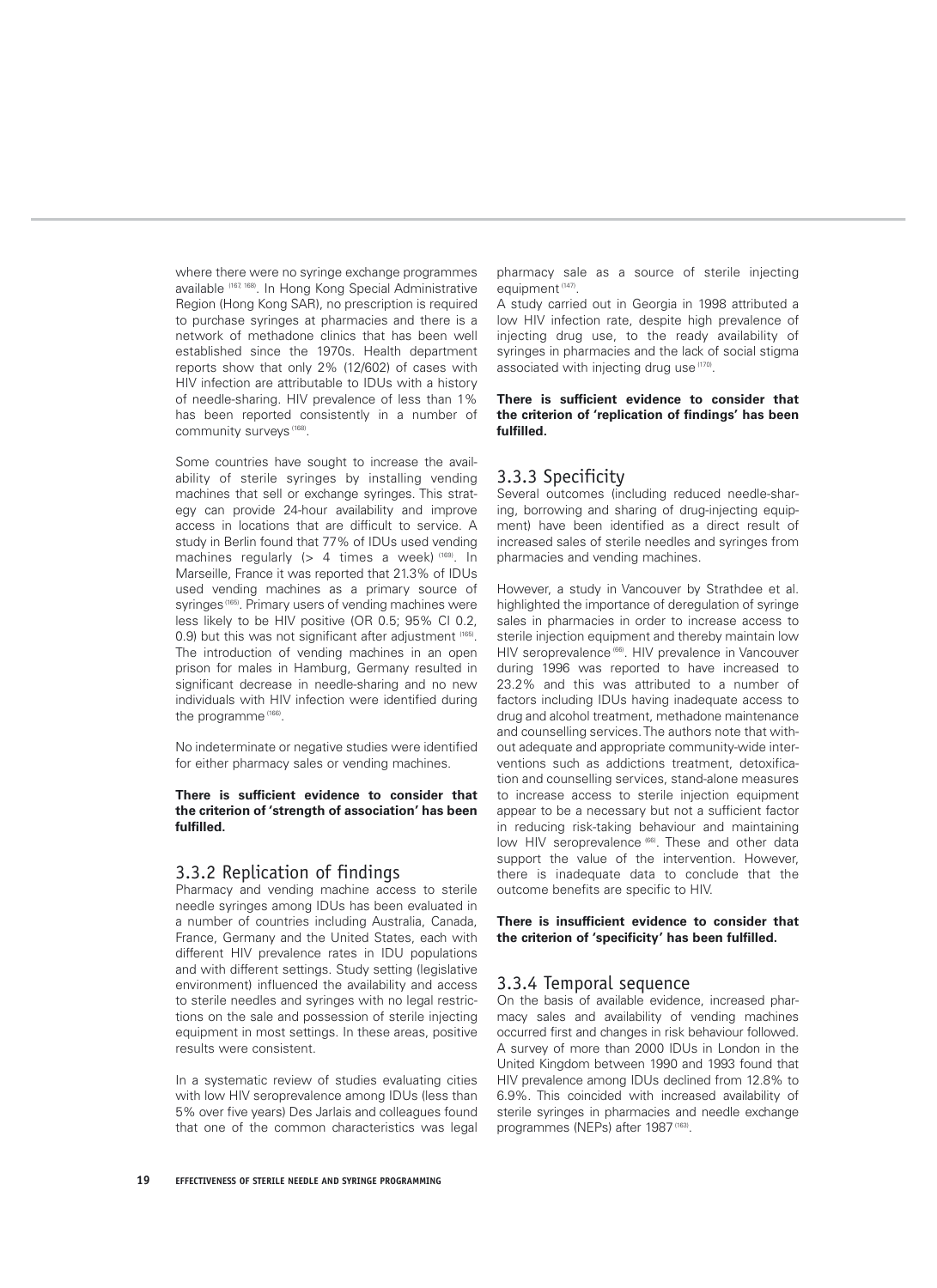where there were no syringe exchange programmes available [167, 168]. In Hong Kong Special Administrative Region (Hong Kong SAR), no prescription is required to purchase syringes at pharmacies and there is a network of methadone clinics that has been well established since the 1970s. Health department reports show that only 2% (12/602) of cases with HIV infection are attributable to IDUs with a history of needle-sharing. HIV prevalence of less than 1% has been reported consistently in a number of community surveys [168].

Some countries have sought to increase the availability of sterile syringes by installing vending machines that sell or exchange syringes. This strategy can provide 24-hour availability and improve access in locations that are difficult to service. A study in Berlin found that 77% of IDUs used vending machines regularly (> 4 times a week) [169]. In Marseille, France it was reported that 21.3% of IDUs used vending machines as a primary source of syringes [165]. Primary users of vending machines were less likely to be HIV positive (OR 0.5; 95% CI 0.2, 0.9) but this was not significant after adjustment [165]. The introduction of vending machines in an open prison for males in Hamburg, Germany resulted in significant decrease in needle-sharing and no new individuals with HIV infection were identified during the programme [166].

No indeterminate or negative studies were identified for either pharmacy sales or vending machines.

**There is sufficient evidence to consider that the criterion of 'strength of association' has been fulfilled.**

### 3.3.2 Replication of findings

Pharmacy and vending machine access to sterile needle syringes among IDUs has been evaluated in a number of countries including Australia, Canada, France, Germany and the United States, each with different HIV prevalence rates in IDU populations and with different settings. Study setting (legislative environment) influenced the availability and access to sterile needles and syringes with no legal restrictions on the sale and possession of sterile injecting equipment in most settings. In these areas, positive results were consistent.

In a systematic review of studies evaluating cities with low HIV seroprevalence among IDUs (less than 5% over five years) Des Jarlais and colleagues found that one of the common characteristics was legal pharmacy sale as a source of sterile injecting equipment [147].

A study carried out in Georgia in 1998 attributed a low HIV infection rate, despite high prevalence of injecting drug use, to the ready availability of syringes in pharmacies and the lack of social stigma associated with injecting drug use [170].

**There is sufficient evidence to consider that the criterion of 'replication of findings' has been fulfilled.**

### 3.3.3 Specificity

Several outcomes (including reduced needle-sharing, borrowing and sharing of drug-injecting equipment) have been identified as a direct result of increased sales of sterile needles and syringes from pharmacies and vending machines.

However, a study in Vancouver by Strathdee et al. highlighted the importance of deregulation of syringe sales in pharmacies in order to increase access to sterile injection equipment and thereby maintain low HIV seroprevalence [66]. HIV prevalence in Vancouver during 1996 was reported to have increased to 23.2% and this was attributed to a number of factors including IDUs having inadequate access to drug and alcohol treatment, methadone maintenance and counselling services. The authors note that without adequate and appropriate community-wide interventions such as addictions treatment, detoxification and counselling services, stand-alone measures to increase access to sterile injection equipment appear to be a necessary but not a sufficient factor in reducing risk-taking behaviour and maintaining low HIV seroprevalence [66]. These and other data support the value of the intervention. However, there is inadequate data to conclude that the outcome benefits are specific to HIV.

**There is insufficient evidence to consider that the criterion of 'specificity' has been fulfilled.**

### 3.3.4 Temporal sequence

On the basis of available evidence, increased pharmacy sales and availability of vending machines occurred first and changes in risk behaviour followed. A survey of more than 2000 IDUs in London in the United Kingdom between 1990 and 1993 found that HIV prevalence among IDUs declined from 12.8% to 6.9%. This coincided with increased availability of sterile syringes in pharmacies and needle exchange programmes (NEPs) after 1987 [163].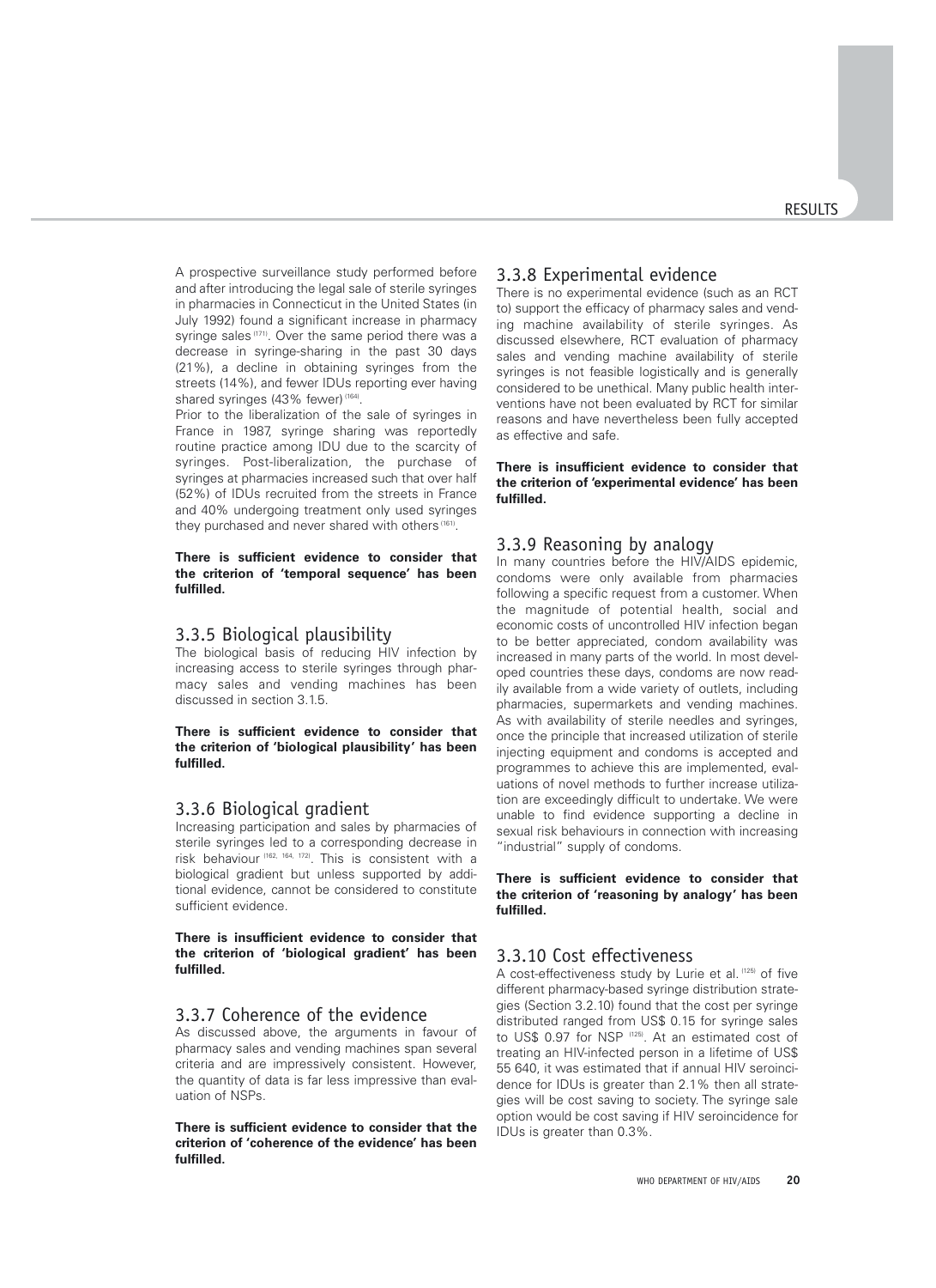A prospective surveillance study performed before and after introducing the legal sale of sterile syringes in pharmacies in Connecticut in the United States (in July 1992) found a significant increase in pharmacy syringe sales [171]. Over the same period there was a decrease in syringe-sharing in the past 30 days (21%), a decline in obtaining syringes from the streets (14%), and fewer IDUs reporting ever having shared syringes (43% fewer) [164].

Prior to the liberalization of the sale of syringes in France in 1987, syringe sharing was reportedly routine practice among IDU due to the scarcity of syringes. Post-liberalization, the purchase of syringes at pharmacies increased such that over half (52%) of IDUs recruited from the streets in France and 40% undergoing treatment only used syringes they purchased and never shared with others [161].

**There is sufficient evidence to consider that the criterion of 'temporal sequence' has been fulfilled.**

### 3.3.5 Biological plausibility

The biological basis of reducing HIV infection by increasing access to sterile syringes through pharmacy sales and vending machines has been discussed in section 3.1.5.

**There is sufficient evidence to consider that the criterion of 'biological plausibility' has been fulfilled.**

### 3.3.6 Biological gradient

Increasing participation and sales by pharmacies of sterile syringes led to a corresponding decrease in risk behaviour [162, 164, 172]. This is consistent with a biological gradient but unless supported by additional evidence, cannot be considered to constitute sufficient evidence.

**There is insufficient evidence to consider that the criterion of 'biological gradient' has been fulfilled.**

### 3.3.7 Coherence of the evidence

As discussed above, the arguments in favour of pharmacy sales and vending machines span several criteria and are impressively consistent. However, the quantity of data is far less impressive than evaluation of NSPs.

**There is sufficient evidence to consider that the criterion of 'coherence of the evidence' has been fulfilled.**

### 3.3.8 Experimental evidence

There is no experimental evidence (such as an RCT to) support the efficacy of pharmacy sales and vending machine availability of sterile syringes. As discussed elsewhere, RCT evaluation of pharmacy sales and vending machine availability of sterile syringes is not feasible logistically and is generally considered to be unethical. Many public health interventions have not been evaluated by RCT for similar reasons and have nevertheless been fully accepted as effective and safe.

**There is insufficient evidence to consider that the criterion of 'experimental evidence' has been fulfilled.**

### 3.3.9 Reasoning by analogy

In many countries before the HIV/AIDS epidemic, condoms were only available from pharmacies following a specific request from a customer. When the magnitude of potential health, social and economic costs of uncontrolled HIV infection began to be better appreciated, condom availability was increased in many parts of the world. In most developed countries these days, condoms are now readily available from a wide variety of outlets, including pharmacies, supermarkets and vending machines. As with availability of sterile needles and syringes, once the principle that increased utilization of sterile injecting equipment and condoms is accepted and programmes to achieve this are implemented, evaluations of novel methods to further increase utilization are exceedingly difficult to undertake. We were unable to find evidence supporting a decline in sexual risk behaviours in connection with increasing "industrial" supply of condoms.

**There is sufficient evidence to consider that the criterion of 'reasoning by analogy' has been fulfilled.**

### 3.3.10 Cost effectiveness

A cost-effectiveness study by Lurie et al. [125] of five different pharmacy-based syringe distribution strategies (Section 3.2.10) found that the cost per syringe distributed ranged from US$ 0.15 for syringe sales to US$ 0.97 for NSP [125]. At an estimated cost of treating an HIV-infected person in a lifetime of US$ 55 640, it was estimated that if annual HIV seroincidence for IDUs is greater than 2.1% then all strategies will be cost saving to society. The syringe sale option would be cost saving if HIV seroincidence for IDUs is greater than 0.3%.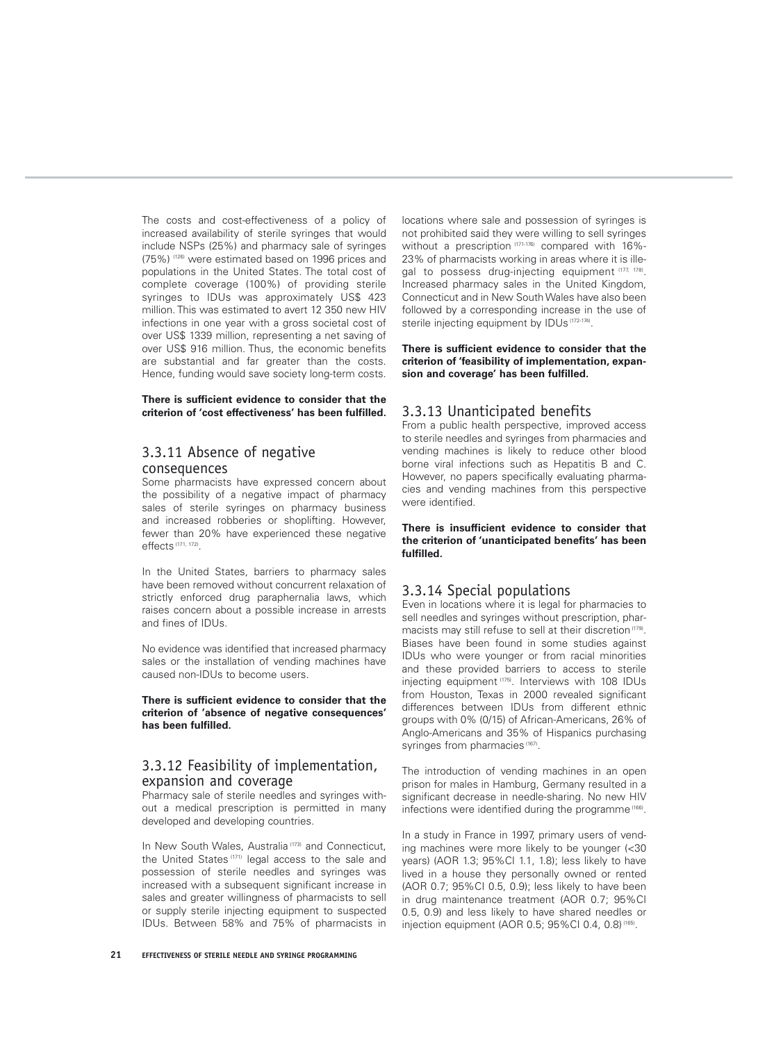The costs and cost-effectiveness of a policy of increased availability of sterile syringes that would include NSPs (25%) and pharmacy sale of syringes (75%) [126] were estimated based on 1996 prices and populations in the United States. The total cost of complete coverage (100%) of providing sterile syringes to IDUs was approximately US$ 423 million. This was estimated to avert 12 350 new HIV infections in one year with a gross societal cost of over US$ 1339 million, representing a net saving of over US$ 916 million. Thus, the economic benefits are substantial and far greater than the costs. Hence, funding would save society long-term costs.

**There is sufficient evidence to consider that the criterion of 'cost effectiveness' has been fulfilled.**

### 3.3.11 Absence of negative consequences

Some pharmacists have expressed concern about the possibility of a negative impact of pharmacy sales of sterile syringes on pharmacy business and increased robberies or shoplifting. However, fewer than 20% have experienced these negative effects [171, 172].

In the United States, barriers to pharmacy sales have been removed without concurrent relaxation of strictly enforced drug paraphernalia laws, which raises concern about a possible increase in arrests and fines of IDUs.

No evidence was identified that increased pharmacy sales or the installation of vending machines have caused non-IDUs to become users.

**There is sufficient evidence to consider that the criterion of 'absence of negative consequences' has been fulfilled.**

### 3.3.12 Feasibility of implementation, expansion and coverage

Pharmacy sale of sterile needles and syringes without a medical prescription is permitted in many developed and developing countries.

In New South Wales, Australia [173] and Connecticut, the United States [171] legal access to the sale and possession of sterile needles and syringes was increased with a subsequent significant increase in sales and greater willingness of pharmacists to sell or supply sterile injecting equipment to suspected IDUs. Between 58% and 75% of pharmacists in locations where sale and possession of syringes is not prohibited said they were willing to sell syringes without a prescription [171-176] compared with 16%-23% of pharmacists working in areas where it is illegal to possess drug-injecting equipment [177, 178]. Increased pharmacy sales in the United Kingdom, Connecticut and in New South Wales have also been followed by a corresponding increase in the use of sterile injecting equipment by IDUs [172-174].

**There is sufficient evidence to consider that the criterion of 'feasibility of implementation, expansion and coverage' has been fulfilled.**

### 3.3.13 Unanticipated benefits

From a public health perspective, improved access to sterile needles and syringes from pharmacies and vending machines is likely to reduce other blood borne viral infections such as Hepatitis B and C. However, no papers specifically evaluating pharmacies and vending machines from this perspective were identified.

**There is insufficient evidence to consider that the criterion of 'unanticipated benefits' has been fulfilled.**

### 3.3.14 Special populations

Even in locations where it is legal for pharmacies to sell needles and syringes without prescription, pharmacists may still refuse to sell at their discretion [179]. Biases have been found in some studies against IDUs who were younger or from racial minorities and these provided barriers to access to sterile injecting equipment [175]. Interviews with 108 IDUs from Houston, Texas in 2000 revealed significant differences between IDUs from different ethnic groups with 0% (0/15) of African-Americans, 26% of Anglo-Americans and 35% of Hispanics purchasing syringes from pharmacies [167].

The introduction of vending machines in an open prison for males in Hamburg, Germany resulted in a significant decrease in needle-sharing. No new HIV infections were identified during the programme [166].

In a study in France in 1997, primary users of vending machines were more likely to be younger (<30 years) (AOR 1.3; 95%CI 1.1, 1.8); less likely to have lived in a house they personally owned or rented (AOR 0.7; 95%CI 0.5, 0.9); less likely to have been in drug maintenance treatment (AOR 0.7; 95%CI 0.5, 0.9) and less likely to have shared needles or injection equipment (AOR 0.5; 95%CI 0.4, 0.8) [165].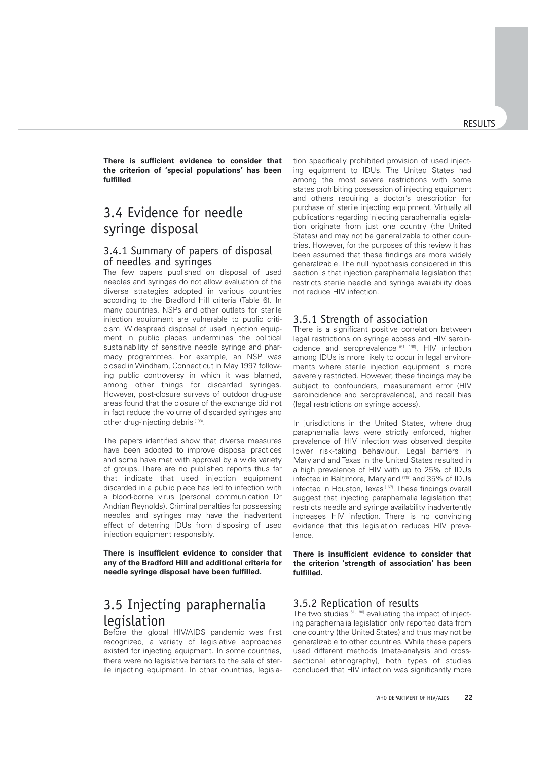**There is sufficient evidence to consider that the criterion of 'special populations' has been fulfilled**.

## 3.4 Evidence for needle syringe disposal

### 3.4.1 Summary of papers of disposal of needles and syringes

The few papers published on disposal of used needles and syringes do not allow evaluation of the diverse strategies adopted in various countries according to the Bradford Hill criteria (Table 6). In many countries, NSPs and other outlets for sterile injection equipment are vulnerable to public criticism. Widespread disposal of used injection equipment in public places undermines the political sustainability of sensitive needle syringe and pharmacy programmes. For example, an NSP was closed in Windham, Connecticut in May 1997 following public controversy in which it was blamed, among other things for discarded syringes. However, post-closure surveys of outdoor drug-use areas found that the closure of the exchange did not in fact reduce the volume of discarded syringes and other drug-injecting debris [108].

The papers identified show that diverse measures have been adopted to improve disposal practices and some have met with approval by a wide variety of groups. There are no published reports thus far that indicate that used injection equipment discarded in a public place has led to infection with a blood-borne virus (personal communication Dr Andrian Reynolds). Criminal penalties for possessing needles and syringes may have the inadvertent effect of deterring IDUs from disposing of used injection equipment responsibly.

**There is insufficient evidence to consider that any of the Bradford Hill and additional criteria for needle syringe disposal have been fulfilled.**

## 3.5 Injecting paraphernalia legislation

Before the global HIV/AIDS pandemic was first recognized, a variety of legislative approaches existed for injecting equipment. In some countries, there were no legislative barriers to the sale of sterile injecting equipment. In other countries, legislation specifically prohibited provision of used injecting equipment to IDUs. The United States had among the most severe restrictions with some states prohibiting possession of injecting equipment and others requiring a doctor's prescription for purchase of sterile injecting equipment. Virtually all publications regarding injecting paraphernalia legislation originate from just one country (the United States) and may not be generalizable to other countries. However, for the purposes of this review it has been assumed that these findings are more widely generalizable. The null hypothesis considered in this section is that injection paraphernalia legislation that restricts sterile needle and syringe availability does not reduce HIV infection.

### 3.5.1 Strength of association

There is a significant positive correlation between legal restrictions on syringe access and HIV seroincidence and seroprevalence [61, 180]. HIV infection among IDUs is more likely to occur in legal environments where sterile injection equipment is more severely restricted. However, these findings may be subject to confounders, measurement error (HIV seroincidence and seroprevalence), and recall bias (legal restrictions on syringe access).

In jurisdictions in the United States, where drug paraphernalia laws were strictly enforced, higher prevalence of HIV infection was observed despite lower risk-taking behaviour. Legal barriers in Maryland and Texas in the United States resulted in a high prevalence of HIV with up to 25% of IDUs infected in Baltimore, Maryland [119] and 35% of IDUs infected in Houston, Texas [167]. These findings overall suggest that injecting paraphernalia legislation that restricts needle and syringe availability inadvertently increases HIV infection. There is no convincing evidence that this legislation reduces HIV prevalence.

**There is insufficient evidence to consider that the criterion 'strength of association' has been fulfilled.**

### 3.5.2 Replication of results

The two studies [61, 180] evaluating the impact of injecting paraphernalia legislation only reported data from one country (the United States) and thus may not be generalizable to other countries. While these papers used different methods (meta-analysis and cross-sectional ethnography), both types of studies concluded that HIV infection was significantly more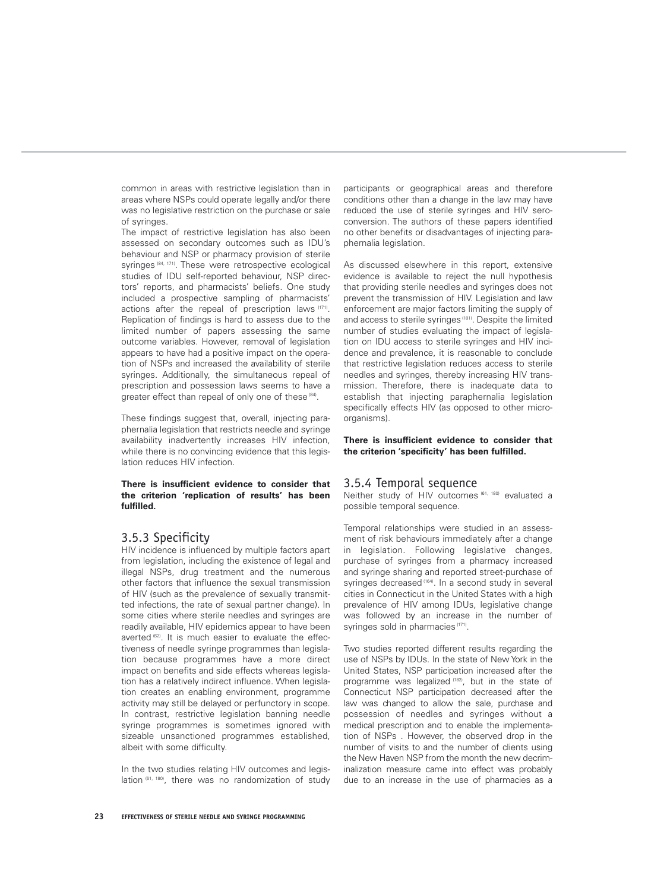common in areas with restrictive legislation than in areas where NSPs could operate legally and/or there was no legislative restriction on the purchase or sale of syringes.

The impact of restrictive legislation has also been assessed on secondary outcomes such as IDU's behaviour and NSP or pharmacy provision of sterile syringes [84, 171]. These were retrospective ecological studies of IDU self-reported behaviour, NSP directors' reports, and pharmacists' beliefs. One study included a prospective sampling of pharmacists' actions after the repeal of prescription laws [171]. Replication of findings is hard to assess due to the limited number of papers assessing the same outcome variables. However, removal of legislation appears to have had a positive impact on the operation of NSPs and increased the availability of sterile syringes. Additionally, the simultaneous repeal of prescription and possession laws seems to have a greater effect than repeal of only one of these [84].

These findings suggest that, overall, injecting paraphernalia legislation that restricts needle and syringe availability inadvertently increases HIV infection, while there is no convincing evidence that this legislation reduces HIV infection.

**There is insufficient evidence to consider that the criterion 'replication of results' has been fulfilled.**

### 3.5.3 Specificity

HIV incidence is influenced by multiple factors apart from legislation, including the existence of legal and illegal NSPs, drug treatment and the numerous other factors that influence the sexual transmission of HIV (such as the prevalence of sexually transmitted infections, the rate of sexual partner change). In some cities where sterile needles and syringes are readily available, HIV epidemics appear to have been averted [62]. It is much easier to evaluate the effectiveness of needle syringe programmes than legislation because programmes have a more direct impact on benefits and side effects whereas legislation has a relatively indirect influence. When legislation creates an enabling environment, programme activity may still be delayed or perfunctory in scope. In contrast, restrictive legislation banning needle syringe programmes is sometimes ignored with sizeable unsanctioned programmes established, albeit with some difficulty.

In the two studies relating HIV outcomes and legislation [61, 180], there was no randomization of study participants or geographical areas and therefore conditions other than a change in the law may have reduced the use of sterile syringes and HIV seroconversion. The authors of these papers identified no other benefits or disadvantages of injecting paraphernalia legislation.

As discussed elsewhere in this report, extensive evidence is available to reject the null hypothesis that providing sterile needles and syringes does not prevent the transmission of HIV. Legislation and law enforcement are major factors limiting the supply of and access to sterile syringes [181]. Despite the limited number of studies evaluating the impact of legislation on IDU access to sterile syringes and HIV incidence and prevalence, it is reasonable to conclude that restrictive legislation reduces access to sterile needles and syringes, thereby increasing HIV transmission. Therefore, there is inadequate data to establish that injecting paraphernalia legislation specifically effects HIV (as opposed to other microorganisms).

**There is insufficient evidence to consider that the criterion 'specificity' has been fulfilled.**

### 3.5.4 Temporal sequence

Neither study of HIV outcomes [61, 180] evaluated a possible temporal sequence.

Temporal relationships were studied in an assessment of risk behaviours immediately after a change in legislation. Following legislative changes, purchase of syringes from a pharmacy increased and syringe sharing and reported street-purchase of syringes decreased [164]. In a second study in several cities in Connecticut in the United States with a high prevalence of HIV among IDUs, legislative change was followed by an increase in the number of syringes sold in pharmacies [171].

Two studies reported different results regarding the use of NSPs by IDUs. In the state of New York in the United States, NSP participation increased after the programme was legalized [182], but in the state of Connecticut NSP participation decreased after the law was changed to allow the sale, purchase and possession of needles and syringes without a medical prescription and to enable the implementation of NSPs . However, the observed drop in the number of visits to and the number of clients using the New Haven NSP from the month the new decriminalization measure came into effect was probably due to an increase in the use of pharmacies as a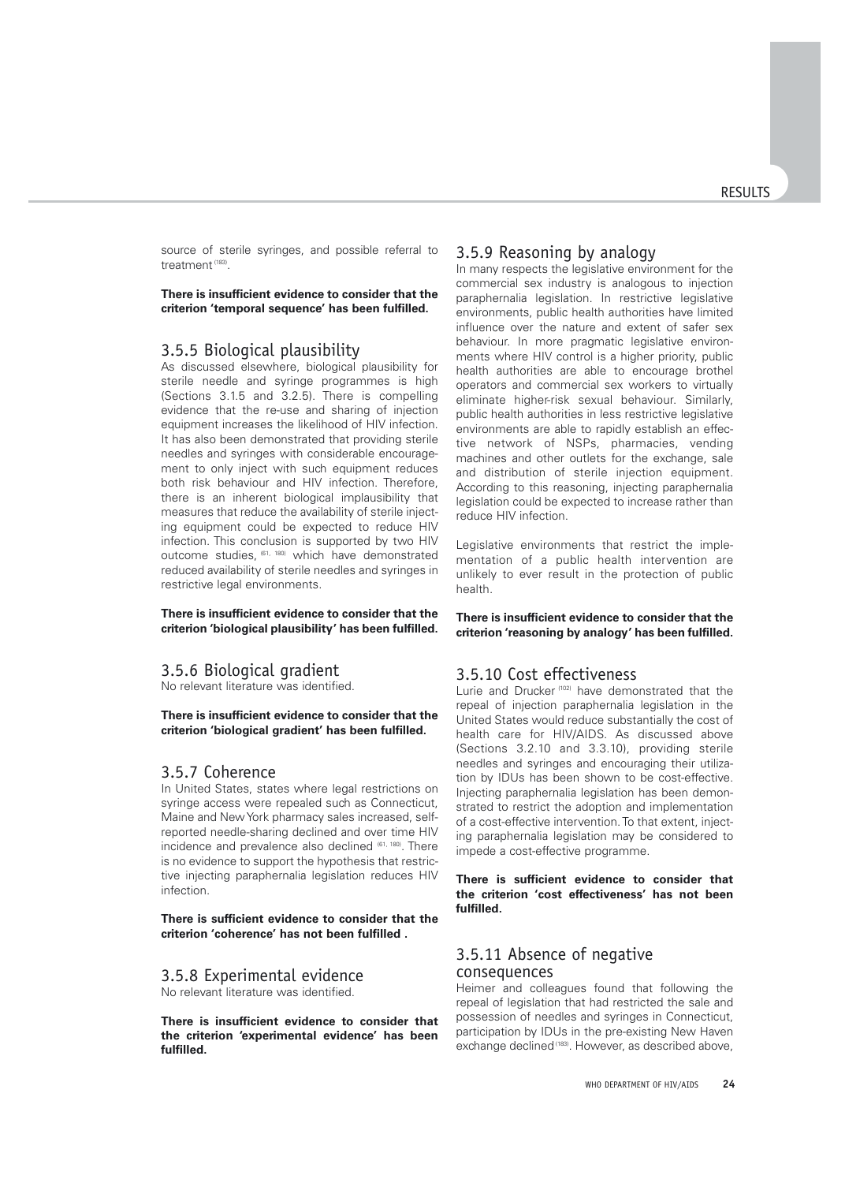source of sterile syringes, and possible referral to treatment [183].

**There is insufficient evidence to consider that the criterion 'temporal sequence' has been fulfilled.**

### 3.5.5 Biological plausibility

As discussed elsewhere, biological plausibility for sterile needle and syringe programmes is high (Sections 3.1.5 and 3.2.5). There is compelling evidence that the re-use and sharing of injection equipment increases the likelihood of HIV infection. It has also been demonstrated that providing sterile needles and syringes with considerable encouragement to only inject with such equipment reduces both risk behaviour and HIV infection. Therefore, there is an inherent biological implausibility that measures that reduce the availability of sterile injecting equipment could be expected to reduce HIV infection. This conclusion is supported by two HIV outcome studies, [61, 180] which have demonstrated reduced availability of sterile needles and syringes in restrictive legal environments.

**There is insufficient evidence to consider that the criterion 'biological plausibility' has been fulfilled.**

### 3.5.6 Biological gradient

No relevant literature was identified.

**There is insufficient evidence to consider that the criterion 'biological gradient' has been fulfilled.**

### 3.5.7 Coherence

In United States, states where legal restrictions on syringe access were repealed such as Connecticut, Maine and New York pharmacy sales increased, self-reported needle-sharing declined and over time HIV incidence and prevalence also declined [61, 180]. There is no evidence to support the hypothesis that restrictive injecting paraphernalia legislation reduces HIV infection.

**There is sufficient evidence to consider that the criterion 'coherence' has not been fulfilled .**

### 3.5.8 Experimental evidence

No relevant literature was identified.

**There is insufficient evidence to consider that the criterion 'experimental evidence' has been fulfilled.**

### 3.5.9 Reasoning by analogy

In many respects the legislative environment for the commercial sex industry is analogous to injection paraphernalia legislation. In restrictive legislative environments, public health authorities have limited influence over the nature and extent of safer sex behaviour. In more pragmatic legislative environments where HIV control is a higher priority, public health authorities are able to encourage brothel operators and commercial sex workers to virtually eliminate higher-risk sexual behaviour. Similarly, public health authorities in less restrictive legislative environments are able to rapidly establish an effective network of NSPs, pharmacies, vending machines and other outlets for the exchange, sale and distribution of sterile injection equipment. According to this reasoning, injecting paraphernalia legislation could be expected to increase rather than reduce HIV infection.

Legislative environments that restrict the implementation of a public health intervention are unlikely to ever result in the protection of public health.

**There is insufficient evidence to consider that the criterion 'reasoning by analogy' has been fulfilled.**

### 3.5.10 Cost effectiveness

Lurie and Drucker [102] have demonstrated that the repeal of injection paraphernalia legislation in the United States would reduce substantially the cost of health care for HIV/AIDS. As discussed above (Sections 3.2.10 and 3.3.10), providing sterile needles and syringes and encouraging their utilization by IDUs has been shown to be cost-effective. Injecting paraphernalia legislation has been demonstrated to restrict the adoption and implementation of a cost-effective intervention. To that extent, injecting paraphernalia legislation may be considered to impede a cost-effective programme.

**There is sufficient evidence to consider that the criterion 'cost effectiveness' has not been fulfilled.**

### 3.5.11 Absence of negative consequences

Heimer and colleagues found that following the repeal of legislation that had restricted the sale and possession of needles and syringes in Connecticut, participation by IDUs in the pre-existing New Haven exchange declined [183]. However, as described above,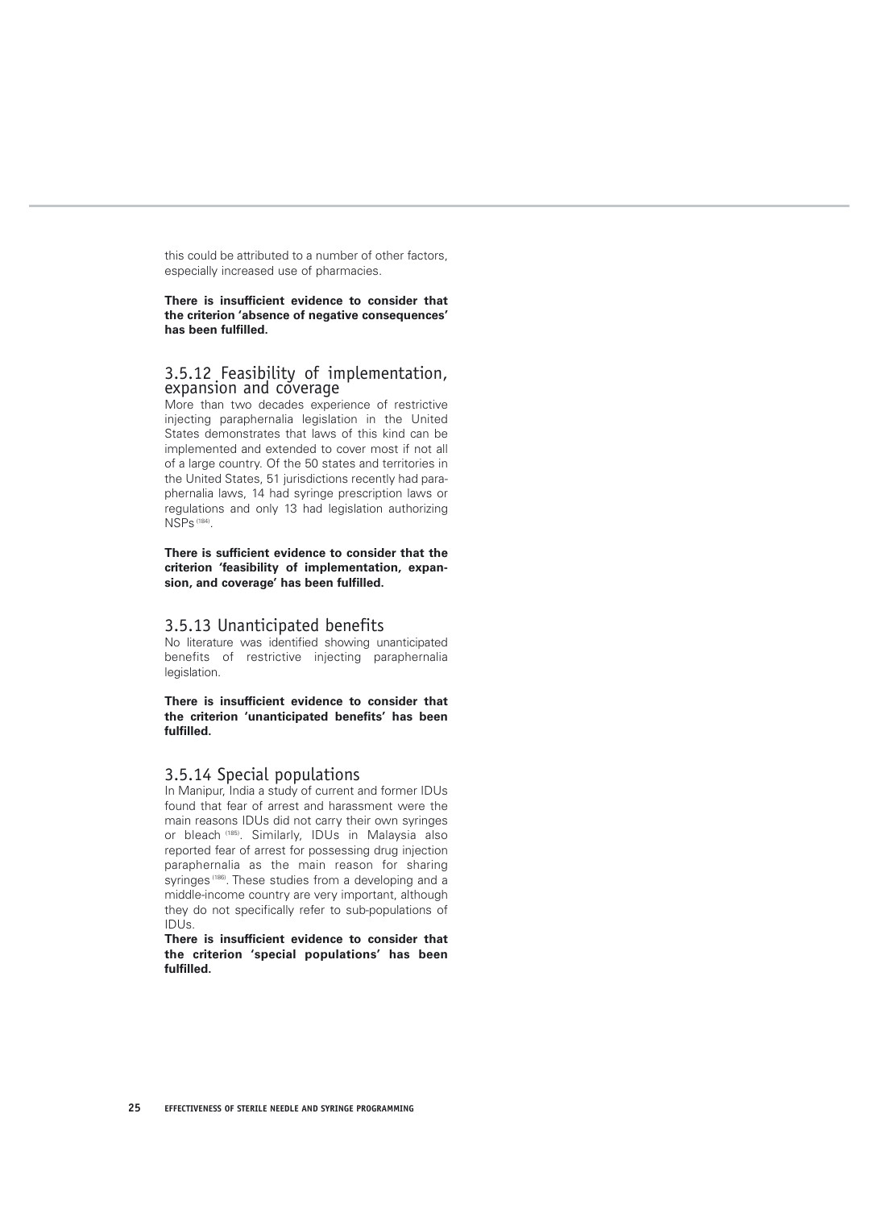this could be attributed to a number of other factors, especially increased use of pharmacies.

**There is insufficient evidence to consider that the criterion 'absence of negative consequences' has been fulfilled.**

### 3.5.12 Feasibility of implementation, expansion and coverage

More than two decades experience of restrictive injecting paraphernalia legislation in the United States demonstrates that laws of this kind can be implemented and extended to cover most if not all of a large country. Of the 50 states and territories in the United States, 51 jurisdictions recently had paraphernalia laws, 14 had syringe prescription laws or regulations and only 13 had legislation authorizing NSPs [184].

**There is sufficient evidence to consider that the criterion 'feasibility of implementation, expansion, and coverage' has been fulfilled.**

### 3.5.13 Unanticipated benefits

No literature was identified showing unanticipated benefits of restrictive injecting paraphernalia legislation.

**There is insufficient evidence to consider that the criterion 'unanticipated benefits' has been fulfilled.**

### 3.5.14 Special populations

In Manipur, India a study of current and former IDUs found that fear of arrest and harassment were the main reasons IDUs did not carry their own syringes or bleach [185]. Similarly, IDUs in Malaysia also reported fear of arrest for possessing drug injection paraphernalia as the main reason for sharing syringes [186]. These studies from a developing and a middle-income country are very important, although they do not specifically refer to sub-populations of IDUs.

**There is insufficient evidence to consider that the criterion 'special populations' has been fulfilled.**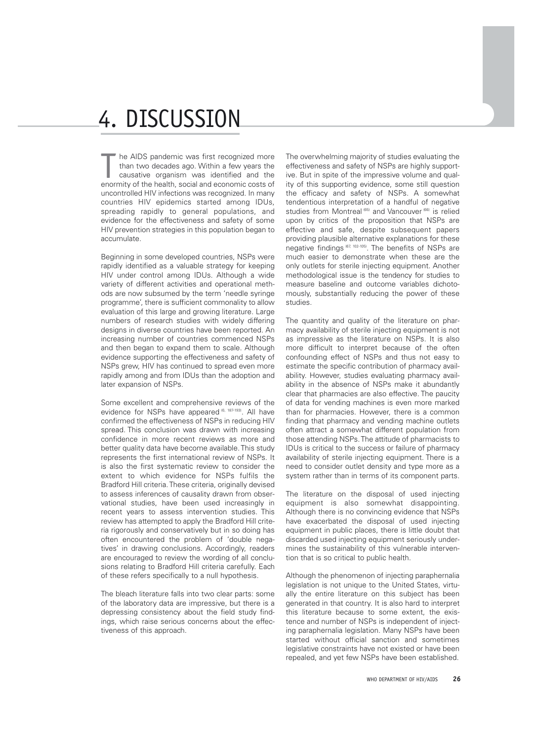# 4. DISCUSSION

The AIDS pandemic was first recognized more than two decades ago. Within a few years the causative organism was identified and the enormity of the health, social and economic costs of uncontrolled HIV infections was recognized. In many countries HIV epidemics started among IDUs, spreading rapidly to general populations, and evidence for the effectiveness and safety of some HIV prevention strategies in this population began to accumulate.

Beginning in some developed countries, NSPs were rapidly identified as a valuable strategy for keeping HIV under control among IDUs. Although a wide variety of different activities and operational methods are now subsumed by the term 'needle syringe programme', there is sufficient commonality to allow evaluation of this large and growing literature. Large numbers of research studies with widely differing designs in diverse countries have been reported. An increasing number of countries commenced NSPs and then began to expand them to scale. Although evidence supporting the effectiveness and safety of NSPs grew, HIV has continued to spread even more rapidly among and from IDUs than the adoption and later expansion of NSPs.

Some excellent and comprehensive reviews of the evidence for NSPs have appeared [6, 187-193]. All have confirmed the effectiveness of NSPs in reducing HIV spread. This conclusion was drawn with increasing confidence in more recent reviews as more and better quality data have become available. This study represents the first international review of NSPs. It is also the first systematic review to consider the extent to which evidence for NSPs fulfils the Bradford Hill criteria. These criteria, originally devised to assess inferences of causality drawn from observational studies, have been used increasingly in recent years to assess intervention studies. This review has attempted to apply the Bradford Hill criteria rigorously and conservatively but in so doing has often encountered the problem of 'double negatives' in drawing conclusions. Accordingly, readers are encouraged to review the wording of all conclusions relating to Bradford Hill criteria carefully. Each of these refers specifically to a null hypothesis.

The bleach literature falls into two clear parts: some of the laboratory data are impressive, but there is a depressing consistency about the field study findings, which raise serious concerns about the effectiveness of this approach.

The overwhelming majority of studies evaluating the effectiveness and safety of NSPs are highly supportive. But in spite of the impressive volume and quality of this supporting evidence, some still question the efficacy and safety of NSPs. A somewhat tendentious interpretation of a handful of negative studies from Montreal [65] and Vancouver [66] is relied upon by critics of the proposition that NSPs are effective and safe, despite subsequent papers providing plausible alternative explanations for these negative findings [67, 102-105]. The benefits of NSPs are much easier to demonstrate when these are the only outlets for sterile injecting equipment. Another methodological issue is the tendency for studies to measure baseline and outcome variables dichotomously, substantially reducing the power of these studies.

The quantity and quality of the literature on pharmacy availability of sterile injecting equipment is not as impressive as the literature on NSPs. It is also more difficult to interpret because of the often confounding effect of NSPs and thus not easy to estimate the specific contribution of pharmacy availability. However, studies evaluating pharmacy availability in the absence of NSPs make it abundantly clear that pharmacies are also effective. The paucity of data for vending machines is even more marked than for pharmacies. However, there is a common finding that pharmacy and vending machine outlets often attract a somewhat different population from those attending NSPs. The attitude of pharmacists to IDUs is critical to the success or failure of pharmacy availability of sterile injecting equipment. There is a need to consider outlet density and type more as a system rather than in terms of its component parts.

The literature on the disposal of used injecting equipment is also somewhat disappointing. Although there is no convincing evidence that NSPs have exacerbated the disposal of used injecting equipment in public places, there is little doubt that discarded used injecting equipment seriously undermines the sustainability of this vulnerable intervention that is so critical to public health.

Although the phenomenon of injecting paraphernalia legislation is not unique to the United States, virtually the entire literature on this subject has been generated in that country. It is also hard to interpret this literature because to some extent, the existence and number of NSPs is independent of injecting paraphernalia legislation. Many NSPs have been started without official sanction and sometimes legislative constraints have not existed or have been repealed, and yet few NSPs have been established.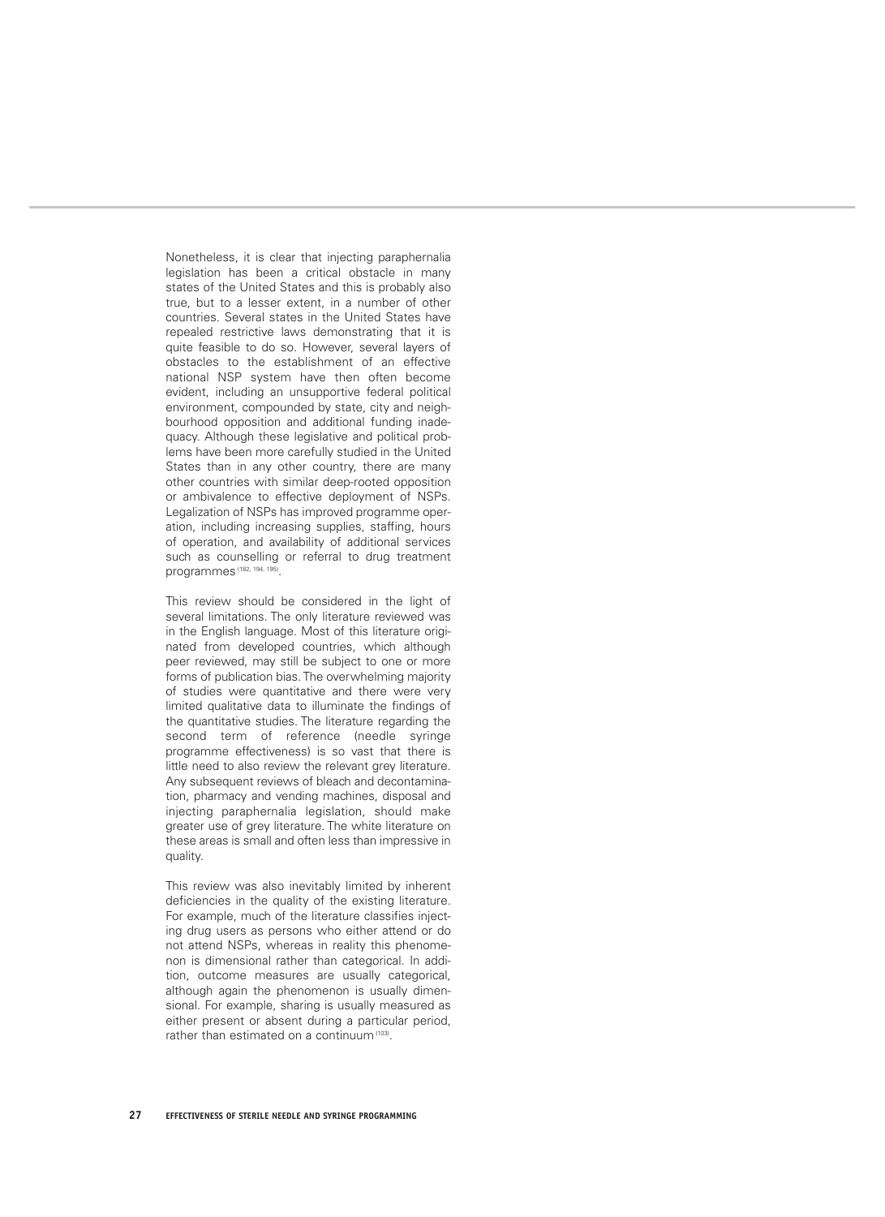Nonetheless, it is clear that injecting paraphernalia legislation has been a critical obstacle in many states of the United States and this is probably also true, but to a lesser extent, in a number of other countries. Several states in the United States have repealed restrictive laws demonstrating that it is quite feasible to do so. However, several layers of obstacles to the establishment of an effective national NSP system have then often become evident, including an unsupportive federal political environment, compounded by state, city and neighbourhood opposition and additional funding inadequacy. Although these legislative and political problems have been more carefully studied in the United States than in any other country, there are many other countries with similar deep-rooted opposition or ambivalence to effective deployment of NSPs. Legalization of NSPs has improved programme operation, including increasing supplies, staffing, hours of operation, and availability of additional services such as counselling or referral to drug treatment programmes [182, 194, 195].

This review should be considered in the light of several limitations. The only literature reviewed was in the English language. Most of this literature originated from developed countries, which although peer reviewed, may still be subject to one or more forms of publication bias. The overwhelming majority of studies were quantitative and there were very limited qualitative data to illuminate the findings of the quantitative studies. The literature regarding the second term of reference (needle syringe programme effectiveness) is so vast that there is little need to also review the relevant grey literature. Any subsequent reviews of bleach and decontamination, pharmacy and vending machines, disposal and injecting paraphernalia legislation, should make greater use of grey literature. The white literature on these areas is small and often less than impressive in quality.

This review was also inevitably limited by inherent deficiencies in the quality of the existing literature. For example, much of the literature classifies injecting drug users as persons who either attend or do not attend NSPs, whereas in reality this phenomenon is dimensional rather than categorical. In addition, outcome measures are usually categorical, although again the phenomenon is usually dimensional. For example, sharing is usually measured as either present or absent during a particular period, rather than estimated on a continuum [103].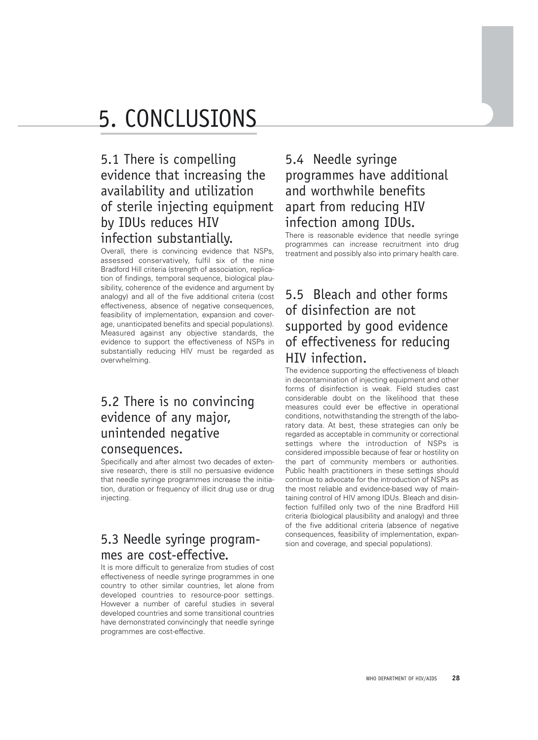# 5. CONCLUSIONS

## 5.1 There is compelling evidence that increasing the availability and utilization of sterile injecting equipment by IDUs reduces HIV infection substantially.

Overall, there is convincing evidence that NSPs, assessed conservatively, fulfil six of the nine Bradford Hill criteria (strength of association, replication of findings, temporal sequence, biological plausibility, coherence of the evidence and argument by analogy) and all of the five additional criteria (cost effectiveness, absence of negative consequences, feasibility of implementation, expansion and coverage, unanticipated benefits and special populations). Measured against any objective standards, the evidence to support the effectiveness of NSPs in substantially reducing HIV must be regarded as overwhelming.

## 5.2 There is no convincing evidence of any major, unintended negative consequences.

Specifically and after almost two decades of extensive research, there is still no persuasive evidence that needle syringe programmes increase the initiation, duration or frequency of illicit drug use or drug injecting.

## 5.3 Needle syringe programmes are cost-effective.

It is more difficult to generalize from studies of cost effectiveness of needle syringe programmes in one country to other similar countries, let alone from developed countries to resource-poor settings. However a number of careful studies in several developed countries and some transitional countries have demonstrated convincingly that needle syringe programmes are cost-effective.

## 5.4 Needle syringe programmes have additional and worthwhile benefits apart from reducing HIV infection among IDUs.

There is reasonable evidence that needle syringe programmes can increase recruitment into drug treatment and possibly also into primary health care.

## 5.5 Bleach and other forms of disinfection are not supported by good evidence of effectiveness for reducing HIV infection.

The evidence supporting the effectiveness of bleach in decontamination of injecting equipment and other forms of disinfection is weak. Field studies cast considerable doubt on the likelihood that these measures could ever be effective in operational conditions, notwithstanding the strength of the laboratory data. At best, these strategies can only be regarded as acceptable in community or correctional settings where the introduction of NSPs is considered impossible because of fear or hostility on the part of community members or authorities. Public health practitioners in these settings should continue to advocate for the introduction of NSPs as the most reliable and evidence-based way of maintaining control of HIV among IDUs. Bleach and disinfection fulfilled only two of the nine Bradford Hill criteria (biological plausibility and analogy) and three of the five additional criteria (absence of negative consequences, feasibility of implementation, expansion and coverage, and special populations).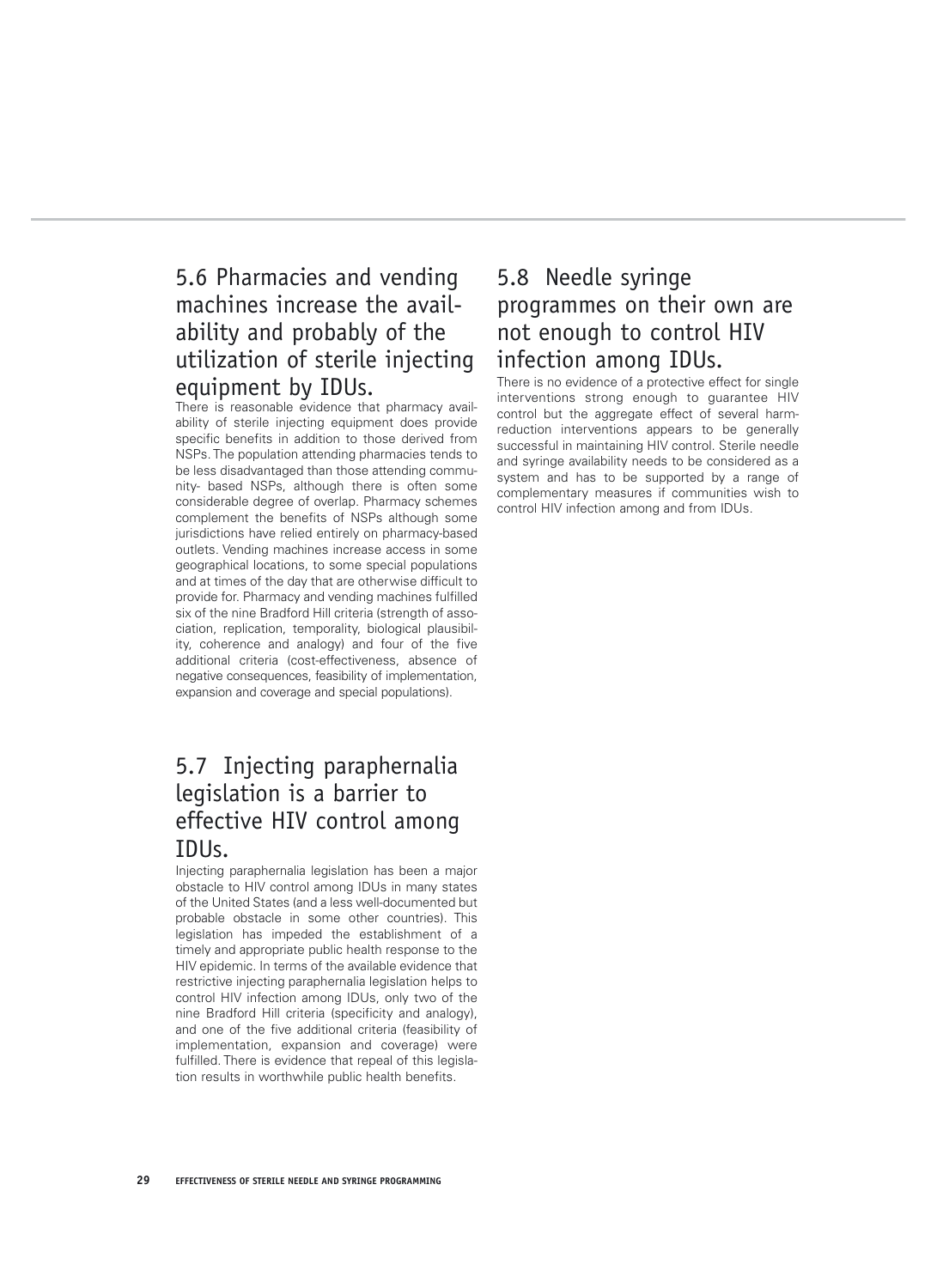## 5.6 Pharmacies and vending machines increase the availability and probably of the utilization of sterile injecting equipment by IDUs.

There is reasonable evidence that pharmacy availability of sterile injecting equipment does provide specific benefits in addition to those derived from NSPs. The population attending pharmacies tends to be less disadvantaged than those attending community- based NSPs, although there is often some considerable degree of overlap. Pharmacy schemes complement the benefits of NSPs although some jurisdictions have relied entirely on pharmacy-based outlets. Vending machines increase access in some geographical locations, to some special populations and at times of the day that are otherwise difficult to provide for. Pharmacy and vending machines fulfilled six of the nine Bradford Hill criteria (strength of association, replication, temporality, biological plausibility, coherence and analogy) and four of the five additional criteria (cost-effectiveness, absence of negative consequences, feasibility of implementation, expansion and coverage and special populations).

## 5.7 Injecting paraphernalia legislation is a barrier to effective HIV control among IDUs.

Injecting paraphernalia legislation has been a major obstacle to HIV control among IDUs in many states of the United States (and a less well-documented but probable obstacle in some other countries). This legislation has impeded the establishment of a timely and appropriate public health response to the HIV epidemic. In terms of the available evidence that restrictive injecting paraphernalia legislation helps to control HIV infection among IDUs, only two of the nine Bradford Hill criteria (specificity and analogy), and one of the five additional criteria (feasibility of implementation, expansion and coverage) were fulfilled. There is evidence that repeal of this legislation results in worthwhile public health benefits.

## 5.8 Needle syringe programmes on their own are not enough to control HIV infection among IDUs.

There is no evidence of a protective effect for single interventions strong enough to guarantee HIV control but the aggregate effect of several harm-reduction interventions appears to be generally successful in maintaining HIV control. Sterile needle and syringe availability needs to be considered as a system and has to be supported by a range of complementary measures if communities wish to control HIV infection among and from IDUs.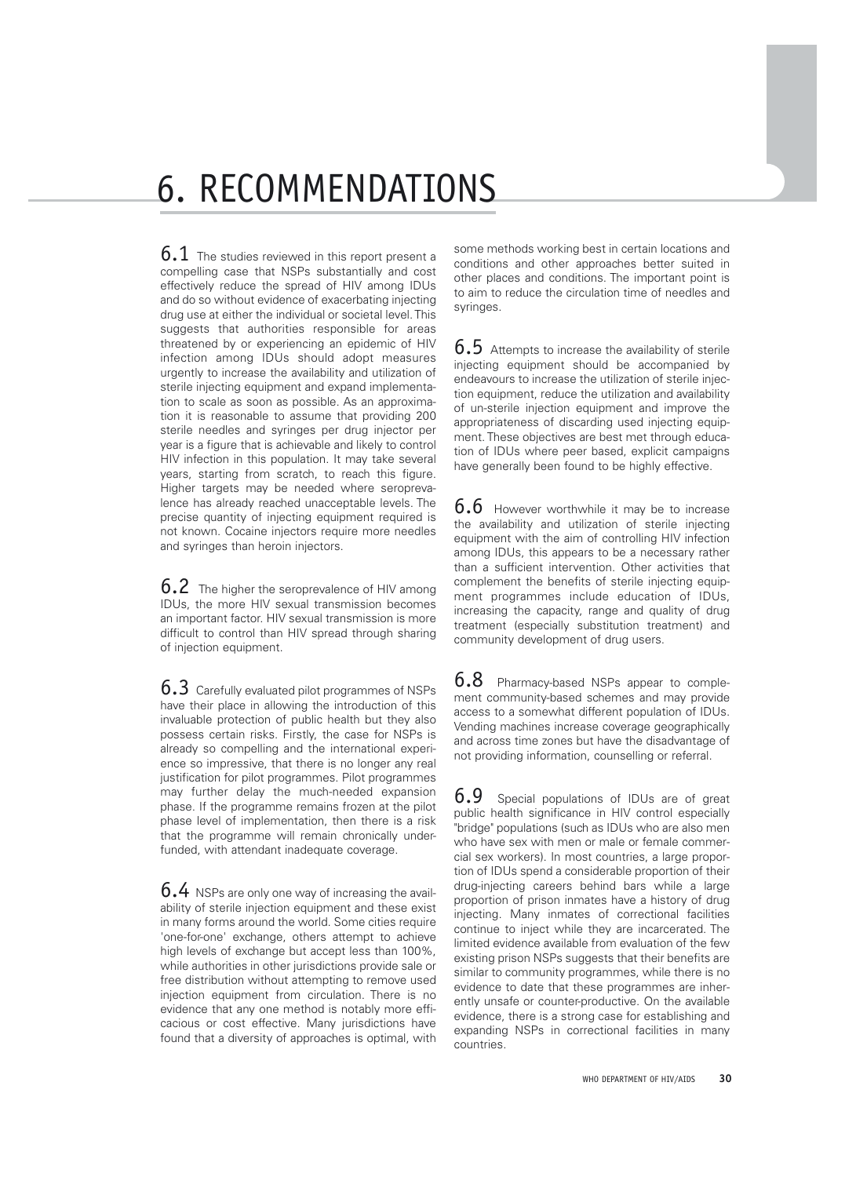# 6. RECOMMENDATIONS

**6.1** The studies reviewed in this report present a compelling case that NSPs substantially and cost effectively reduce the spread of HIV among IDUs and do so without evidence of exacerbating injecting drug use at either the individual or societal level. This suggests that authorities responsible for areas threatened by or experiencing an epidemic of HIV infection among IDUs should adopt measures urgently to increase the availability and utilization of sterile injecting equipment and expand implementation to scale as soon as possible. As an approximation it is reasonable to assume that providing 200 sterile needles and syringes per drug injector per year is a figure that is achievable and likely to control HIV infection in this population. It may take several years, starting from scratch, to reach this figure. Higher targets may be needed where seroprevalence has already reached unacceptable levels. The precise quantity of injecting equipment required is not known. Cocaine injectors require more needles and syringes than heroin injectors.

**6.2** The higher the seroprevalence of HIV among IDUs, the more HIV sexual transmission becomes an important factor. HIV sexual transmission is more difficult to control than HIV spread through sharing of injection equipment.

**6.3** Carefully evaluated pilot programmes of NSPs have their place in allowing the introduction of this invaluable protection of public health but they also possess certain risks. Firstly, the case for NSPs is already so compelling and the international experience so impressive, that there is no longer any real justification for pilot programmes. Pilot programmes may further delay the much-needed expansion phase. If the programme remains frozen at the pilot phase level of implementation, then there is a risk that the programme will remain chronically underfunded, with attendant inadequate coverage.

**6.4** NSPs are only one way of increasing the availability of sterile injection equipment and these exist in many forms around the world. Some cities require 'one-for-one' exchange, others attempt to achieve high levels of exchange but accept less than 100%, while authorities in other jurisdictions provide sale or free distribution without attempting to remove used injection equipment from circulation. There is no evidence that any one method is notably more efficacious or cost effective. Many jurisdictions have found that a diversity of approaches is optimal, with some methods working best in certain locations and conditions and other approaches better suited in other places and conditions. The important point is to aim to reduce the circulation time of needles and syringes.

**6.5** Attempts to increase the availability of sterile injecting equipment should be accompanied by endeavours to increase the utilization of sterile injection equipment, reduce the utilization and availability of un-sterile injection equipment and improve the appropriateness of discarding used injecting equipment. These objectives are best met through education of IDUs where peer based, explicit campaigns have generally been found to be highly effective.

**6.6** However worthwhile it may be to increase the availability and utilization of sterile injecting equipment with the aim of controlling HIV infection among IDUs, this appears to be a necessary rather than a sufficient intervention. Other activities that complement the benefits of sterile injecting equipment programmes include education of IDUs, increasing the capacity, range and quality of drug treatment (especially substitution treatment) and community development of drug users.

**6.8** Pharmacy-based NSPs appear to complement community-based schemes and may provide access to a somewhat different population of IDUs. Vending machines increase coverage geographically and across time zones but have the disadvantage of not providing information, counselling or referral.

**6.9** Special populations of IDUs are of great public health significance in HIV control especially "bridge" populations (such as IDUs who are also men who have sex with men or male or female commercial sex workers). In most countries, a large proportion of IDUs spend a considerable proportion of their drug-injecting careers behind bars while a large proportion of prison inmates have a history of drug injecting. Many inmates of correctional facilities continue to inject while they are incarcerated. The limited evidence available from evaluation of the few existing prison NSPs suggests that their benefits are similar to community programmes, while there is no evidence to date that these programmes are inherently unsafe or counter-productive. On the available evidence, there is a strong case for establishing and expanding NSPs in correctional facilities in many countries.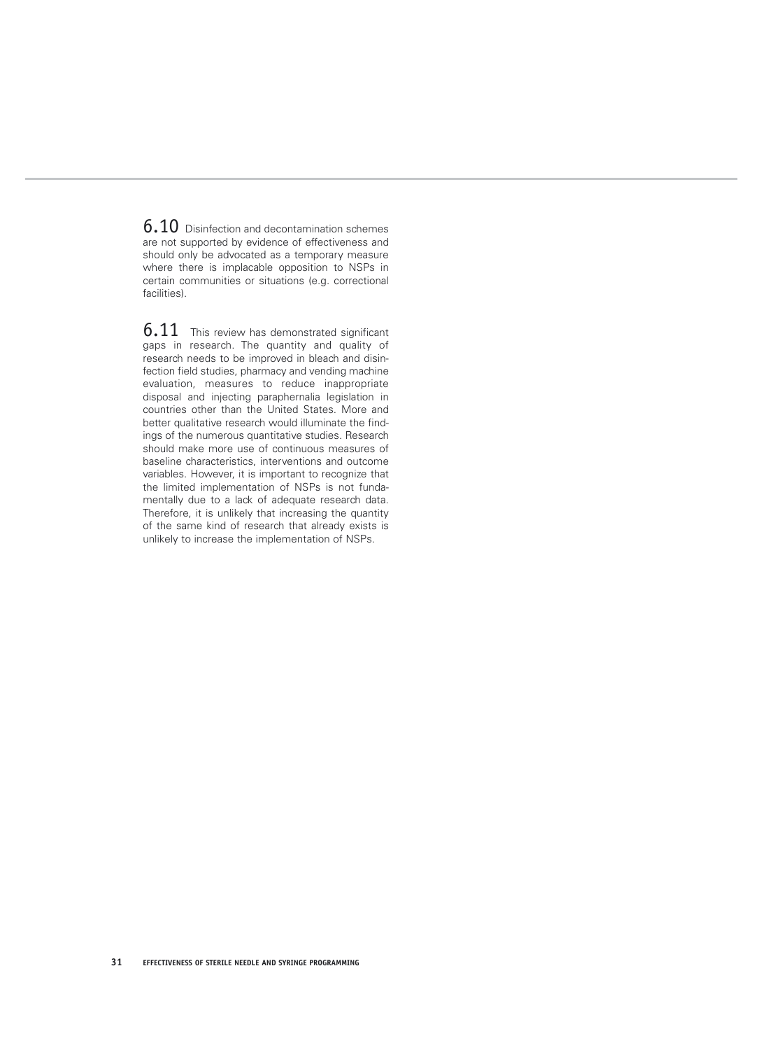**6.10** Disinfection and decontamination schemes are not supported by evidence of effectiveness and should only be advocated as a temporary measure where there is implacable opposition to NSPs in certain communities or situations (e.g. correctional facilities).

**6.11** This review has demonstrated significant gaps in research. The quantity and quality of research needs to be improved in bleach and disinfection field studies, pharmacy and vending machine evaluation, measures to reduce inappropriate disposal and injecting paraphernalia legislation in countries other than the United States. More and better qualitative research would illuminate the findings of the numerous quantitative studies. Research should make more use of continuous measures of baseline characteristics, interventions and outcome variables. However, it is important to recognize that the limited implementation of NSPs is not fundamentally due to a lack of adequate research data. Therefore, it is unlikely that increasing the quantity of the same kind of research that already exists is unlikely to increase the implementation of NSPs.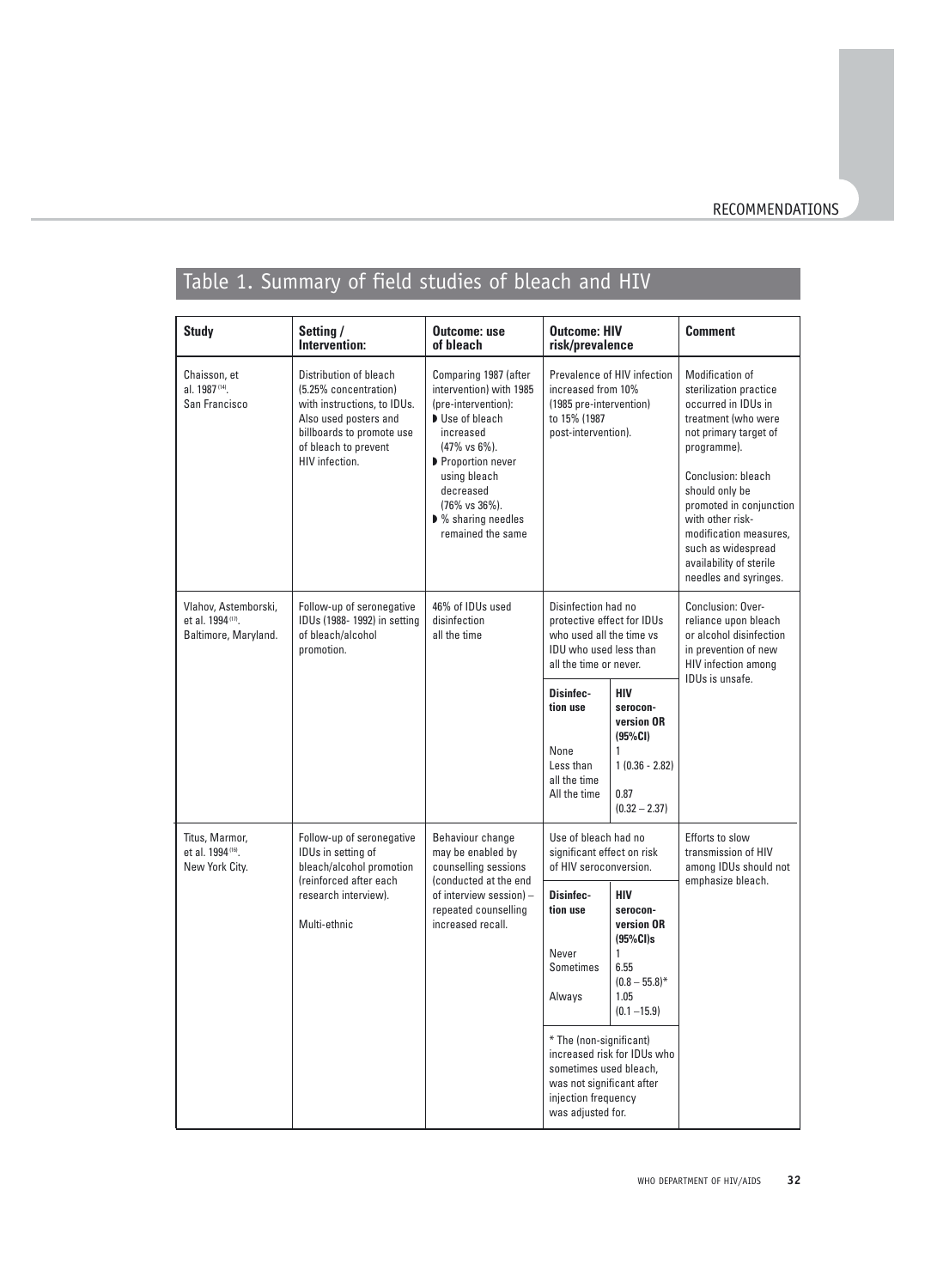## Table 1. Summary of field studies of bleach and HIV

| Study | Setting / Intervention: | Outcome: use of bleach | Outcome: HIV risk/prevalence | Comment |
|---|---|---|---|---|
| Chaisson, et al. 1987 [14]. San Francisco | Distribution of bleach (5.25% concentration) with instructions, to IDUs. Also used posters and billboards to promote use of bleach to prevent HIV infection. | Comparing 1987 (after intervention) with 1985 (pre-intervention): ◗ Use of bleach increased (47% vs 6%). ◗ Proportion never using bleach decreased (76% vs 36%). ◗ % sharing needles remained the same | Prevalence of HIV infection increased from 10% (1985 pre-intervention) to 15% (1987 post-intervention). | Modification of sterilization practice occurred in IDUs in treatment (who were not primary target of programme). Conclusion: bleach should only be promoted in conjunction with other risk-modification measures, such as widespread availability of sterile needles and syringes. |
| Vlahov, Astemborski, et al. 1994 [17]. Baltimore, Maryland. | Follow-up of seronegative IDUs (1988- 1992) in setting of bleach/alcohol promotion. | 46% of IDUs used disinfection all the time | Disinfection had no protective effect for IDUs who used all the time vs IDU who used less than all the time or never. **Disinfection use** / **HIV seroconversion OR (95%CI)**: None: 1; Less than all the time: 1 (0.36 - 2.82); All the time: 0.87 (0.32 – 2.37) | Conclusion: Over-reliance upon bleach or alcohol disinfection in prevention of new HIV infection among IDUs is unsafe. |
| Titus, Marmor, et al. 1994 [18]. New York City. | Follow-up of seronegative IDUs in setting of bleach/alcohol promotion (reinforced after each research interview). Multi-ethnic | Behaviour change may be enabled by counselling sessions (conducted at the end of interview session) – repeated counselling increased recall. | Use of bleach had no significant effect on risk of HIV seroconversion. **Disinfection use** / **HIV seroconversion OR (95%CI)s**: Never: 1; Sometimes: 6.55 (0.8 – 55.8)*; Always: 1.05 (0.1 –15.9). * The (non-significant) increased risk for IDUs who sometimes used bleach, was not significant after injection frequency was adjusted for. | Efforts to slow transmission of HIV among IDUs should not emphasize bleach. |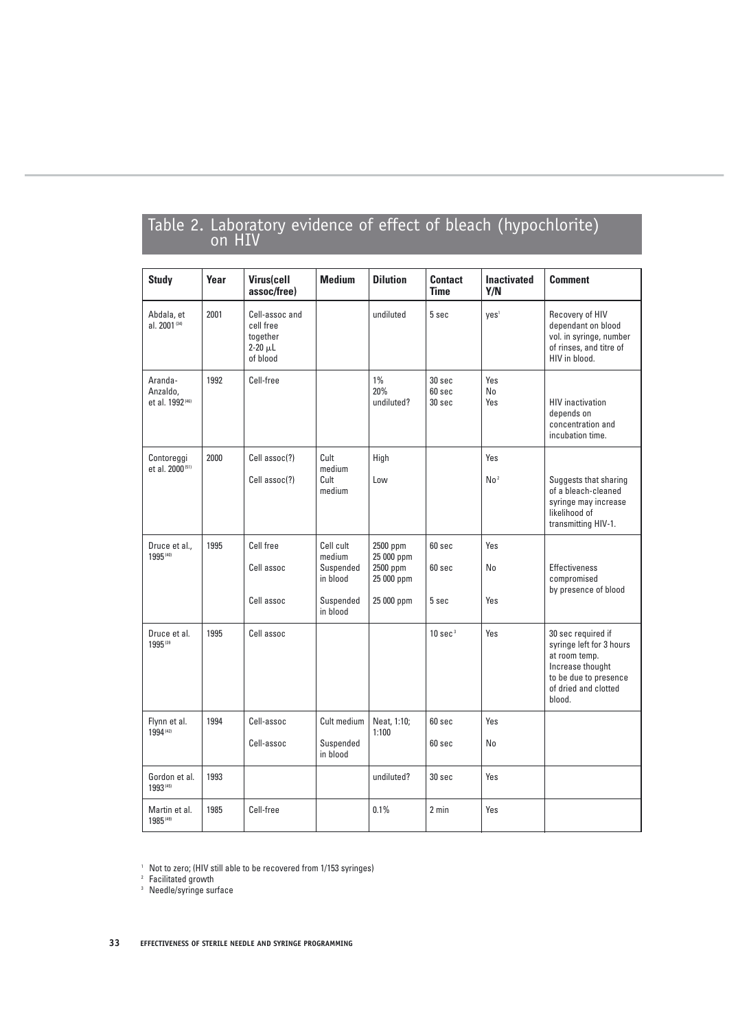## Table 2. Laboratory evidence of effect of bleach (hypochlorite) on HIV

| Study | Year | Virus(cell assoc/free) | Medium | Dilution | Contact Time | Inactivated Y/N | Comment |
|---|---|---|---|---|---|---|---|
| Abdala, et al. 2001 [34] | 2001 | Cell-assoc and cell free together 2-20 μL of blood | | undiluted | 5 sec | yes[1] | Recovery of HIV dependant on blood vol. in syringe, number of rinses, and titre of HIV in blood. |
| Aranda-Anzaldo, et al. 1992 [46] | 1992 | Cell-free | | 1%<br>20%<br>undiluted? | 30 sec<br>60 sec<br>30 sec | Yes<br>No<br>Yes | HIV inactivation depends on concentration and incubation time. |
| Contoreggi et al. 2000 [51] | 2000 | Cell assoc(?)<br>Cell assoc(?) | Cult medium<br>Cult medium | High<br>Low | | Yes<br>No[2] | Suggests that sharing of a bleach-cleaned syringe may increase likelihood of transmitting HIV-1. |
| Druce et al., 1995 [40] | 1995 | Cell free<br>Cell assoc<br>Cell assoc | Cell cult medium<br>Suspended in blood<br>Suspended in blood | 2500 ppm<br>25 000 ppm<br>2500 ppm<br>25 000 ppm<br>25 000 ppm | 60 sec<br>60 sec<br>5 sec | Yes<br>No<br>Yes | Effectiveness compromised by presence of blood |
| Druce et al. 1995 [39] | 1995 | Cell assoc | | | 10 sec[3] | Yes | 30 sec required if syringe left for 3 hours at room temp. Increase thought to be due to presence of dried and clotted blood. |
| Flynn et al. 1994 [42] | 1994 | Cell-assoc<br>Cell-assoc | Cult medium<br>Suspended in blood | Neat, 1:10; 1:100 | 60 sec<br>60 sec | Yes<br>No | |
| Gordon et al. 1993 [45] | 1993 | | | undiluted? | 30 sec | Yes | |
| Martin et al. 1985 [49] | 1985 | Cell-free | | 0.1% | 2 min | Yes | |

[1] Not to zero; (HIV still able to be recovered from 1/153 syringes)
[2] Facilitated growth
[3] Needle/syringe surface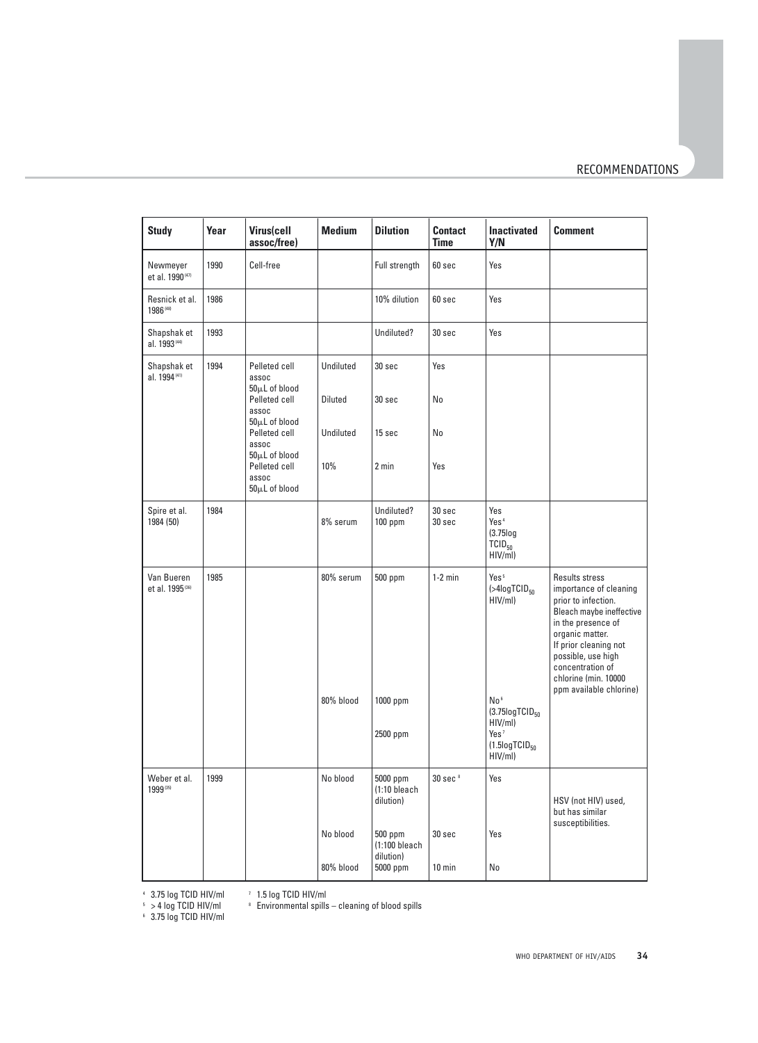| Study | Year | Virus(cell assoc/free) | Medium | Dilution | Contact Time | Inactivated Y/N | Comment |
|---|---|---|---|---|---|---|---|
| Newmeyer et al. 1990[47] | 1990 | Cell-free | | Full strength | 60 sec | Yes | |
| Resnick et al. 1986[48] | 1986 | | | 10% dilution | 60 sec | Yes | |
| Shapshak et al. 1993[44] | 1993 | | | Undiluted? | 30 sec | Yes | |
| Shapshak et al. 1994[41] | 1994 | Pelleted cell assoc 50μL of blood | Undiluted | 30 sec | Yes | | |
| | | Pelleted cell assoc 50μL of blood | Diluted | 30 sec | No | | |
| | | Pelleted cell assoc 50μL of blood | Undiluted | 15 sec | No | | |
| | | Pelleted cell assoc 50μL of blood | 10% | 2 min | Yes | | |
| Spire et al. 1984 (50) | 1984 | | | Undiluted? | 30 sec | Yes | |
| | | | 8% serum | 100 ppm | 30 sec | Yes[4] (3.75log $TCID_{50}$ HIV/ml) | |
| Van Bueren et al. 1995[36] | 1985 | | 80% serum | 500 ppm | 1-2 min | Yes[5] (>4log$TCID_{50}$ HIV/ml) | Results stress importance of cleaning prior to infection. Bleach maybe ineffective in the presence of organic matter. If prior cleaning not possible, use high concentration of chlorine (min. 10000 ppm available chlorine) |
| | | | 80% blood | 1000 ppm | | No[6] (3.75log$TCID_{50}$ HIV/ml) | |
| | | | | 2500 ppm | | Yes[7] (1.5log$TCID_{50}$ HIV/ml) | |
| Weber et al. 1999[35] | 1999 | | No blood | 5000 ppm (1:10 bleach dilution) | 30 sec[8] | Yes | HSV (not HIV) used, but has similar susceptibilities. |
| | | | No blood | 500 ppm (1:100 bleach dilution) | 30 sec | Yes | |
| | | | 80% blood | 5000 ppm | 10 min | No | |

[4] 3.75 log TCID HIV/ml
[5] > 4 log TCID HIV/ml
[6] 3.75 log TCID HIV/ml
[7] 1.5 log TCID HIV/ml
[8] Environmental spills – cleaning of blood spills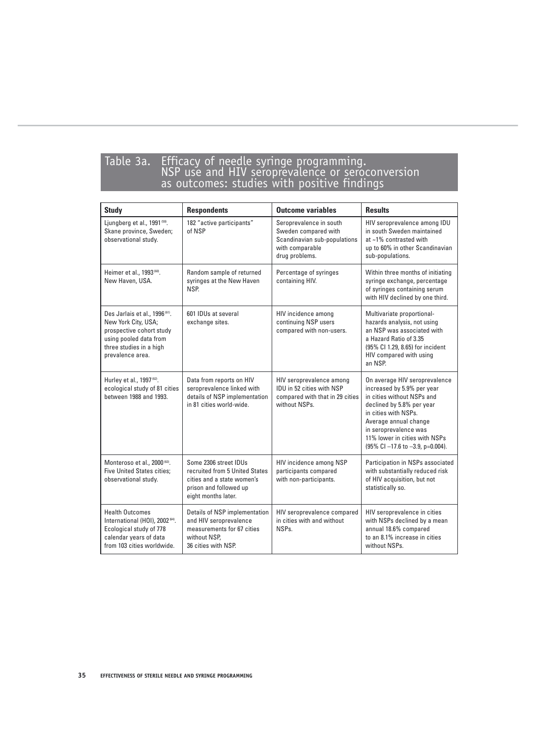## Table 3a. Efficacy of needle syringe programming. NSP use and HIV seroprevalence or seroconversion as outcomes: studies with positive findings

| Study | Respondents | Outcome variables | Results |
|---|---|---|---|
| Ljungberg et al., 1991 [59]. Skane province, Sweden; observational study. | 182 "active participants" of NSP | Seroprevalence in south Sweden compared with Scandinavian sub-populations with comparable drug problems. | HIV seroprevalence among IDU in south Sweden maintained at ~1% contrasted with up to 60% in other Scandinavian sub-populations. |
| Heimer et al., 1993 [60]. New Haven, USA. | Random sample of returned syringes at the New Haven NSP. | Percentage of syringes containing HIV. | Within three months of initiating syringe exchange, percentage of syringes containing serum with HIV declined by one third. |
| Des Jarlais et al., 1996 [61]. New York City, USA; prospective cohort study using pooled data from three studies in a high prevalence area. | 601 IDUs at several exchange sites. | HIV incidence among continuing NSP users compared with non-users. | Multivariate proportional-hazards analysis, not using an NSP was associated with a Hazard Ratio of 3.35 (95% CI 1.29, 8.65) for incident HIV compared with using an NSP. |
| Hurley et al., 1997 [62]. ecological study of 81 cities between 1988 and 1993. | Data from reports on HIV seroprevalence linked with details of NSP implementation in 81 cities world-wide. | HIV seroprevalence among IDU in 52 cities with NSP compared with that in 29 cities without NSPs. | On average HIV seroprevalence increased by 5.9% per year in cities without NSPs and declined by 5.8% per year in cities with NSPs. Average annual change in seroprevalence was 11% lower in cities with NSPs (95% CI −17.6 to −3.9, p=0.004). |
| Monteroso et al., 2000 [63]. Five United States cities; observational study. | Some 2306 street IDUs recruited from 5 United States cities and a state women's prison and followed up eight months later. | HIV incidence among NSP participants compared with non-participants. | Participation in NSPs associated with substantially reduced risk of HIV acquisition, but not statistically so. |
| Health Outcomes International (HOI), 2002 [64]. Ecological study of 778 calendar years of data from 103 cities worldwide. | Details of NSP implementation and HIV seroprevalence measurements for 67 cities without NSP, 36 cities with NSP. | HIV seroprevalence compared in cities with and without NSPs. | HIV seroprevalence in cities with NSPs declined by a mean annual 18.6% compared to an 8.1% increase in cities without NSPs. |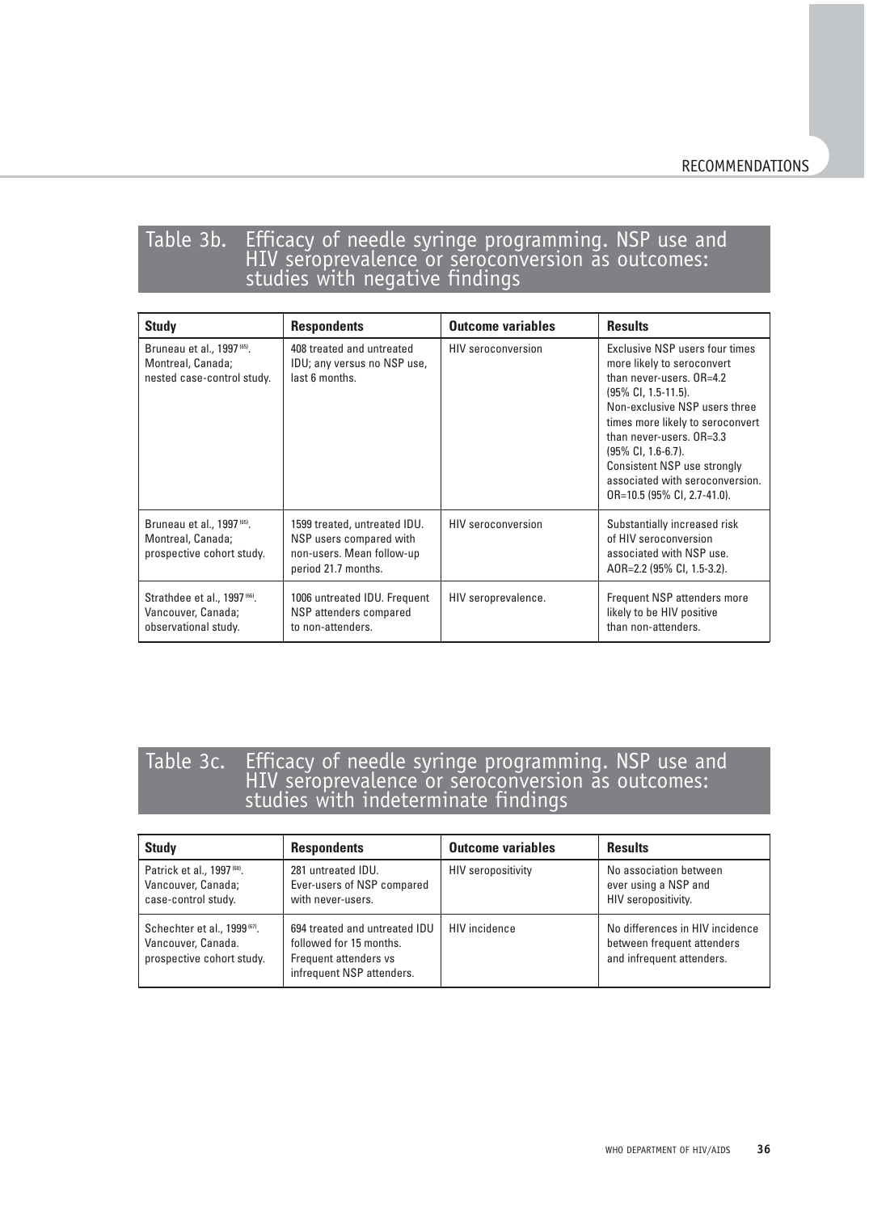## Table 3b. Efficacy of needle syringe programming. NSP use and HIV seroprevalence or seroconversion as outcomes: studies with negative findings

| Study | Respondents | Outcome variables | Results |
|---|---|---|---|
| Bruneau et al., 1997 [65]. Montreal, Canada; nested case-control study. | 408 treated and untreated IDU; any versus no NSP use, last 6 months. | HIV seroconversion | Exclusive NSP users four times more likely to seroconvert than never-users. OR=4.2 (95% CI, 1.5-11.5). Non-exclusive NSP users three times more likely to seroconvert than never-users. OR=3.3 (95% CI, 1.6-6.7). Consistent NSP use strongly associated with seroconversion. OR=10.5 (95% CI, 2.7-41.0). |
| Bruneau et al., 1997 [65]. Montreal, Canada; prospective cohort study. | 1599 treated, untreated IDU. NSP users compared with non-users. Mean follow-up period 21.7 months. | HIV seroconversion | Substantially increased risk of HIV seroconversion associated with NSP use. AOR=2.2 (95% CI, 1.5-3.2). |
| Strathdee et al., 1997 [66]. Vancouver, Canada; observational study. | 1006 untreated IDU. Frequent NSP attenders compared to non-attenders. | HIV seroprevalence. | Frequent NSP attenders more likely to be HIV positive than non-attenders. |

## Table 3c. Efficacy of needle syringe programming. NSP use and HIV seroprevalence or seroconversion as outcomes: studies with indeterminate findings

| Study | Respondents | Outcome variables | Results |
|---|---|---|---|
| Patrick et al., 1997 [68]. Vancouver, Canada; case-control study. | 281 untreated IDU. Ever-users of NSP compared with never-users. | HIV seropositivity | No association between ever using a NSP and HIV seropositivity. |
| Schechter et al., 1999 [67]. Vancouver, Canada. prospective cohort study. | 694 treated and untreated IDU followed for 15 months. Frequent attenders vs infrequent NSP attenders. | HIV incidence | No differences in HIV incidence between frequent attenders and infrequent attenders. |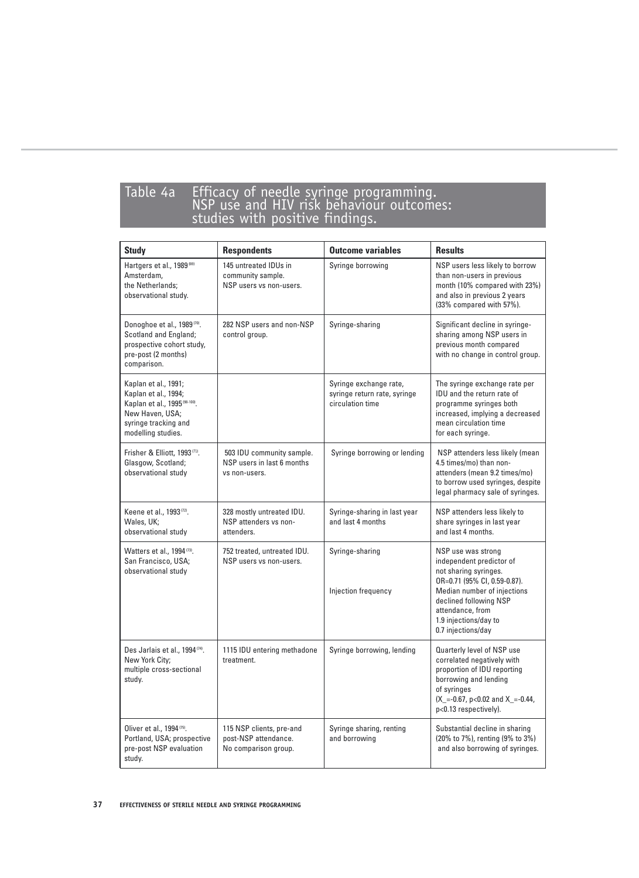## Table 4a Efficacy of needle syringe programming. NSP use and HIV risk behaviour outcomes: studies with positive findings.

| Study | Respondents | Outcome variables | Results |
|---|---|---|---|
| Hartgers et al., 1989 [69] Amsterdam, the Netherlands; observational study. | 145 untreated IDUs in community sample. NSP users vs non-users. | Syringe borrowing | NSP users less likely to borrow than non-users in previous month (10% compared with 23%) and also in previous 2 years (33% compared with 57%). |
| Donoghoe et al., 1989 [70]. Scotland and England; prospective cohort study, pre-post (2 months) comparison. | 282 NSP users and non-NSP control group. | Syringe-sharing | Significant decline in syringe-sharing among NSP users in previous month compared with no change in control group. |
| Kaplan et al., 1991; Kaplan et al., 1994; Kaplan et al., 1995 [98-100]. New Haven, USA; syringe tracking and modelling studies. | | Syringe exchange rate, syringe return rate, syringe circulation time | The syringe exchange rate per IDU and the return rate of programme syringes both increased, implying a decreased mean circulation time for each syringe. |
| Frisher & Elliott, 1993 [71]. Glasgow, Scotland; observational study | 503 IDU community sample. NSP users in last 6 months vs non-users. | Syringe borrowing or lending | NSP attenders less likely (mean 4.5 times/mo) than non-attenders (mean 9.2 times/mo) to borrow used syringes, despite legal pharmacy sale of syringes. |
| Keene et al., 1993 [72]. Wales, UK; observational study | 328 mostly untreated IDU. NSP attenders vs non-attenders. | Syringe-sharing in last year and last 4 months | NSP attenders less likely to share syringes in last year and last 4 months. |
| Watters et al., 1994 [73]. San Francisco, USA; observational study | 752 treated, untreated IDU. NSP users vs non-users. | Syringe-sharing<br><br>Injection frequency | NSP use was strong independent predictor of not sharing syringes. OR=0.71 (95% CI, 0.59-0.87).<br>Median number of injections declined following NSP attendance, from 1.9 injections/day to 0.7 injections/day |
| Des Jarlais et al., 1994 [74]. New York City; multiple cross-sectional study. | 1115 IDU entering methadone treatment. | Syringe borrowing, lending | Quarterly level of NSP use correlated negatively with proportion of IDU reporting borrowing and lending of syringes (X_=-0.67, $p<0.02$ and X_=-0.44, $p<0.13$ respectively). |
| Oliver et al., 1994 [75]. Portland, USA; prospective pre-post NSP evaluation study. | 115 NSP clients, pre-and post-NSP attendance. No comparison group. | Syringe sharing, renting and borrowing | Substantial decline in sharing (20% to 7%), renting (9% to 3%) and also borrowing of syringes. |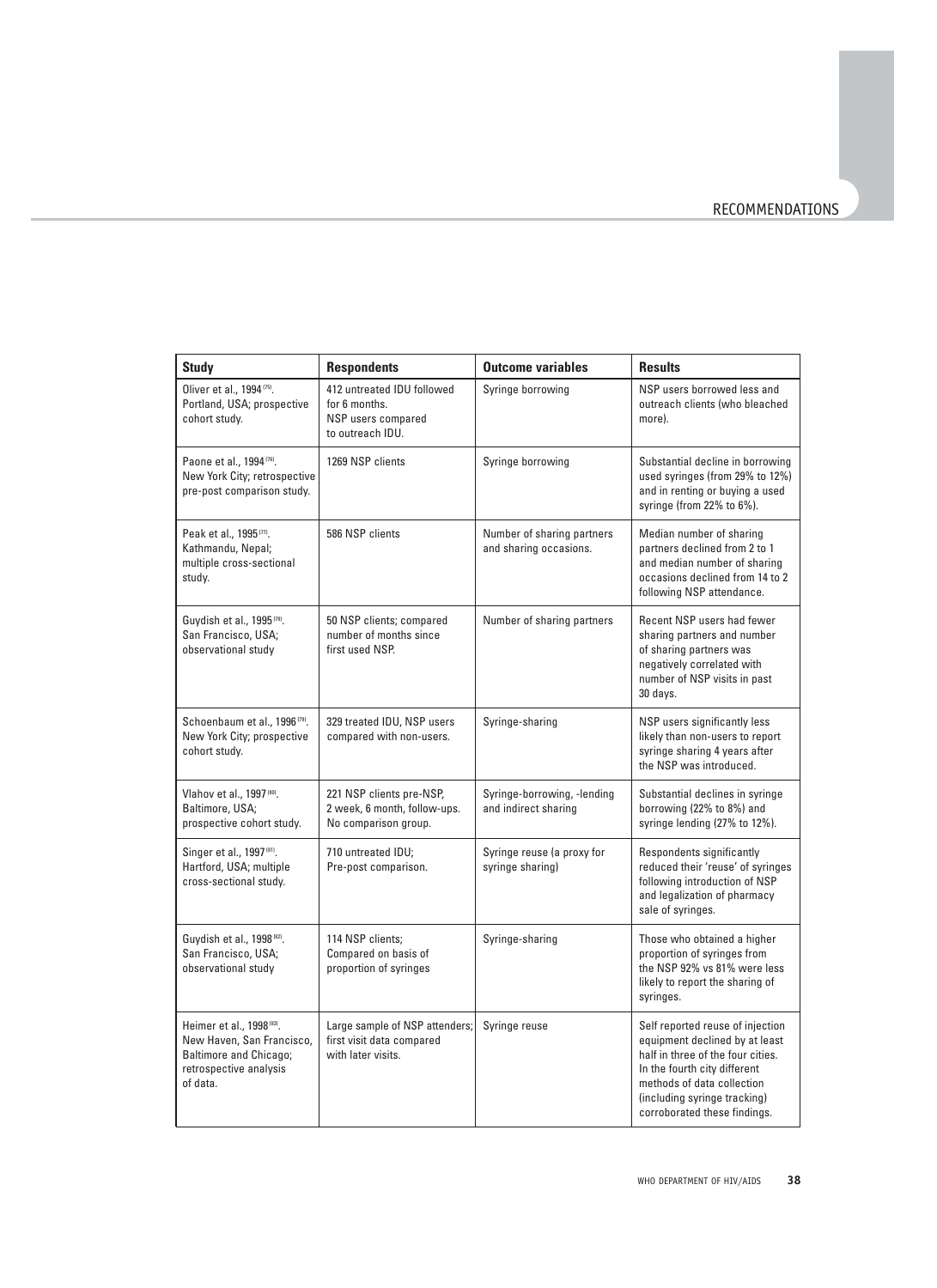| Study | Respondents | Outcome variables | Results |
|---|---|---|---|
| Oliver et al., 1994 [75]. Portland, USA; prospective cohort study. | 412 untreated IDU followed for 6 months. NSP users compared to outreach IDU. | Syringe borrowing | NSP users borrowed less and outreach clients (who bleached more). |
| Paone et al., 1994 [76]. New York City; retrospective pre-post comparison study. | 1269 NSP clients | Syringe borrowing | Substantial decline in borrowing used syringes (from 29% to 12%) and in renting or buying a used syringe (from 22% to 6%). |
| Peak et al., 1995 [77]. Kathmandu, Nepal; multiple cross-sectional study. | 586 NSP clients | Number of sharing partners and sharing occasions. | Median number of sharing partners declined from 2 to 1 and median number of sharing occasions declined from 14 to 2 following NSP attendance. |
| Guydish et al., 1995 [78]. San Francisco, USA; observational study | 50 NSP clients; compared number of months since first used NSP. | Number of sharing partners | Recent NSP users had fewer sharing partners and number of sharing partners was negatively correlated with number of NSP visits in past 30 days. |
| Schoenbaum et al., 1996 [79]. New York City; prospective cohort study. | 329 treated IDU, NSP users compared with non-users. | Syringe-sharing | NSP users significantly less likely than non-users to report syringe sharing 4 years after the NSP was introduced. |
| Vlahov et al., 1997 [80]. Baltimore, USA; prospective cohort study. | 221 NSP clients pre-NSP, 2 week, 6 month, follow-ups. No comparison group. | Syringe-borrowing, -lending and indirect sharing | Substantial declines in syringe borrowing (22% to 8%) and syringe lending (27% to 12%). |
| Singer et al., 1997 [81]. Hartford, USA; multiple cross-sectional study. | 710 untreated IDU; Pre-post comparison. | Syringe reuse (a proxy for syringe sharing) | Respondents significantly reduced their 'reuse' of syringes following introduction of NSP and legalization of pharmacy sale of syringes. |
| Guydish et al., 1998 [82]. San Francisco, USA; observational study | 114 NSP clients; Compared on basis of proportion of syringes | Syringe-sharing | Those who obtained a higher proportion of syringes from the NSP 92% vs 81% were less likely to report the sharing of syringes. |
| Heimer et al., 1998 [83]. New Haven, San Francisco, Baltimore and Chicago; retrospective analysis of data. | Large sample of NSP attenders; first visit data compared with later visits. | Syringe reuse | Self reported reuse of injection equipment declined by at least half in three of the four cities. In the fourth city different methods of data collection (including syringe tracking) corroborated these findings. |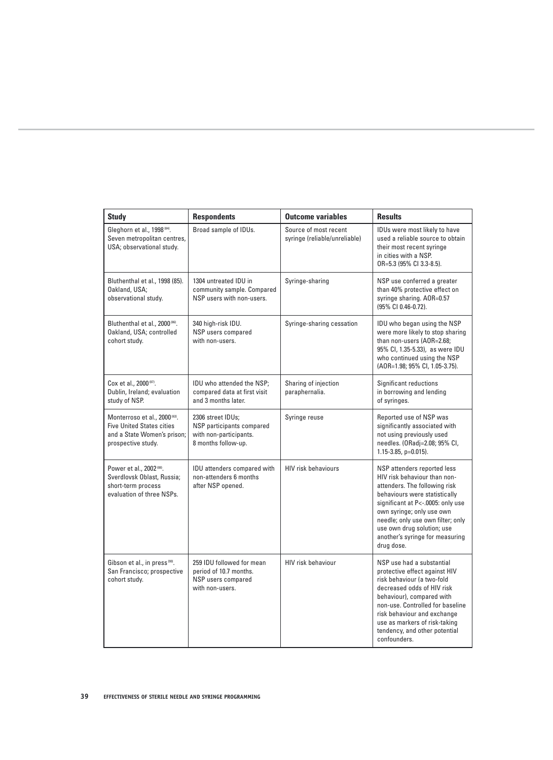| Study | Respondents | Outcome variables | Results |
|---|---|---|---|
| Gleghorn et al., 1998 [84]. Seven metropolitan centres, USA; observational study. | Broad sample of IDUs. | Source of most recent syringe (reliable/unreliable) | IDUs were most likely to have used a reliable source to obtain their most recent syringe in cities with a NSP. OR=5.3 (95% CI 3.3-8.5). |
| Bluthenthal et al., 1998 (85). Oakland, USA; observational study. | 1304 untreated IDU in community sample. Compared NSP users with non-users. | Syringe-sharing | NSP use conferred a greater than 40% protective effect on syringe sharing. AOR=0.57 (95% CI 0.46-0.72). |
| Bluthenthal et al., 2000 [86]. Oakland, USA; controlled cohort study. | 340 high-risk IDU. NSP users compared with non-users. | Syringe-sharing cessation | IDU who began using the NSP were more likely to stop sharing than non-users (AOR=2.68; 95% CI, 1.35-5.33), as were IDU who continued using the NSP (AOR=1.98; 95% CI, 1.05-3.75). |
| Cox et al., 2000 [87]. Dublin, Ireland; evaluation study of NSP. | IDU who attended the NSP; compared data at first visit and 3 months later. | Sharing of injection paraphernalia. | Significant reductions in borrowing and lending of syringes. |
| Monterroso et al., 2000 [63]. Five United States cities and a State Women's prison; prospective study. | 2306 street IDUs; NSP participants compared with non-participants. 8 months follow-up. | Syringe reuse | Reported use of NSP was significantly associated with not using previously used needles. (ORadj=2.08; 95% CI, 1.15-3.85, p=0.015). |
| Power et al., 2002 [88]. Sverdlovsk Oblast, Russia; short-term process evaluation of three NSPs. | IDU attenders compared with non-attenders 6 months after NSP opened. | HIV risk behaviours | NSP attenders reported less HIV risk behaviour than non-attenders. The following risk behaviours were statistically significant at P<-.0005: only use own syringe; only use own needle; only use own filter; only use own drug solution; use another's syringe for measuring drug dose. |
| Gibson et al., in press [90]. San Francisco; prospective cohort study. | 259 IDU followed for mean period of 10.7 months. NSP users compared with non-users. | HIV risk behaviour | NSP use had a substantial protective effect against HIV risk behaviour (a two-fold decreased odds of HIV risk behaviour), compared with non-use. Controlled for baseline risk behaviour and exchange use as markers of risk-taking tendency, and other potential confounders. |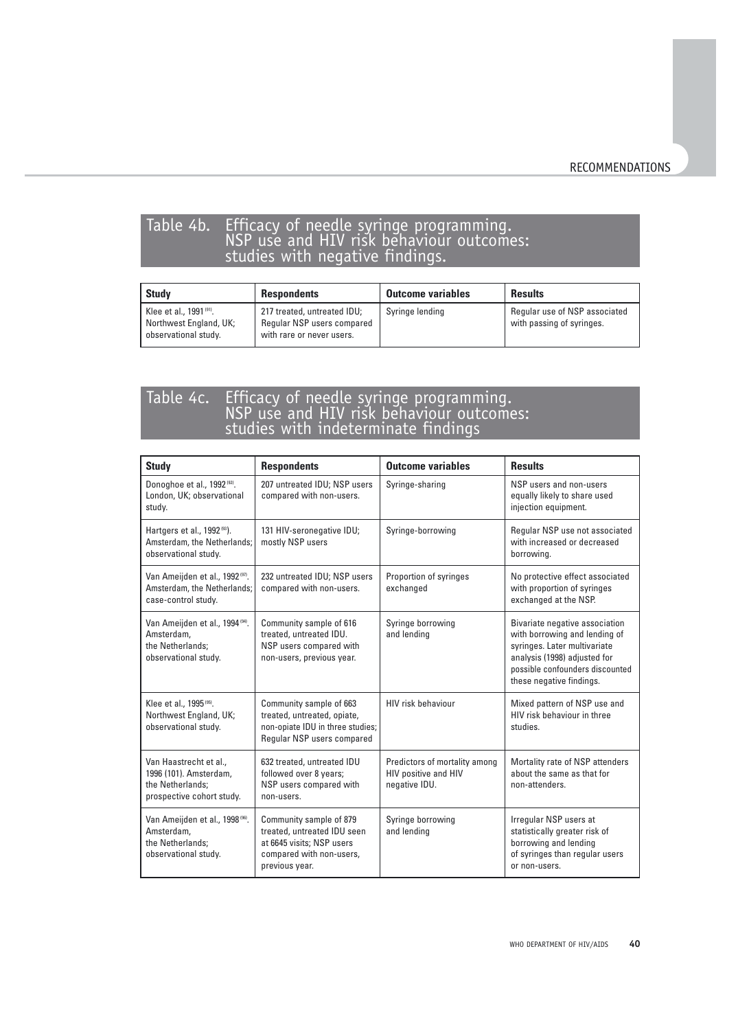## Table 4b. Efficacy of needle syringe programming. NSP use and HIV risk behaviour outcomes: studies with negative findings.

| Study | Respondents | Outcome variables | Results |
|---|---|---|---|
| Klee et al., 1991 [91]. Northwest England, UK; observational study. | 217 treated, untreated IDU; Regular NSP users compared with rare or never users. | Syringe lending | Regular use of NSP associated with passing of syringes. |

## Table 4c. Efficacy of needle syringe programming. NSP use and HIV risk behaviour outcomes: studies with indeterminate findings

| Study | Respondents | Outcome variables | Results |
|---|---|---|---|
| Donoghoe et al., 1992 [92]. London, UK; observational study. | 207 untreated IDU; NSP users compared with non-users. | Syringe-sharing | NSP users and non-users equally likely to share used injection equipment. |
| Hartgers et al., 1992 [93]). Amsterdam, the Netherlands; observational study. | 131 HIV-seronegative IDU; mostly NSP users | Syringe-borrowing | Regular NSP use not associated with increased or decreased borrowing. |
| Van Ameijden et al., 1992 [97]. Amsterdam, the Netherlands; case-control study. | 232 untreated IDU; NSP users compared with non-users. | Proportion of syringes exchanged | No protective effect associated with proportion of syringes exchanged at the NSP. |
| Van Ameijden et al., 1994 [94]. Amsterdam, the Netherlands; observational study. | Community sample of 616 treated, untreated IDU. NSP users compared with non-users, previous year. | Syringe borrowing and lending | Bivariate negative association with borrowing and lending of syringes. Later multivariate analysis (1998) adjusted for possible confounders discounted these negative findings. |
| Klee et al., 1995 [95]. Northwest England, UK; observational study. | Community sample of 663 treated, untreated, opiate, non-opiate IDU in three studies; Regular NSP users compared | HIV risk behaviour | Mixed pattern of NSP use and HIV risk behaviour in three studies. |
| Van Haastrecht et al., 1996 (101). Amsterdam, the Netherlands; prospective cohort study. | 632 treated, untreated IDU followed over 8 years; NSP users compared with non-users. | Predictors of mortality among HIV positive and HIV negative IDU. | Mortality rate of NSP attenders about the same as that for non-attenders. |
| Van Ameijden et al., 1998 [96]. Amsterdam, the Netherlands; observational study. | Community sample of 879 treated, untreated IDU seen at 6645 visits; NSP users compared with non-users, previous year. | Syringe borrowing and lending | Irregular NSP users at statistically greater risk of borrowing and lending of syringes than regular users or non-users. |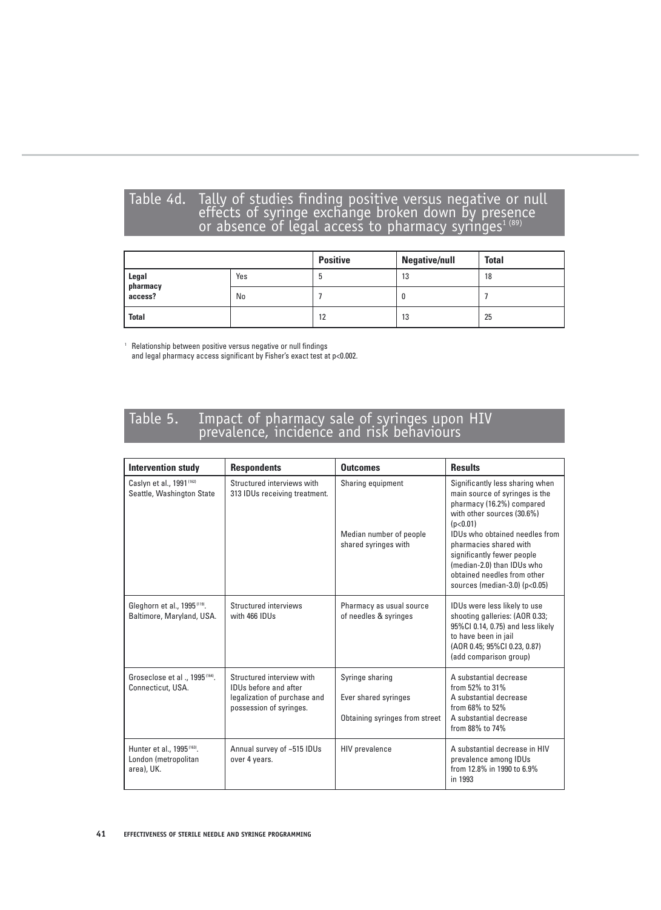## Table 4d. Tally of studies finding positive versus negative or null effects of syringe exchange broken down by presence or absence of legal access to pharmacy syringes[1] (89)

| | | Positive | Negative/null | Total |
|---|---|---|---|---|
| Legal pharmacy access? | Yes | 5 | 13 | 18 |
| | No | 7 | 0 | 7 |
| Total | | 12 | 13 | 25 |

[1] Relationship between positive versus negative or null findings and legal pharmacy access significant by Fisher's exact test at p<0.002.

## Table 5. Impact of pharmacy sale of syringes upon HIV prevalence, incidence and risk behaviours

| Intervention study | Respondents | Outcomes | Results |
|---|---|---|---|
| Caslyn et al., 1991 (162) Seattle, Washington State | Structured interviews with 313 IDUs receiving treatment. | Sharing equipment<br><br>Median number of people shared syringes with | Significantly less sharing when main source of syringes is the pharmacy (16.2%) compared with other sources (30.6%) (p<0.01)<br>IDUs who obtained needles from pharmacies shared with significantly fewer people (median-2.0) than IDUs who obtained needles from other sources (median-3.0) (p<0.05) |
| Gleghorn et al., 1995 (119). Baltimore, Maryland, USA. | Structured interviews with 466 IDUs | Pharmacy as usual source of needles & syringes | IDUs were less likely to use shooting galleries: (AOR 0.33; 95%CI 0.14, 0.75) and less likely to have been in jail (AOR 0.45; 95%CI 0.23, 0.87) (add comparison group) |
| Groseclose et al ., 1995 (164). Connecticut, USA. | Structured interview with IDUs before and after legalization of purchase and possession of syringes. | Syringe sharing<br><br>Ever shared syringes<br><br>Obtaining syringes from street | A substantial decrease from 52% to 31%<br>A substantial decrease from 68% to 52%<br>A substantial decrease from 88% to 74% |
| Hunter et al., 1995 (163). London (metropolitan area), UK. | Annual survey of ~515 IDUs over 4 years. | HIV prevalence | A substantial decrease in HIV prevalence among IDUs from 12.8% in 1990 to 6.9% in 1993 |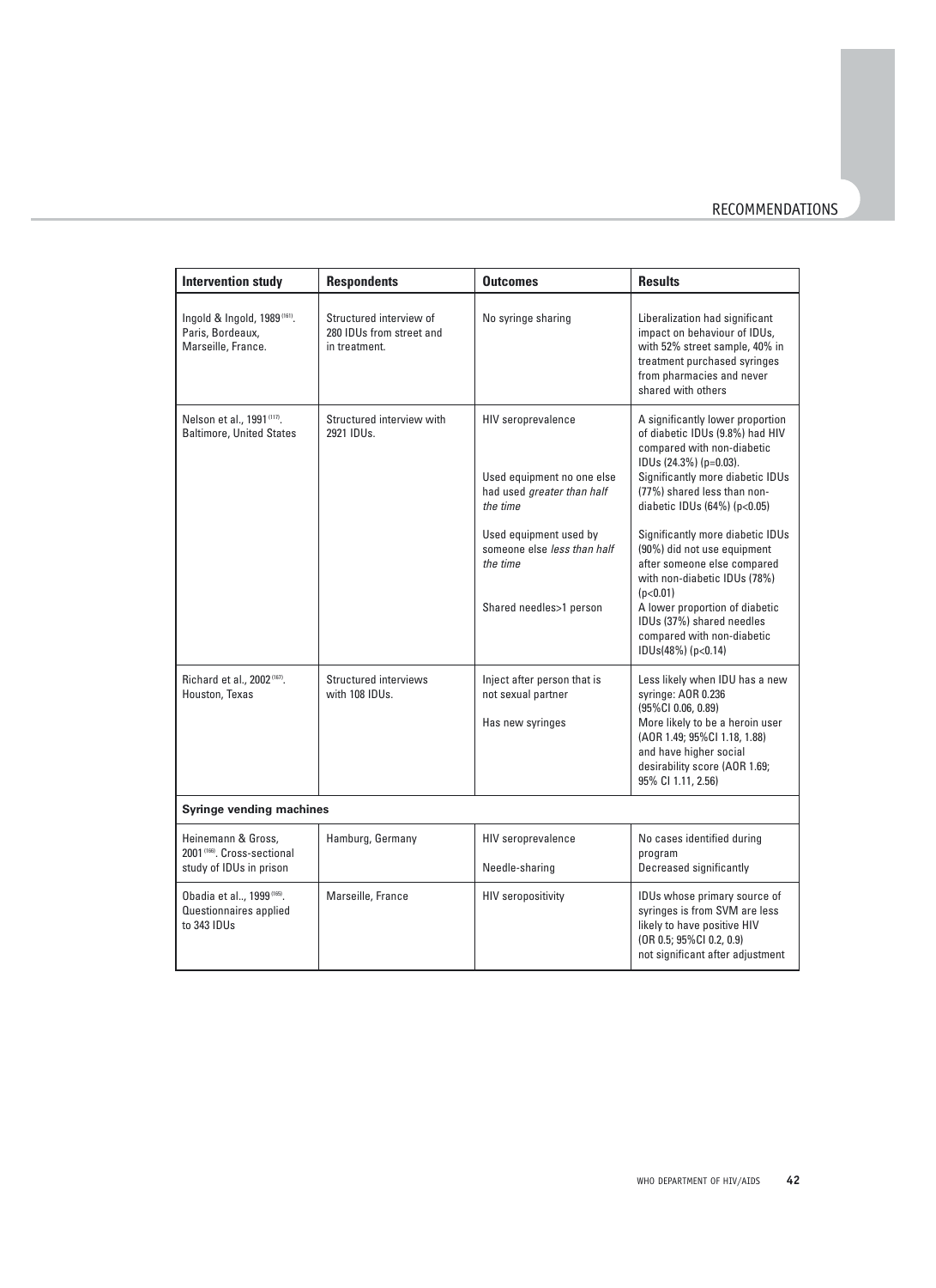| Intervention study | Respondents | Outcomes | Results |
|---|---|---|---|
| Ingold & Ingold, 1989 [161]. Paris, Bordeaux, Marseille, France. | Structured interview of 280 IDUs from street and in treatment. | No syringe sharing | Liberalization had significant impact on behaviour of IDUs, with 52% street sample, 40% in treatment purchased syringes from pharmacies and never shared with others |
| Nelson et al., 1991 [117]. Baltimore, United States | Structured interview with 2921 IDUs. | HIV seroprevalence | A significantly lower proportion of diabetic IDUs (9.8%) had HIV compared with non-diabetic IDUs (24.3%) (p=0.03). |
| | | Used equipment no one else had used *greater than half the time* | Significantly more diabetic IDUs (77%) shared less than non-diabetic IDUs (64%) (p<0.05) |
| | | Used equipment used by someone else *less than half the time* | Significantly more diabetic IDUs (90%) did not use equipment after someone else compared with non-diabetic IDUs (78%) (p<0.01) |
| | | Shared needles>1 person | A lower proportion of diabetic IDUs (37%) shared needles compared with non-diabetic IDUs(48%) (p<0.14) |
| Richard et al., 2002 [167]. Houston, Texas | Structured interviews with 108 IDUs. | Inject after person that is not sexual partner<br><br>Has new syringes | Less likely when IDU has a new syringe: AOR 0.236 (95%CI 0.06, 0.89)<br>More likely to be a heroin user (AOR 1.49; 95%CI 1.18, 1.88) and have higher social desirability score (AOR 1.69; 95% CI 1.11, 2.56) |
| **Syringe vending machines** | | | |
| Heinemann & Gross, 2001 [168]. Cross-sectional study of IDUs in prison | Hamburg, Germany | HIV seroprevalence<br><br>Needle-sharing | No cases identified during program<br>Decreased significantly |
| Obadia et al.., 1999 [165]. Questionnaires applied to 343 IDUs | Marseille, France | HIV seropositivity | IDUs whose primary source of syringes is from SVM are less likely to have positive HIV (OR 0.5; 95%CI 0.2, 0.9) not significant after adjustment |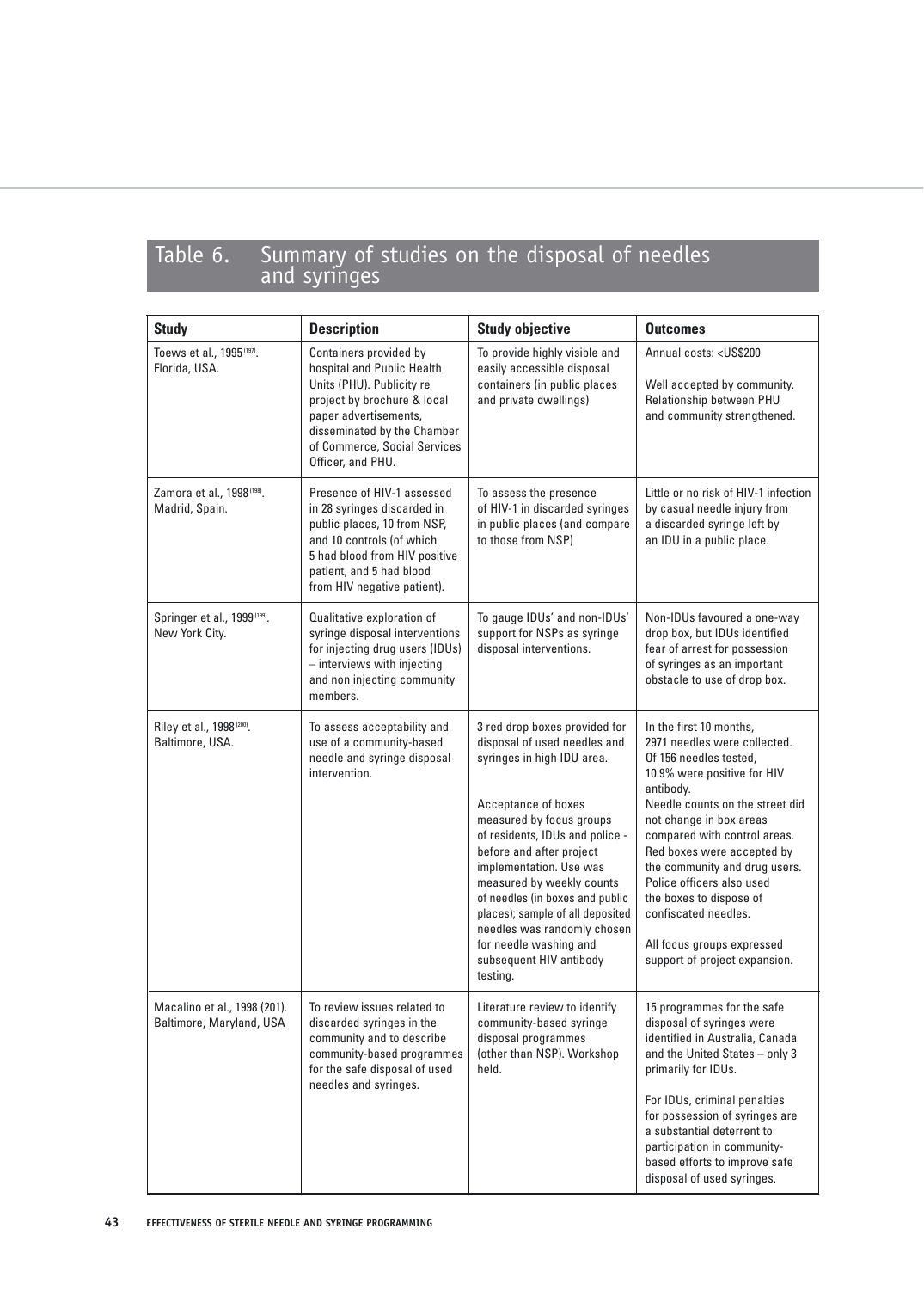## Table 6. Summary of studies on the disposal of needles and syringes

| Study | Description | Study objective | Outcomes |
|---|---|---|---|
| Toews et al., 1995 [197]. Florida, USA. | Containers provided by hospital and Public Health Units (PHU). Publicity re project by brochure & local paper advertisements, disseminated by the Chamber of Commerce, Social Services Officer, and PHU. | To provide highly visible and easily accessible disposal containers (in public places and private dwellings) | Annual costs: <US$200<br><br>Well accepted by community. Relationship between PHU and community strengthened. |
| Zamora et al., 1998 [198]. Madrid, Spain. | Presence of HIV-1 assessed in 28 syringes discarded in public places, 10 from NSP, and 10 controls (of which 5 had blood from HIV positive patient, and 5 had blood from HIV negative patient). | To assess the presence of HIV-1 in discarded syringes in public places (and compare to those from NSP) | Little or no risk of HIV-1 infection by casual needle injury from a discarded syringe left by an IDU in a public place. |
| Springer et al., 1999 [199]. New York City. | Qualitative exploration of syringe disposal interventions for injecting drug users (IDUs) – interviews with injecting and non injecting community members. | To gauge IDUs' and non-IDUs' support for NSPs as syringe disposal interventions. | Non-IDUs favoured a one-way drop box, but IDUs identified fear of arrest for possession of syringes as an important obstacle to use of drop box. |
| Riley et al., 1998 [200]. Baltimore, USA. | To assess acceptability and use of a community-based needle and syringe disposal intervention. | 3 red drop boxes provided for disposal of used needles and syringes in high IDU area.<br><br>Acceptance of boxes measured by focus groups of residents, IDUs and police - before and after project implementation. Use was measured by weekly counts of needles (in boxes and public places); sample of all deposited needles was randomly chosen for needle washing and subsequent HIV antibody testing. | In the first 10 months, 2971 needles were collected. Of 156 needles tested, 10.9% were positive for HIV antibody.<br>Needle counts on the street did not change in box areas compared with control areas. Red boxes were accepted by the community and drug users. Police officers also used the boxes to dispose of confiscated needles.<br><br>All focus groups expressed support of project expansion. |
| Macalino et al., 1998 (201). Baltimore, Maryland, USA | To review issues related to discarded syringes in the community and to describe community-based programmes for the safe disposal of used needles and syringes. | Literature review to identify community-based syringe disposal programmes (other than NSP). Workshop held. | 15 programmes for the safe disposal of syringes were identified in Australia, Canada and the United States – only 3 primarily for IDUs.<br><br>For IDUs, criminal penalties for possession of syringes are a substantial deterrent to participation in community-based efforts to improve safe disposal of used syringes. |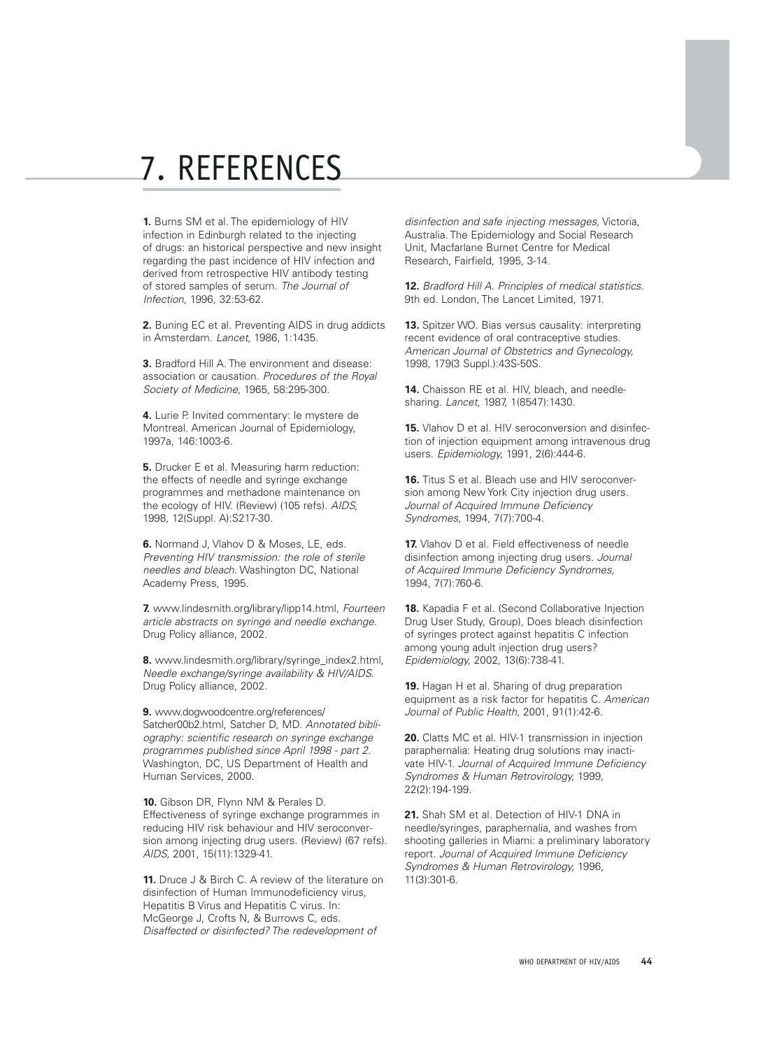# 7. REFERENCES

**1.** Burns SM et al. The epidemiology of HIV infection in Edinburgh related to the injecting of drugs: an historical perspective and new insight regarding the past incidence of HIV infection and derived from retrospective HIV antibody testing of stored samples of serum. *The Journal of Infection,* 1996, 32:53-62.

**2.** Buning EC et al. Preventing AIDS in drug addicts in Amsterdam. *Lancet,* 1986, 1:1435.

**3.** Bradford Hill A. The environment and disease: association or causation. *Procedures of the Royal Society of Medicine,* 1965, 58:295-300.

**4.** Lurie P. Invited commentary: le mystere de Montreal. American Journal of Epidemiology, 1997a, 146:1003-6.

**5.** Drucker E et al. Measuring harm reduction: the effects of needle and syringe exchange programmes and methadone maintenance on the ecology of HIV. (Review) (105 refs). *AIDS,* 1998, 12(Suppl. A):S217-30.

**6.** Normand J, Vlahov D & Moses, LE, eds. *Preventing HIV transmission: the role of sterile needles and bleach.* Washington DC, National Academy Press, 1995.

**7.** www.lindesmith.org/library/lipp14.html, *Fourteen article abstracts on syringe and needle exchange.* Drug Policy alliance, 2002.

**8.** www.lindesmith.org/library/syringe_index2.html, *Needle exchange/syringe availability & HIV/AIDS.* Drug Policy alliance, 2002.

**9.** www.dogwoodcentre.org/references/Satcher00b2.html, Satcher D, MD. *Annotated bibliography: scientific research on syringe exchange programmes published since April 1998 - part 2.* Washington, DC, US Department of Health and Human Services, 2000.

**10.** Gibson DR, Flynn NM & Perales D. Effectiveness of syringe exchange programmes in reducing HIV risk behaviour and HIV seroconversion among injecting drug users. (Review) (67 refs). *AIDS,* 2001, 15(11):1329-41.

**11.** Druce J & Birch C. A review of the literature on disinfection of Human Immunodeficiency virus, Hepatitis B Virus and Hepatitis C virus. In: McGeorge J, Crofts N, & Burrows C, eds. *Disaffected or disinfected? The redevelopment of disinfection and safe injecting messages,* Victoria, Australia. The Epidemiology and Social Research Unit, Macfarlane Burnet Centre for Medical Research, Fairfield, 1995, 3-14.

**12.** *Bradford Hill A. Principles of medical statistics.* 9th ed. London, The Lancet Limited, 1971.

**13.** Spitzer WO. Bias versus causality: interpreting recent evidence of oral contraceptive studies. *American Journal of Obstetrics and Gynecology,* 1998, 179(3 Suppl.):43S-50S.

**14.** Chaisson RE et al. HIV, bleach, and needle-sharing. *Lancet,* 1987, 1(8547):1430.

**15.** Vlahov D et al. HIV seroconversion and disinfection of injection equipment among intravenous drug users. *Epidemiology,* 1991, 2(6):444-6.

**16.** Titus S et al. Bleach use and HIV seroconversion among New York City injection drug users. *Journal of Acquired Immune Deficiency Syndromes,* 1994, 7(7):700-4.

**17.** Vlahov D et al. Field effectiveness of needle disinfection among injecting drug users. *Journal of Acquired Immune Deficiency Syndromes,* 1994, 7(7):760-6.

**18.** Kapadia F et al. (Second Collaborative Injection Drug User Study, Group), Does bleach disinfection of syringes protect against hepatitis C infection among young adult injection drug users? *Epidemiology,* 2002, 13(6):738-41.

**19.** Hagan H et al. Sharing of drug preparation equipment as a risk factor for hepatitis C. *American Journal of Public Health,* 2001, 91(1):42-6.

**20.** Clatts MC et al. HIV-1 transmission in injection paraphernalia: Heating drug solutions may inactivate HIV-1. *Journal of Acquired Immune Deficiency Syndromes & Human Retrovirology,* 1999, 22(2):194-199.

**21.** Shah SM et al. Detection of HIV-1 DNA in needle/syringes, paraphernalia, and washes from shooting galleries in Miami: a preliminary laboratory report. *Journal of Acquired Immune Deficiency Syndromes & Human Retrovirology,* 1996, 11(3):301-6.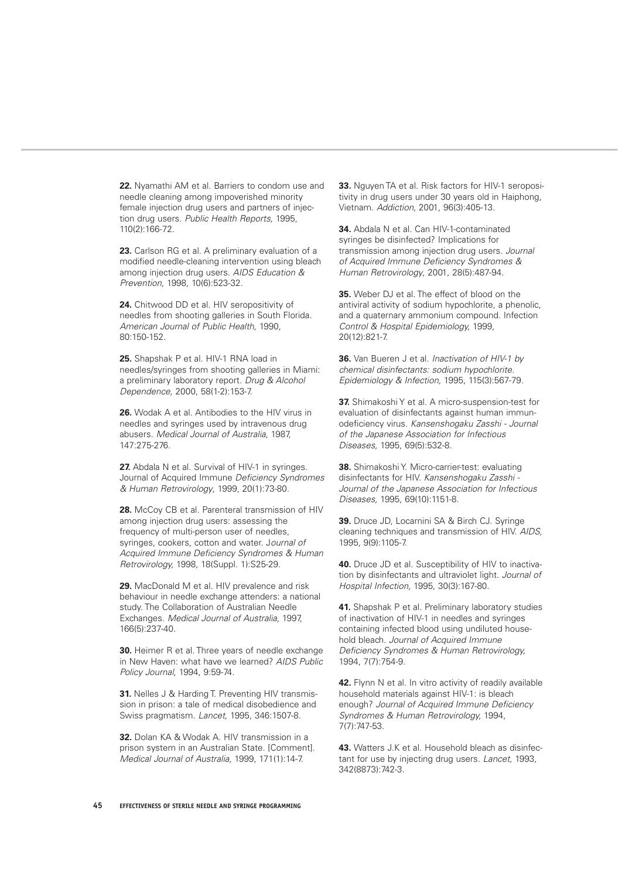**22.** Nyamathi AM et al. Barriers to condom use and needle cleaning among impoverished minority female injection drug users and partners of injection drug users. *Public Health Reports,* 1995, 110(2):166-72.

**23.** Carlson RG et al. A preliminary evaluation of a modified needle-cleaning intervention using bleach among injection drug users. *AIDS Education & Prevention,* 1998, 10(6):523-32.

**24.** Chitwood DD et al. HIV seropositivity of needles from shooting galleries in South Florida. *American Journal of Public Health,* 1990, 80:150-152.

**25.** Shapshak P et al. HIV-1 RNA load in needles/syringes from shooting galleries in Miami: a preliminary laboratory report. *Drug & Alcohol Dependence,* 2000, 58(1-2):153-7.

**26.** Wodak A et al. Antibodies to the HIV virus in needles and syringes used by intravenous drug abusers. *Medical Journal of Australia,* 1987, 147:275-276.

**27.** Abdala N et al. Survival of HIV-1 in syringes. Journal of Acquired Immune *Deficiency Syndromes & Human Retrovirology*, 1999, 20(1):73-80.

**28.** McCoy CB et al. Parenteral transmission of HIV among injection drug users: assessing the frequency of multi-person user of needles, syringes, cookers, cotton and water. J*ournal of Acquired Immune Deficiency Syndromes & Human Retrovirology,* 1998, 18(Suppl. 1):S25-29.

**29.** MacDonald M et al. HIV prevalence and risk behaviour in needle exchange attenders: a national study. The Collaboration of Australian Needle Exchanges. *Medical Journal of Australia,* 1997, 166(5):237-40.

**30.** Heimer R et al. Three years of needle exchange in New Haven: what have we learned? *AIDS Public Policy Journal,* 1994, 9:59-74.

**31.** Nelles J & Harding T. Preventing HIV transmission in prison: a tale of medical disobedience and Swiss pragmatism. *Lancet,* 1995, 346:1507-8.

**32.** Dolan KA & Wodak A. HIV transmission in a prison system in an Australian State. [Comment]. *Medical Journal of Australia,* 1999, 171(1):14-7.

**33.** Nguyen TA et al. Risk factors for HIV-1 seropositivity in drug users under 30 years old in Haiphong, Vietnam. *Addiction,* 2001, 96(3):405-13.

**34.** Abdala N et al. Can HIV-1-contaminated syringes be disinfected? Implications for transmission among injection drug users. *Journal of Acquired Immune Deficiency Syndromes & Human Retrovirology*, 2001, 28(5):487-94.

**35.** Weber DJ et al. The effect of blood on the antiviral activity of sodium hypochlorite, a phenolic, and a quaternary ammonium compound. Infection *Control & Hospital Epidemiology,* 1999, 20(12):821-7.

**36.** Van Bueren J et al. *Inactivation of HIV-1 by chemical disinfectants: sodium hypochlorite. Epidemiology & Infection*, 1995, 115(3):567-79.

**37.** Shimakoshi Y et al. A micro-suspension-test for evaluation of disinfectants against human immunodeficiency virus. *Kansenshogaku Zasshi - Journal of the Japanese Association for Infectious Diseases,* 1995, 69(5):532-8.

**38.** Shimakoshi Y. Micro-carrier-test: evaluating disinfectants for HIV. *Kansenshogaku Zasshi - Journal of the Japanese Association for Infectious Diseases,* 1995, 69(10):1151-8.

**39.** Druce JD, Locarnini SA & Birch CJ. Syringe cleaning techniques and transmission of HIV. *AIDS,* 1995, 9(9):1105-7.

**40.** Druce JD et al. Susceptibility of HIV to inactivation by disinfectants and ultraviolet light. *Journal of Hospital Infection,* 1995, 30(3):167-80.

**41.** Shapshak P et al. Preliminary laboratory studies of inactivation of HIV-1 in needles and syringes containing infected blood using undiluted household bleach. *Journal of Acquired Immune Deficiency Syndromes & Human Retrovirology,* 1994, 7(7):754-9.

**42.** Flynn N et al. In vitro activity of readily available household materials against HIV-1: is bleach enough? *Journal of Acquired Immune Deficiency Syndromes & Human Retrovirology,* 1994, 7(7):747-53.

**43.** Watters J.K et al. Household bleach as disinfectant for use by injecting drug users. *Lancet,* 1993, 342(8873):742-3.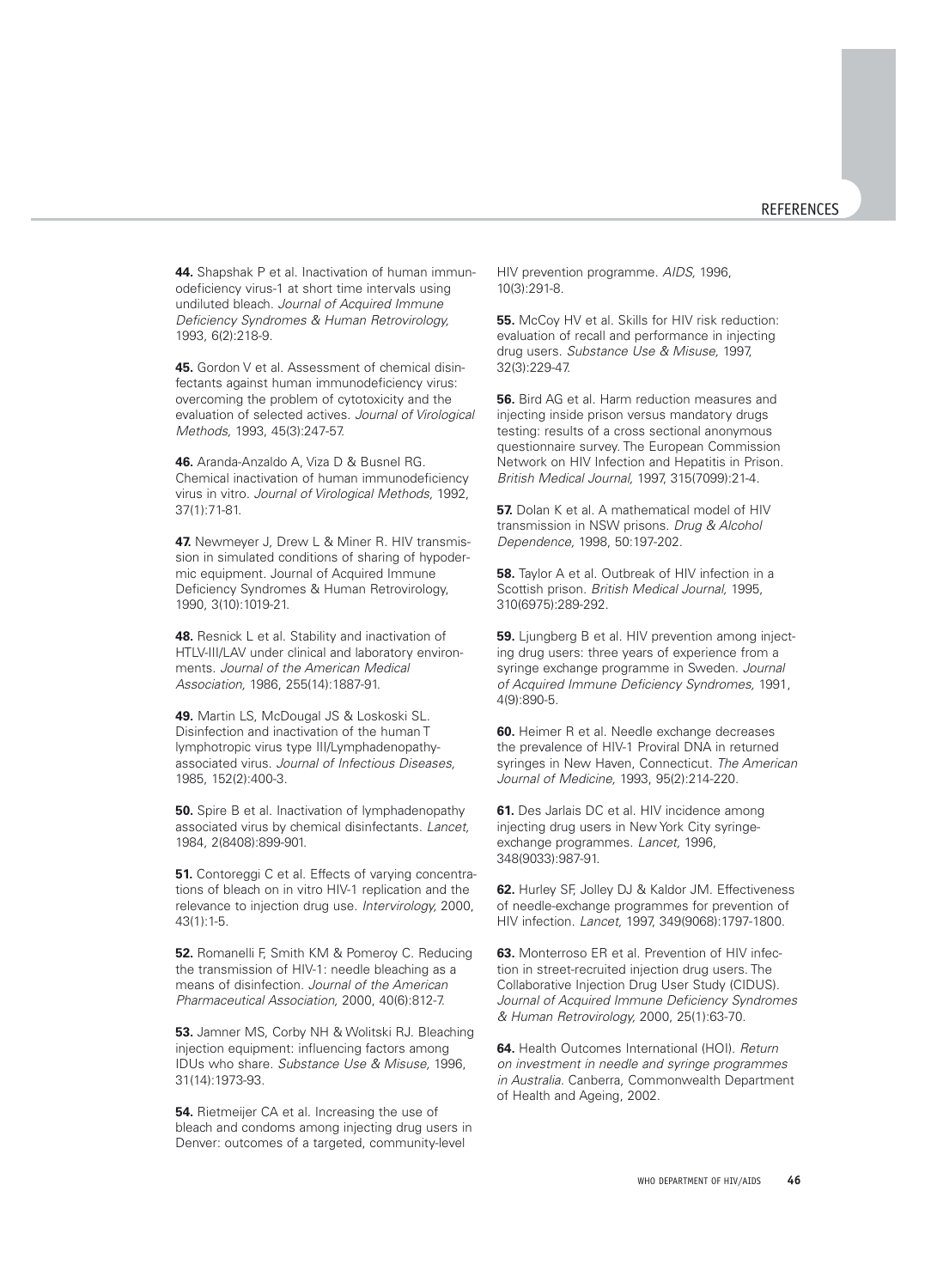**44.** Shapshak P et al. Inactivation of human immunodeficiency virus-1 at short time intervals using undiluted bleach. *Journal of Acquired Immune Deficiency Syndromes & Human Retrovirology,* 1993, 6(2):218-9.

**45.** Gordon V et al. Assessment of chemical disinfectants against human immunodeficiency virus: overcoming the problem of cytotoxicity and the evaluation of selected actives. *Journal of Virological Methods,* 1993, 45(3):247-57.

**46.** Aranda-Anzaldo A, Viza D & Busnel RG. Chemical inactivation of human immunodeficiency virus in vitro. *Journal of Virological Methods,* 1992, 37(1):71-81.

**47.** Newmeyer J, Drew L & Miner R. HIV transmission in simulated conditions of sharing of hypodermic equipment. Journal of Acquired Immune Deficiency Syndromes & Human Retrovirology, 1990, 3(10):1019-21.

**48.** Resnick L et al. Stability and inactivation of HTLV-III/LAV under clinical and laboratory environments. *Journal of the American Medical Association,* 1986, 255(14):1887-91.

**49.** Martin LS, McDougal JS & Loskoski SL. Disinfection and inactivation of the human T lymphotropic virus type III/Lymphadenopathy-associated virus. *Journal of Infectious Diseases,* 1985, 152(2):400-3.

**50.** Spire B et al. Inactivation of lymphadenopathy associated virus by chemical disinfectants. *Lancet,* 1984, 2(8408):899-901.

**51.** Contoreggi C et al. Effects of varying concentrations of bleach on in vitro HIV-1 replication and the relevance to injection drug use. *Intervirology,* 2000, 43(1):1-5.

**52.** Romanelli F, Smith KM & Pomeroy C. Reducing the transmission of HIV-1: needle bleaching as a means of disinfection. *Journal of the American Pharmaceutical Association,* 2000, 40(6):812-7.

**53.** Jamner MS, Corby NH & Wolitski RJ. Bleaching injection equipment: influencing factors among IDUs who share. *Substance Use & Misuse,* 1996, 31(14):1973-93.

**54.** Rietmeijer CA et al. Increasing the use of bleach and condoms among injecting drug users in Denver: outcomes of a targeted, community-level HIV prevention programme. *AIDS,* 1996, 10(3):291-8.

**55.** McCoy HV et al. Skills for HIV risk reduction: evaluation of recall and performance in injecting drug users. *Substance Use & Misuse,* 1997, 32(3):229-47.

**56.** Bird AG et al. Harm reduction measures and injecting inside prison versus mandatory drugs testing: results of a cross sectional anonymous questionnaire survey. The European Commission Network on HIV Infection and Hepatitis in Prison. *British Medical Journal,* 1997, 315(7099):21-4.

**57.** Dolan K et al. A mathematical model of HIV transmission in NSW prisons. *Drug & Alcohol Dependence,* 1998, 50:197-202.

**58.** Taylor A et al. Outbreak of HIV infection in a Scottish prison. *British Medical Journal,* 1995, 310(6975):289-292.

**59.** Ljungberg B et al. HIV prevention among injecting drug users: three years of experience from a syringe exchange programme in Sweden. *Journal of Acquired Immune Deficiency Syndromes,* 1991, 4(9):890-5.

**60.** Heimer R et al. Needle exchange decreases the prevalence of HIV-1 Proviral DNA in returned syringes in New Haven, Connecticut. *The American Journal of Medicine,* 1993, 95(2):214-220.

**61.** Des Jarlais DC et al. HIV incidence among injecting drug users in New York City syringe-exchange programmes. *Lancet,* 1996, 348(9033):987-91.

**62.** Hurley SF, Jolley DJ & Kaldor JM. Effectiveness of needle-exchange programmes for prevention of HIV infection. *Lancet,* 1997, 349(9068):1797-1800.

**63.** Monterroso ER et al. Prevention of HIV infection in street-recruited injection drug users. The Collaborative Injection Drug User Study (CIDUS). *Journal of Acquired Immune Deficiency Syndromes & Human Retrovirology,* 2000, 25(1):63-70.

**64.** Health Outcomes International (HOI). *Return on investment in needle and syringe programmes in Australia.* Canberra, Commonwealth Department of Health and Ageing, 2002.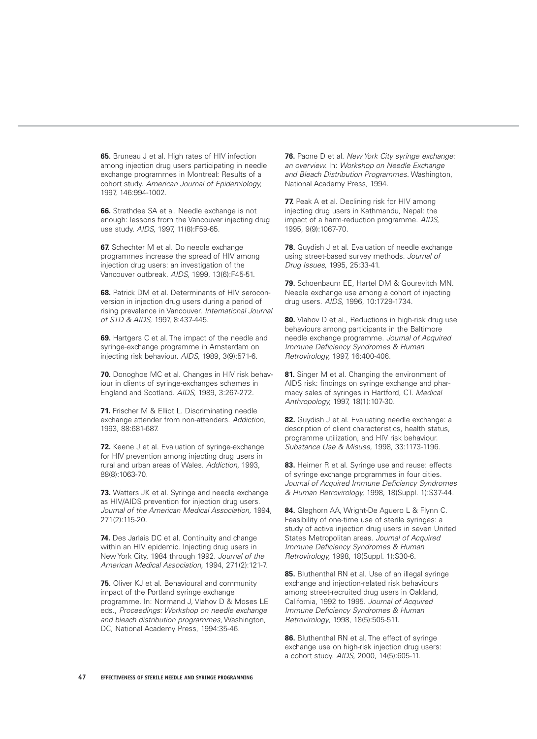**65.** Bruneau J et al. High rates of HIV infection among injection drug users participating in needle exchange programmes in Montreal: Results of a cohort study. *American Journal of Epidemiology,* 1997, 146:994-1002.

**66.** Strathdee SA et al. Needle exchange is not enough: lessons from the Vancouver injecting drug use study. *AIDS,* 1997, 11(8):F59-65.

**67.** Schechter M et al. Do needle exchange programmes increase the spread of HIV among injection drug users: an investigation of the Vancouver outbreak. *AIDS,* 1999, 13(6):F45-51.

**68.** Patrick DM et al. Determinants of HIV seroconversion in injection drug users during a period of rising prevalence in Vancouver. *International Journal of STD & AIDS,* 1997, 8:437-445.

**69.** Hartgers C et al. The impact of the needle and syringe-exchange programme in Amsterdam on injecting risk behaviour. *AIDS,* 1989, 3(9):571-6.

**70.** Donoghoe MC et al. Changes in HIV risk behaviour in clients of syringe-exchanges schemes in England and Scotland. *AIDS,* 1989, 3:267-272.

**71.** Frischer M & Elliot L. Discriminating needle exchange attender from non-attenders. *Addiction,* 1993, 88:681-687.

**72.** Keene J et al. Evaluation of syringe-exchange for HIV prevention among injecting drug users in rural and urban areas of Wales. *Addiction,* 1993, 88(8):1063-70.

**73.** Watters JK et al. Syringe and needle exchange as HIV/AIDS prevention for injection drug users. *Journal of the American Medical Association,* 1994, 271(2):115-20.

**74.** Des Jarlais DC et al. Continuity and change within an HIV epidemic. Injecting drug users in New York City, 1984 through 1992. *Journal of the American Medical Association,* 1994, 271(2):121-7.

**75.** Oliver KJ et al. Behavioural and community impact of the Portland syringe exchange programme. In: Normand J, Vlahov D & Moses LE eds., *Proceedings: Workshop on needle exchange and bleach distribution programmes,* Washington, DC, National Academy Press, 1994:35-46.

**76.** Paone D et al. *New York City syringe exchange: an overview.* In: *Workshop on Needle Exchange and Bleach Distribution Programmes.* Washington, National Academy Press, 1994.

**77.** Peak A et al. Declining risk for HIV among injecting drug users in Kathmandu, Nepal: the impact of a harm-reduction programme. *AIDS,* 1995, 9(9):1067-70.

**78.** Guydish J et al. Evaluation of needle exchange using street-based survey methods. *Journal of Drug Issues,* 1995, 25:33-41.

**79.** Schoenbaum EE, Hartel DM & Gourevitch MN. Needle exchange use among a cohort of injecting drug users. *AIDS,* 1996, 10:1729-1734.

**80.** Vlahov D et al., Reductions in high-risk drug use behaviours among participants in the Baltimore needle exchange programme. *Journal of Acquired Immune Deficiency Syndromes & Human Retrovirology,* 1997, 16:400-406.

**81.** Singer M et al. Changing the environment of AIDS risk: findings on syringe exchange and pharmacy sales of syringes in Hartford, CT. *Medical Anthropology,* 1997, 18(1):107-30.

**82.** Guydish J et al. Evaluating needle exchange: a description of client characteristics, health status, programme utilization, and HIV risk behaviour. *Substance Use & Misuse,* 1998, 33:1173-1196.

**83.** Heimer R et al. Syringe use and reuse: effects of syringe exchange programmes in four cities. *Journal of Acquired Immune Deficiency Syndromes & Human Retrovirology,* 1998, 18(Suppl. 1):S37-44.

**84.** Gleghorn AA, Wright-De Aguero L & Flynn C. Feasibility of one-time use of sterile syringes: a study of active injection drug users in seven United States Metropolitan areas. *Journal of Acquired Immune Deficiency Syndromes & Human Retrovirology,* 1998, 18(Suppl. 1):S30-6.

**85.** Bluthenthal RN et al. Use of an illegal syringe exchange and injection-related risk behaviours among street-recruited drug users in Oakland, California, 1992 to 1995. *Journal of Acquired Immune Deficiency Syndromes & Human Retrovirology*, 1998, 18(5):505-511.

**86.** Bluthenthal RN et al. The effect of syringe exchange use on high-risk injection drug users: a cohort study. *AIDS,* 2000, 14(5):605-11.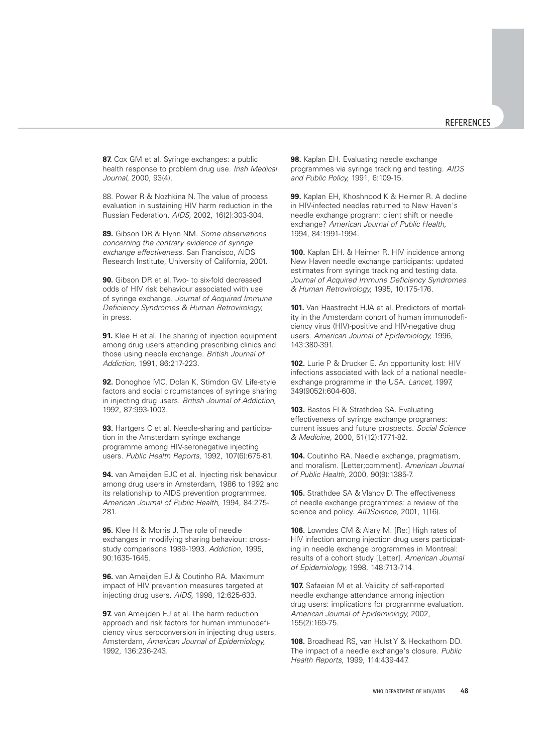**87.** Cox GM et al. Syringe exchanges: a public health response to problem drug use. *Irish Medical Journal,* 2000, 93(4).

88. Power R & Nozhkina N. The value of process evaluation in sustaining HIV harm reduction in the Russian Federation. *AIDS,* 2002, 16(2):303-304.

**89.** Gibson DR & Flynn NM. *Some observations concerning the contrary evidence of syringe exchange effectiveness.* San Francisco, AIDS Research Institute, University of California, 2001.

**90.** Gibson DR et al. Two- to six-fold decreased odds of HIV risk behaviour associated with use of syringe exchange. *Journal of Acquired Immune Deficiency Syndromes & Human Retrovirology,* in press.

**91.** Klee H et al. The sharing of injection equipment among drug users attending prescribing clinics and those using needle exchange. *British Journal of Addiction,* 1991, 86:217-223.

**92.** Donoghoe MC, Dolan K, Stimdon GV. Life-style factors and social circumstances of syringe sharing in injecting drug users. *British Journal of Addiction,* 1992, 87:993-1003.

**93.** Hartgers C et al. Needle-sharing and participation in the Amsterdam syringe exchange programme among HIV-seronegative injecting users. *Public Health Reports,* 1992, 107(6):675-81.

**94.** van Ameijden EJC et al. Injecting risk behaviour among drug users in Amsterdam, 1986 to 1992 and its relationship to AIDS prevention programmes. *American Journal of Public Health,* 1994, 84:275-281.

**95.** Klee H & Morris J. The role of needle exchanges in modifying sharing behaviour: cross-study comparisons 1989-1993. *Addiction,* 1995, 90:1635-1645.

**96.** van Ameijden EJ & Coutinho RA. Maximum impact of HIV prevention measures targeted at injecting drug users. *AIDS,* 1998, 12:625-633.

**97.** van Ameijden EJ et al. The harm reduction approach and risk factors for human immunodeficiency virus seroconversion in injecting drug users, Amsterdam, *American Journal of Epidemiology,* 1992, 136:236-243.

**98.** Kaplan EH. Evaluating needle exchange programmes via syringe tracking and testing. *AIDS and Public Policy,* 1991, 6:109-15.

**99.** Kaplan EH, Khoshnood K & Heimer R. A decline in HIV-infected needles returned to New Haven's needle exchange program: client shift or needle exchange? *American Journal of Public Health,* 1994, 84:1991-1994.

**100.** Kaplan EH. & Heimer R. HIV incidence among New Haven needle exchange participants: updated estimates from syringe tracking and testing data. *Journal of Acquired Immune Deficiency Syndromes & Human Retrovirology,* 1995, 10:175-176.

**101.** Van Haastrecht HJA et al. Predictors of mortality in the Amsterdam cohort of human immunodeficiency virus (HIV)-positive and HIV-negative drug users. *American Journal of Epidemiology,* 1996, 143:380-391.

**102.** Lurie P & Drucker E. An opportunity lost: HIV infections associated with lack of a national needle-exchange programme in the USA. *Lancet,* 1997, 349(9052):604-608.

**103.** Bastos FI & Strathdee SA. Evaluating effectiveness of syringe exchange programes: current issues and future prospects. *Social Science & Medicine,* 2000, 51(12):1771-82.

**104.** Coutinho RA. Needle exchange, pragmatism, and moralism. [Letter;comment]. *American Journal of Public Health,* 2000, 90(9):1385-7.

**105.** Strathdee SA & Vlahov D. The effectiveness of needle exchange programmes: a review of the science and policy. *AIDScience,* 2001, 1(16).

**106.** Lowndes CM & Alary M. [Re:] High rates of HIV infection among injection drug users participating in needle exchange programmes in Montreal: results of a cohort study [Letter]. *American Journal of Epidemiology,* 1998, 148:713-714.

**107.** Safaeian M et al. Validity of self-reported needle exchange attendance among injection drug users: implications for programme evaluation. *American Journal of Epidemiology,* 2002, 155(2):169-75.

**108.** Broadhead RS, van Hulst Y & Heckathorn DD. The impact of a needle exchange's closure. *Public Health Reports,* 1999, 114:439-447.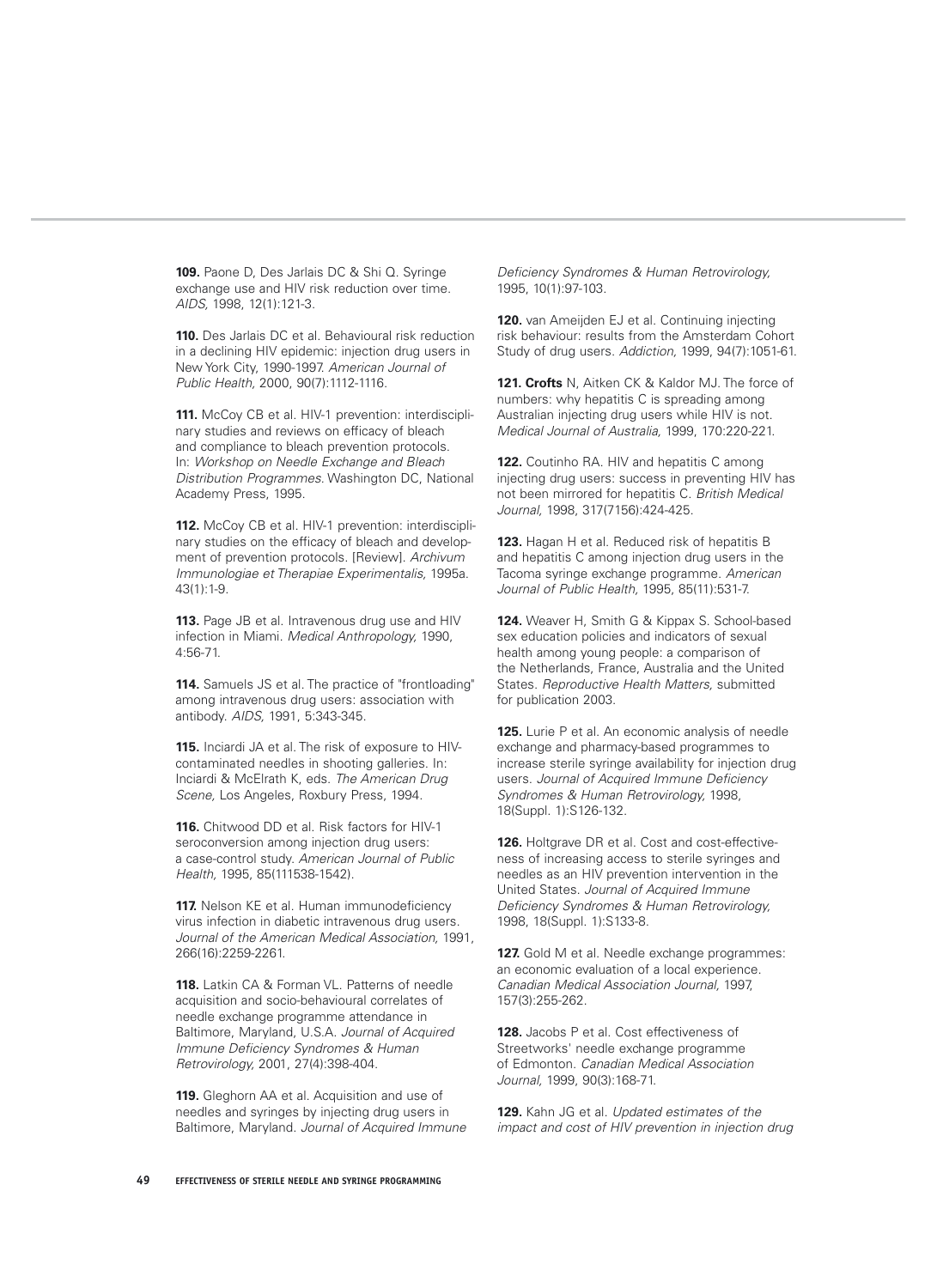**109.** Paone D, Des Jarlais DC & Shi Q. Syringe exchange use and HIV risk reduction over time. *AIDS,* 1998, 12(1):121-3.

**110.** Des Jarlais DC et al. Behavioural risk reduction in a declining HIV epidemic: injection drug users in New York City, 1990-1997. *American Journal of Public Health,* 2000, 90(7):1112-1116.

**111.** McCoy CB et al. HIV-1 prevention: interdisciplinary studies and reviews on efficacy of bleach and compliance to bleach prevention protocols. In: *Workshop on Needle Exchange and Bleach Distribution Programmes.* Washington DC, National Academy Press, 1995.

**112.** McCoy CB et al. HIV-1 prevention: interdisciplinary studies on the efficacy of bleach and development of prevention protocols. [Review]. *Archivum Immunologiae et Therapiae Experimentalis,* 1995a. 43(1):1-9.

**113.** Page JB et al. Intravenous drug use and HIV infection in Miami. *Medical Anthropology,* 1990, 4:56-71.

**114.** Samuels JS et al. The practice of "frontloading" among intravenous drug users: association with antibody. *AIDS,* 1991, 5:343-345.

**115.** Inciardi JA et al. The risk of exposure to HIV-contaminated needles in shooting galleries. In: Inciardi & McElrath K, eds. *The American Drug Scene,* Los Angeles, Roxbury Press, 1994.

**116.** Chitwood DD et al. Risk factors for HIV-1 seroconversion among injection drug users: a case-control study. *American Journal of Public Health,* 1995, 85(111538-1542).

**117.** Nelson KE et al. Human immunodeficiency virus infection in diabetic intravenous drug users. *Journal of the American Medical Association,* 1991, 266(16):2259-2261.

**118.** Latkin CA & Forman VL. Patterns of needle acquisition and socio-behavioural correlates of needle exchange programme attendance in Baltimore, Maryland, U.S.A. *Journal of Acquired Immune Deficiency Syndromes & Human Retrovirology,* 2001, 27(4):398-404.

**119.** Gleghorn AA et al. Acquisition and use of needles and syringes by injecting drug users in Baltimore, Maryland. *Journal of Acquired Immune Deficiency Syndromes & Human Retrovirology,* 1995, 10(1):97-103.

**120.** van Ameijden EJ et al. Continuing injecting risk behaviour: results from the Amsterdam Cohort Study of drug users. *Addiction,* 1999, 94(7):1051-61.

**121. Crofts** N, Aitken CK & Kaldor MJ. The force of numbers: why hepatitis C is spreading among Australian injecting drug users while HIV is not. *Medical Journal of Australia,* 1999, 170:220-221.

**122.** Coutinho RA. HIV and hepatitis C among injecting drug users: success in preventing HIV has not been mirrored for hepatitis C. *British Medical Journal,* 1998, 317(7156):424-425.

**123.** Hagan H et al. Reduced risk of hepatitis B and hepatitis C among injection drug users in the Tacoma syringe exchange programme. *American Journal of Public Health,* 1995, 85(11):531-7.

**124.** Weaver H, Smith G & Kippax S. School-based sex education policies and indicators of sexual health among young people: a comparison of the Netherlands, France, Australia and the United States. *Reproductive Health Matters,* submitted for publication 2003.

**125.** Lurie P et al. An economic analysis of needle exchange and pharmacy-based programmes to increase sterile syringe availability for injection drug users. *Journal of Acquired Immune Deficiency Syndromes & Human Retrovirology,* 1998, 18(Suppl. 1):S126-132.

**126.** Holtgrave DR et al. Cost and cost-effectiveness of increasing access to sterile syringes and needles as an HIV prevention intervention in the United States. *Journal of Acquired Immune Deficiency Syndromes & Human Retrovirology,* 1998, 18(Suppl. 1):S133-8.

**127.** Gold M et al. Needle exchange programmes: an economic evaluation of a local experience. *Canadian Medical Association Journal,* 1997, 157(3):255-262.

**128.** Jacobs P et al. Cost effectiveness of Streetworks' needle exchange programme of Edmonton. *Canadian Medical Association Journal,* 1999, 90(3):168-71.

**129.** Kahn JG et al. *Updated estimates of the impact and cost of HIV prevention in injection drug*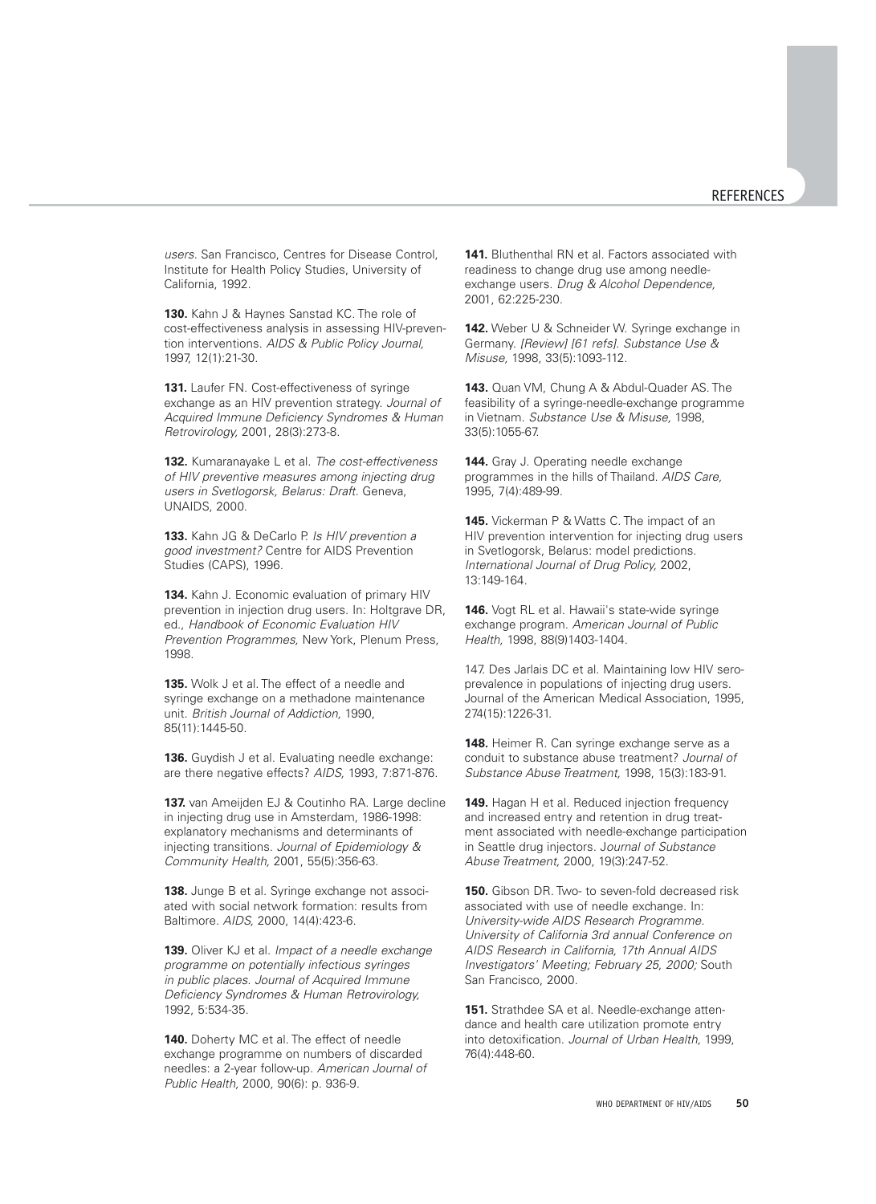*users.* San Francisco, Centres for Disease Control, Institute for Health Policy Studies, University of California, 1992.

**130.** Kahn J & Haynes Sanstad KC. The role of cost-effectiveness analysis in assessing HIV-prevention interventions. *AIDS & Public Policy Journal,* 1997, 12(1):21-30.

**131.** Laufer FN. Cost-effectiveness of syringe exchange as an HIV prevention strategy. *Journal of Acquired Immune Deficiency Syndromes & Human Retrovirology,* 2001, 28(3):273-8.

**132.** Kumaranayake L et al. *The cost-effectiveness of HIV preventive measures among injecting drug users in Svetlogorsk, Belarus: Draft.* Geneva, UNAIDS, 2000.

**133.** Kahn JG & DeCarlo P. *Is HIV prevention a good investment?* Centre for AIDS Prevention Studies (CAPS), 1996.

**134.** Kahn J. Economic evaluation of primary HIV prevention in injection drug users. In: Holtgrave DR, ed., *Handbook of Economic Evaluation HIV Prevention Programmes,* New York, Plenum Press, 1998.

**135.** Wolk J et al. The effect of a needle and syringe exchange on a methadone maintenance unit. *British Journal of Addiction,* 1990, 85(11):1445-50.

**136.** Guydish J et al. Evaluating needle exchange: are there negative effects? *AIDS,* 1993, 7:871-876.

**137.** van Ameijden EJ & Coutinho RA. Large decline in injecting drug use in Amsterdam, 1986-1998: explanatory mechanisms and determinants of injecting transitions. *Journal of Epidemiology & Community Health,* 2001, 55(5):356-63.

**138.** Junge B et al. Syringe exchange not associated with social network formation: results from Baltimore. *AIDS,* 2000, 14(4):423-6.

**139.** Oliver KJ et al. *Impact of a needle exchange programme on potentially infectious syringes in public places. Journal of Acquired Immune Deficiency Syndromes & Human Retrovirology,* 1992, 5:534-35.

**140.** Doherty MC et al. The effect of needle exchange programme on numbers of discarded needles: a 2-year follow-up. *American Journal of Public Health,* 2000, 90(6): p. 936-9.

**141.** Bluthenthal RN et al. Factors associated with readiness to change drug use among needle-exchange users. *Drug & Alcohol Dependence,* 2001, 62:225-230.

**142.** Weber U & Schneider W. Syringe exchange in Germany. *[Review] [61 refs]. Substance Use & Misuse,* 1998, 33(5):1093-112.

**143.** Quan VM, Chung A & Abdul-Quader AS. The feasibility of a syringe-needle-exchange programme in Vietnam. *Substance Use & Misuse,* 1998, 33(5):1055-67.

**144.** Gray J. Operating needle exchange programmes in the hills of Thailand. *AIDS Care,* 1995, 7(4):489-99.

**145.** Vickerman P & Watts C. The impact of an HIV prevention intervention for injecting drug users in Svetlogorsk, Belarus: model predictions. *International Journal of Drug Policy,* 2002, 13:149-164.

**146.** Vogt RL et al. Hawaii's state-wide syringe exchange program. *American Journal of Public Health,* 1998, 88(9)1403-1404.

147. Des Jarlais DC et al. Maintaining low HIV sero-prevalence in populations of injecting drug users. Journal of the American Medical Association, 1995, 274(15):1226-31.

**148.** Heimer R. Can syringe exchange serve as a conduit to substance abuse treatment? *Journal of Substance Abuse Treatment,* 1998, 15(3):183-91.

**149.** Hagan H et al. Reduced injection frequency and increased entry and retention in drug treatment associated with needle-exchange participation in Seattle drug injectors. *Journal of Substance Abuse Treatment,* 2000, 19(3):247-52.

**150.** Gibson DR. Two- to seven-fold decreased risk associated with use of needle exchange. In: *University-wide AIDS Research Programme. University of California 3rd annual Conference on AIDS Research in California, 17th Annual AIDS Investigators' Meeting; February 25, 2000;* South San Francisco, 2000.

**151.** Strathdee SA et al. Needle-exchange attendance and health care utilization promote entry into detoxification. *Journal of Urban Health,* 1999, 76(4):448-60.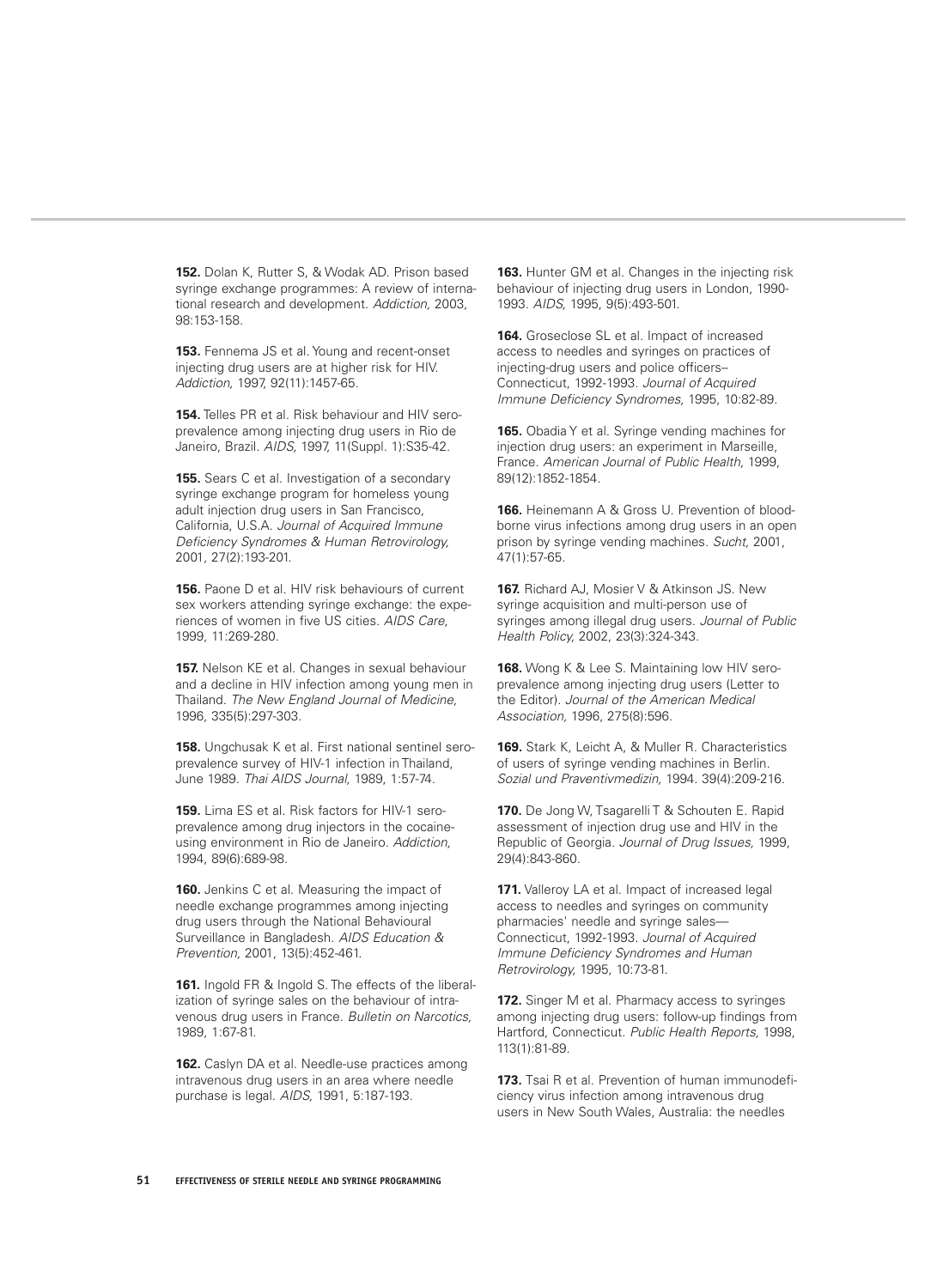**152.** Dolan K, Rutter S, & Wodak AD. Prison based syringe exchange programmes: A review of international research and development. *Addiction*, 2003, 98:153-158.

**153.** Fennema JS et al. Young and recent-onset injecting drug users are at higher risk for HIV. *Addiction,* 1997, 92(11):1457-65.

**154.** Telles PR et al. Risk behaviour and HIV seroprevalence among injecting drug users in Rio de Janeiro, Brazil. *AIDS,* 1997, 11(Suppl. 1):S35-42.

**155.** Sears C et al. Investigation of a secondary syringe exchange program for homeless young adult injection drug users in San Francisco, California, U.S.A. *Journal of Acquired Immune Deficiency Syndromes & Human Retrovirology,* 2001, 27(2):193-201.

**156.** Paone D et al. HIV risk behaviours of current sex workers attending syringe exchange: the experiences of women in five US cities. *AIDS Care,* 1999, 11:269-280.

**157.** Nelson KE et al. Changes in sexual behaviour and a decline in HIV infection among young men in Thailand. *The New England Journal of Medicine,* 1996, 335(5):297-303.

**158.** Ungchusak K et al. First national sentinel seroprevalence survey of HIV-1 infection in Thailand, June 1989. *Thai AIDS Journal,* 1989, 1:57-74.

**159.** Lima ES et al. Risk factors for HIV-1 seroprevalence among drug injectors in the cocaine-using environment in Rio de Janeiro. *Addiction,* 1994, 89(6):689-98.

**160.** Jenkins C et al. Measuring the impact of needle exchange programmes among injecting drug users through the National Behavioural Surveillance in Bangladesh. *AIDS Education & Prevention,* 2001, 13(5):452-461.

**161.** Ingold FR & Ingold S. The effects of the liberalization of syringe sales on the behaviour of intravenous drug users in France. *Bulletin on Narcotics,* 1989, 1:67-81.

**162.** Caslyn DA et al. Needle-use practices among intravenous drug users in an area where needle purchase is legal. *AIDS,* 1991, 5:187-193.

**163.** Hunter GM et al. Changes in the injecting risk behaviour of injecting drug users in London, 1990-1993. *AIDS,* 1995, 9(5):493-501.

**164.** Groseclose SL et al. Impact of increased access to needles and syringes on practices of injecting-drug users and police officers–Connecticut, 1992-1993. *Journal of Acquired Immune Deficiency Syndromes,* 1995, 10:82-89.

**165.** Obadia Y et al. Syringe vending machines for injection drug users: an experiment in Marseille, France. *American Journal of Public Health,* 1999, 89(12):1852-1854.

**166.** Heinemann A & Gross U. Prevention of blood-borne virus infections among drug users in an open prison by syringe vending machines. *Sucht,* 2001, 47(1):57-65.

**167.** Richard AJ, Mosier V & Atkinson JS. New syringe acquisition and multi-person use of syringes among illegal drug users. *Journal of Public Health Policy,* 2002, 23(3):324-343.

**168.** Wong K & Lee S. Maintaining low HIV seroprevalence among injecting drug users (Letter to the Editor). *Journal of the American Medical Association,* 1996, 275(8):596.

**169.** Stark K, Leicht A, & Muller R. Characteristics of users of syringe vending machines in Berlin. *Sozial und Praventivmedizin,* 1994. 39(4):209-216.

**170.** De Jong W, Tsagarelli T & Schouten E. Rapid assessment of injection drug use and HIV in the Republic of Georgia. *Journal of Drug Issues,* 1999, 29(4):843-860.

**171.** Valleroy LA et al. Impact of increased legal access to needles and syringes on community pharmacies' needle and syringe sales—Connecticut, 1992-1993. *Journal of Acquired Immune Deficiency Syndromes and Human Retrovirology,* 1995, 10:73-81.

**172.** Singer M et al. Pharmacy access to syringes among injecting drug users: follow-up findings from Hartford, Connecticut. *Public Health Reports,* 1998, 113(1):81-89.

**173.** Tsai R et al. Prevention of human immunodeficiency virus infection among intravenous drug users in New South Wales, Australia: the needles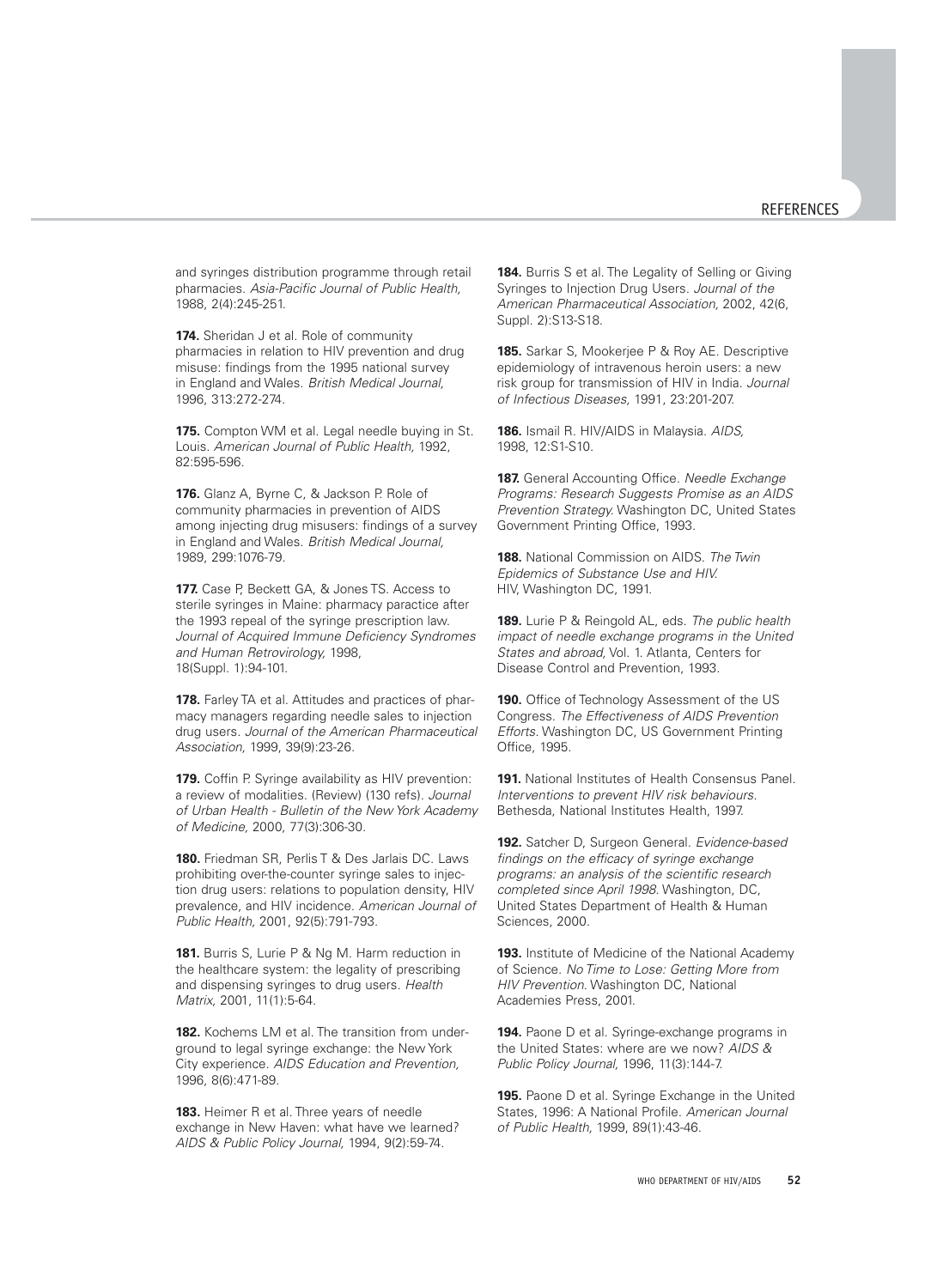and syringes distribution programme through retail pharmacies. *Asia-Pacific Journal of Public Health,* 1988, 2(4):245-251.

**174.** Sheridan J et al. Role of community pharmacies in relation to HIV prevention and drug misuse: findings from the 1995 national survey in England and Wales. *British Medical Journal,* 1996, 313:272-274.

**175.** Compton WM et al. Legal needle buying in St. Louis. *American Journal of Public Health,* 1992, 82:595-596.

**176.** Glanz A, Byrne C, & Jackson P. Role of community pharmacies in prevention of AIDS among injecting drug misusers: findings of a survey in England and Wales. *British Medical Journal,* 1989, 299:1076-79.

**177.** Case P, Beckett GA, & Jones TS. Access to sterile syringes in Maine: pharmacy paractice after the 1993 repeal of the syringe prescription law. *Journal of Acquired Immune Deficiency Syndromes and Human Retrovirology,* 1998, 18(Suppl. 1):94-101.

**178.** Farley TA et al. Attitudes and practices of pharmacy managers regarding needle sales to injection drug users. *Journal of the American Pharmaceutical Association,* 1999, 39(9):23-26.

**179.** Coffin P. Syringe availability as HIV prevention: a review of modalities. (Review) (130 refs). *Journal of Urban Health - Bulletin of the New York Academy of Medicine,* 2000, 77(3):306-30.

**180.** Friedman SR, Perlis T & Des Jarlais DC. Laws prohibiting over-the-counter syringe sales to injection drug users: relations to population density, HIV prevalence, and HIV incidence. *American Journal of Public Health,* 2001, 92(5):791-793.

**181.** Burris S, Lurie P & Ng M. Harm reduction in the healthcare system: the legality of prescribing and dispensing syringes to drug users. *Health Matrix,* 2001, 11(1):5-64.

**182.** Kochems LM et al. The transition from underground to legal syringe exchange: the New York City experience. *AIDS Education and Prevention,* 1996, 8(6):471-89.

**183.** Heimer R et al. Three years of needle exchange in New Haven: what have we learned? *AIDS & Public Policy Journal,* 1994, 9(2):59-74.

**184.** Burris S et al. The Legality of Selling or Giving Syringes to Injection Drug Users. *Journal of the American Pharmaceutical Association,* 2002, 42(6, Suppl. 2):S13-S18.

**185.** Sarkar S, Mookerjee P & Roy AE. Descriptive epidemiology of intravenous heroin users: a new risk group for transmission of HIV in India. *Journal of Infectious Diseases,* 1991, 23:201-207.

**186.** Ismail R. HIV/AIDS in Malaysia. *AIDS,* 1998, 12:S1-S10.

**187.** General Accounting Office. *Needle Exchange Programs: Research Suggests Promise as an AIDS Prevention Strategy.* Washington DC, United States Government Printing Office, 1993.

**188.** National Commission on AIDS. *The Twin Epidemics of Substance Use and HIV.* HIV, Washington DC, 1991.

**189.** Lurie P & Reingold AL, eds. *The public health impact of needle exchange programs in the United States and abroad,* Vol. 1. Atlanta, Centers for Disease Control and Prevention, 1993.

**190.** Office of Technology Assessment of the US Congress. *The Effectiveness of AIDS Prevention Efforts.* Washington DC, US Government Printing Office, 1995.

**191.** National Institutes of Health Consensus Panel. *Interventions to prevent HIV risk behaviours.* Bethesda, National Institutes Health, 1997.

**192.** Satcher D, Surgeon General. *Evidence-based findings on the efficacy of syringe exchange programs: an analysis of the scientific research completed since April 1998.* Washington, DC, United States Department of Health & Human Sciences, 2000.

**193.** Institute of Medicine of the National Academy of Science. *No Time to Lose: Getting More from HIV Prevention.* Washington DC, National Academies Press, 2001.

**194.** Paone D et al. Syringe-exchange programs in the United States: where are we now? *AIDS & Public Policy Journal,* 1996, 11(3):144-7.

**195.** Paone D et al. Syringe Exchange in the United States, 1996: A National Profile. *American Journal of Public Health,* 1999, 89(1):43-46.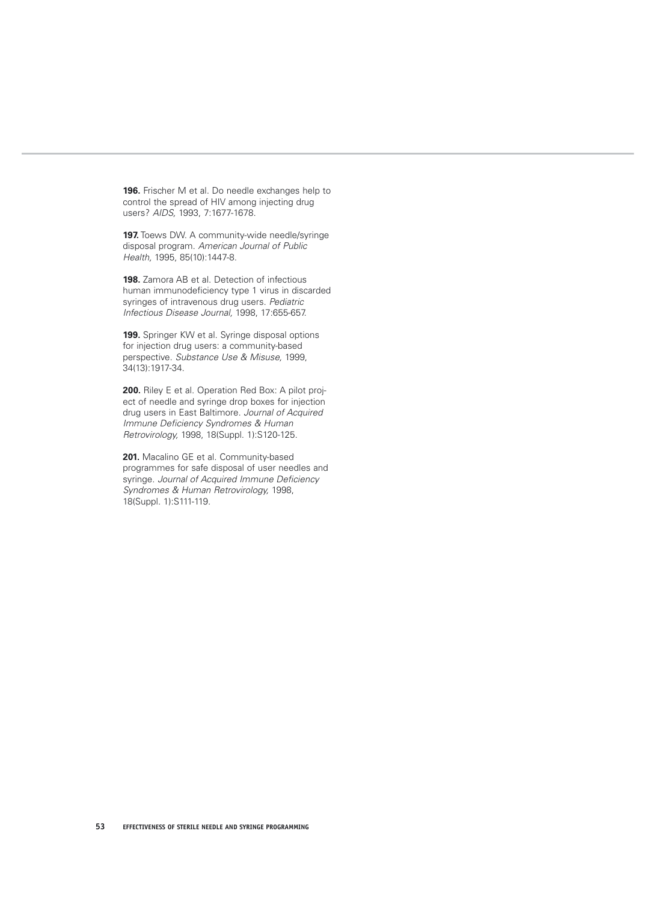**196.** Frischer M et al. Do needle exchanges help to control the spread of HIV among injecting drug users? *AIDS,* 1993, 7:1677-1678.

**197.** Toews DW. A community-wide needle/syringe disposal program. *American Journal of Public Health,* 1995, 85(10):1447-8.

**198.** Zamora AB et al. Detection of infectious human immunodeficiency type 1 virus in discarded syringes of intravenous drug users. *Pediatric Infectious Disease Journal,* 1998, 17:655-657.

**199.** Springer KW et al. Syringe disposal options for injection drug users: a community-based perspective. *Substance Use & Misuse,* 1999, 34(13):1917-34.

**200.** Riley E et al. Operation Red Box: A pilot project of needle and syringe drop boxes for injection drug users in East Baltimore. *Journal of Acquired Immune Deficiency Syndromes & Human Retrovirology,* 1998, 18(Suppl. 1):S120-125.

**201.** Macalino GE et al. Community-based programmes for safe disposal of user needles and syringe. *Journal of Acquired Immune Deficiency Syndromes & Human Retrovirology,* 1998, 18(Suppl. 1):S111-119.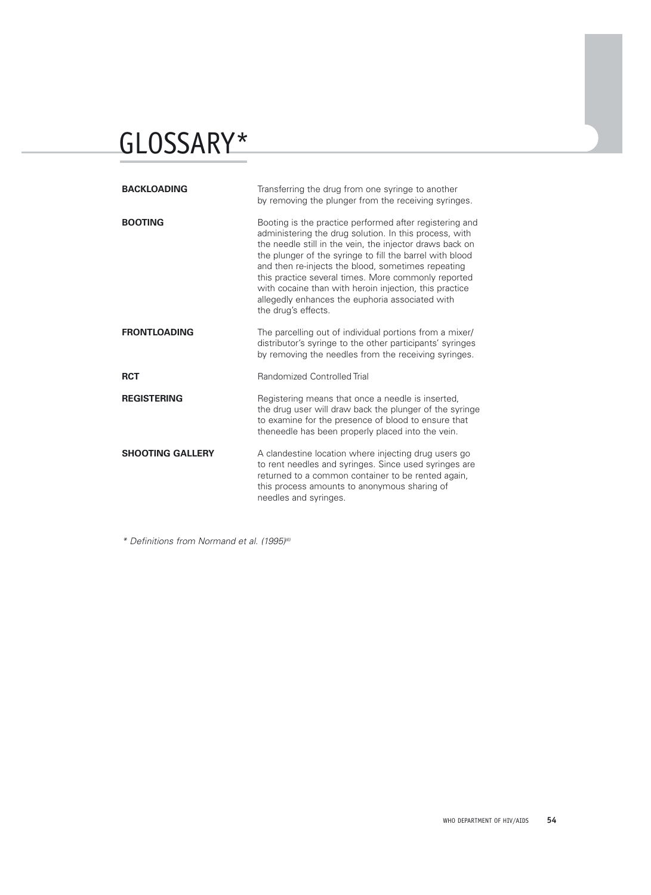# GLOSSARY*

**BACKLOADING** Transferring the drug from one syringe to another by removing the plunger from the receiving syringes.

**BOOTING** Booting is the practice performed after registering and administering the drug solution. In this process, with the needle still in the vein, the injector draws back on the plunger of the syringe to fill the barrel with blood and then re-injects the blood, sometimes repeating this practice several times. More commonly reported with cocaine than with heroin injection, this practice allegedly enhances the euphoria associated with the drug's effects.

**FRONTLOADING** The parcelling out of individual portions from a mixer/ distributor's syringe to the other participants' syringes by removing the needles from the receiving syringes.

**RCT** Randomized Controlled Trial

**REGISTERING** Registering means that once a needle is inserted, the drug user will draw back the plunger of the syringe to examine for the presence of blood to ensure that theneedle has been properly placed into the vein.

**SHOOTING GALLERY** A clandestine location where injecting drug users go to rent needles and syringes. Since used syringes are returned to a common container to be rented again, this process amounts to anonymous sharing of needles and syringes.

*\* Definitions from Normand et al. (1995)[6]*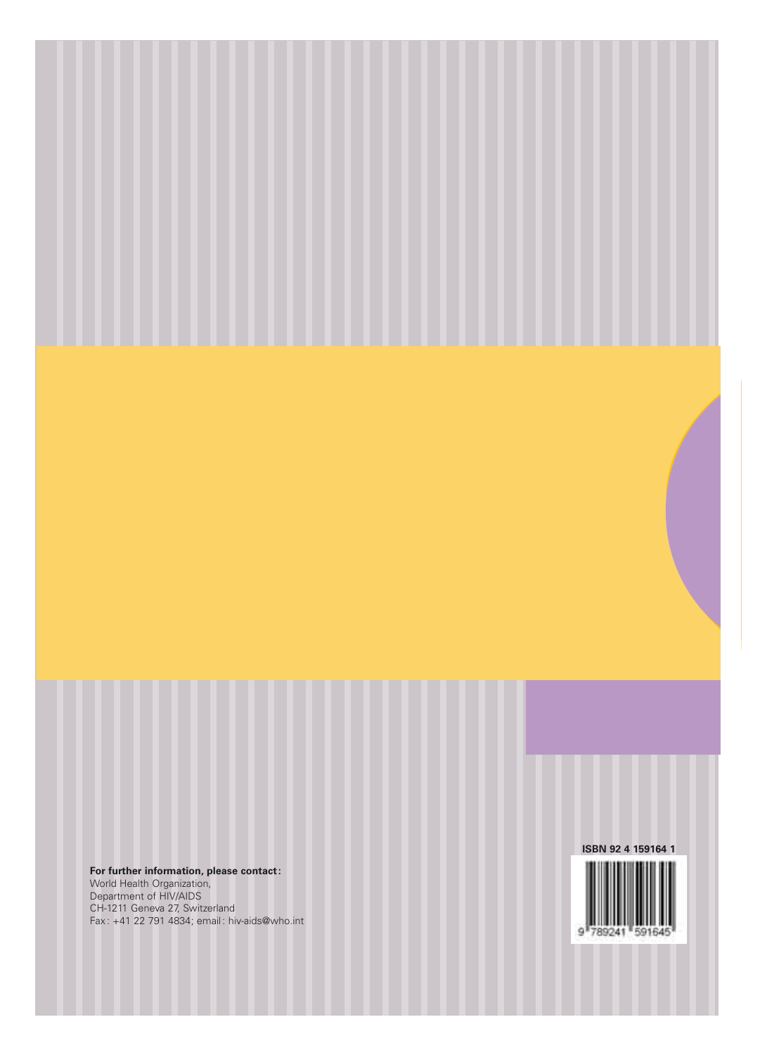**For further information, please contact:**
World Health Organization,
Department of HIV/AIDS
CH-1211 Geneva 27, Switzerland
Fax: +41 22 791 4834; email: hiv-aids@who.int

**ISBN 92 4 159164 1**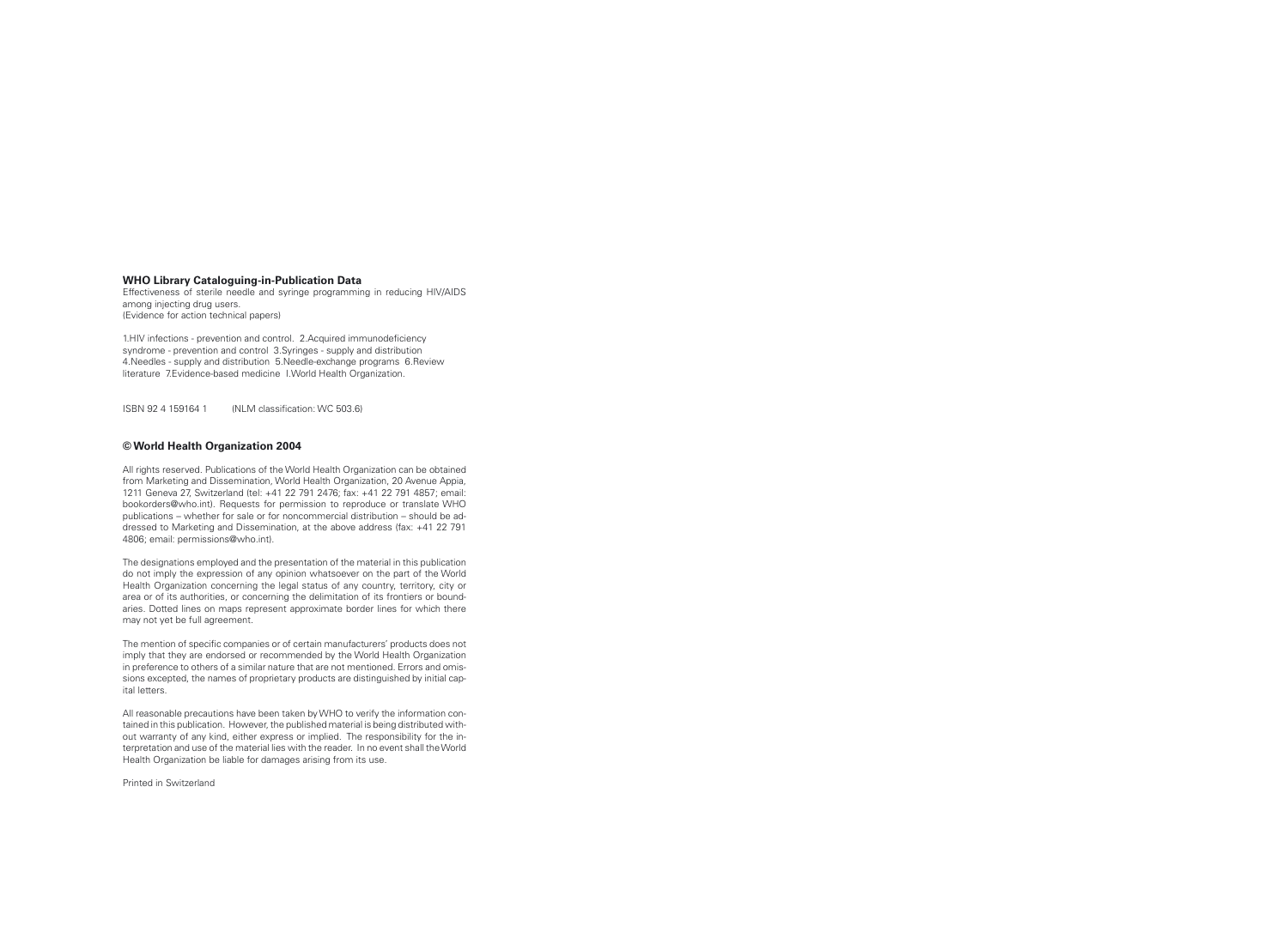**WHO Library Cataloguing-in-Publication Data**

Effectiveness of sterile needle and syringe programming in reducing HIV/AIDS among injecting drug users.
(Evidence for action technical papers)

1.HIV infections - prevention and control. 2.Acquired immunodeficiency syndrome - prevention and control 3.Syringes - supply and distribution 4.Needles - supply and distribution 5.Needle-exchange programs 6.Review literature 7.Evidence-based medicine I.World Health Organization.

ISBN 92 4 159164 1 (NLM classification: WC 503.6)

**© World Health Organization 2004**

All rights reserved. Publications of the World Health Organization can be obtained from Marketing and Dissemination, World Health Organization, 20 Avenue Appia, 1211 Geneva 27, Switzerland (tel: +41 22 791 2476; fax: +41 22 791 4857; email: bookorders@who.int). Requests for permission to reproduce or translate WHO publications – whether for sale or for noncommercial distribution – should be addressed to Marketing and Dissemination, at the above address (fax: +41 22 791 4806; email: permissions@who.int).

The designations employed and the presentation of the material in this publication do not imply the expression of any opinion whatsoever on the part of the World Health Organization concerning the legal status of any country, territory, city or area or of its authorities, or concerning the delimitation of its frontiers or boundaries. Dotted lines on maps represent approximate border lines for which there may not yet be full agreement.

The mention of specific companies or of certain manufacturers' products does not imply that they are endorsed or recommended by the World Health Organization in preference to others of a similar nature that are not mentioned. Errors and omissions excepted, the names of proprietary products are distinguished by initial capital letters.

All reasonable precautions have been taken by WHO to verify the information contained in this publication. However, the published material is being distributed without warranty of any kind, either express or implied. The responsibility for the interpretation and use of the material lies with the reader. In no event shall the World Health Organization be liable for damages arising from its use.

Printed in Switzerland